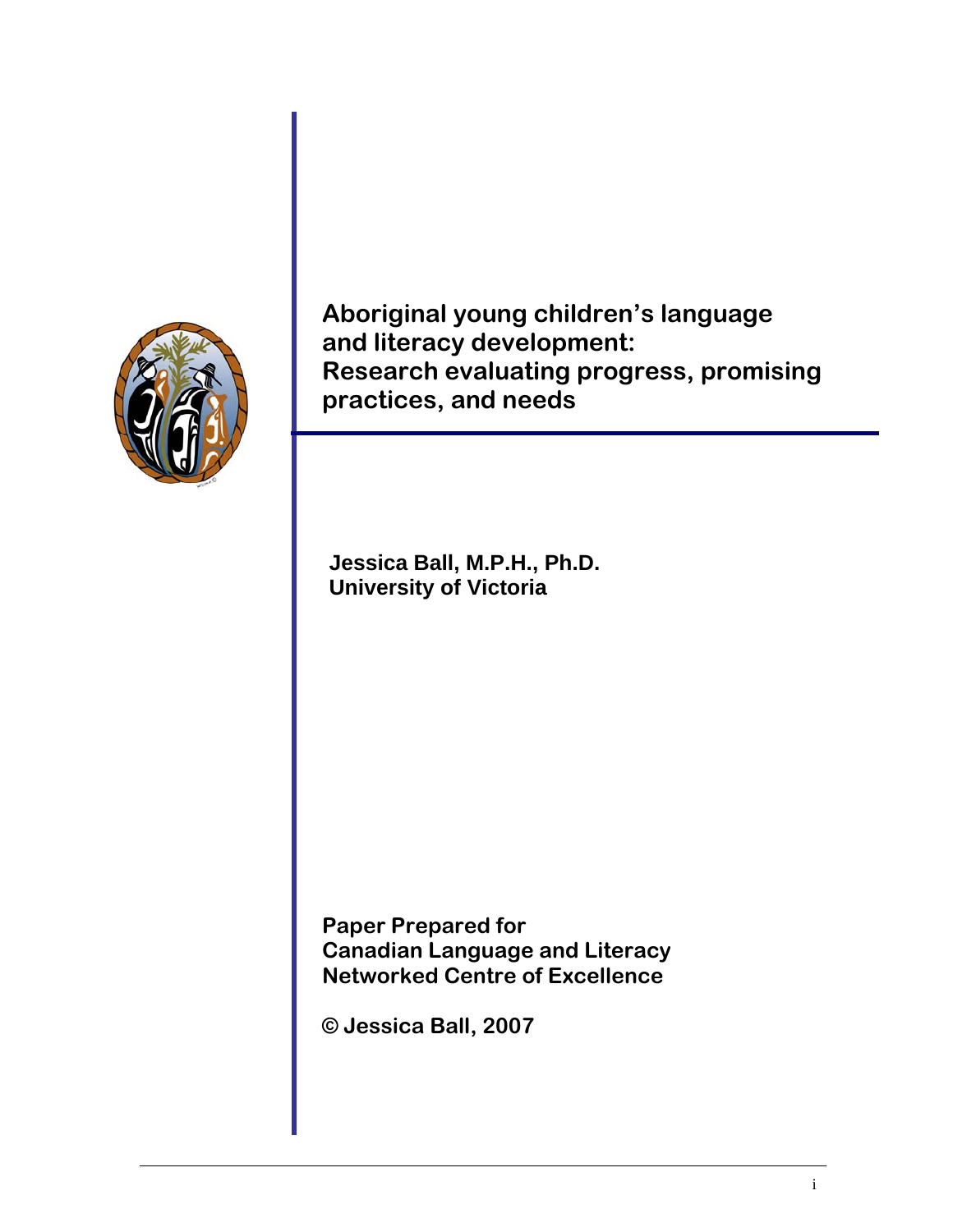# Aboriginal young children's language and literacy development: Research evaluating progress, promising practices, and needs

**Jessica Ball, M.P.H., Ph.D.**
**University of Victoria**

**Paper Prepared for**
**Canadian Language and Literacy Networked Centre of Excellence**

**© Jessica Ball, 2007**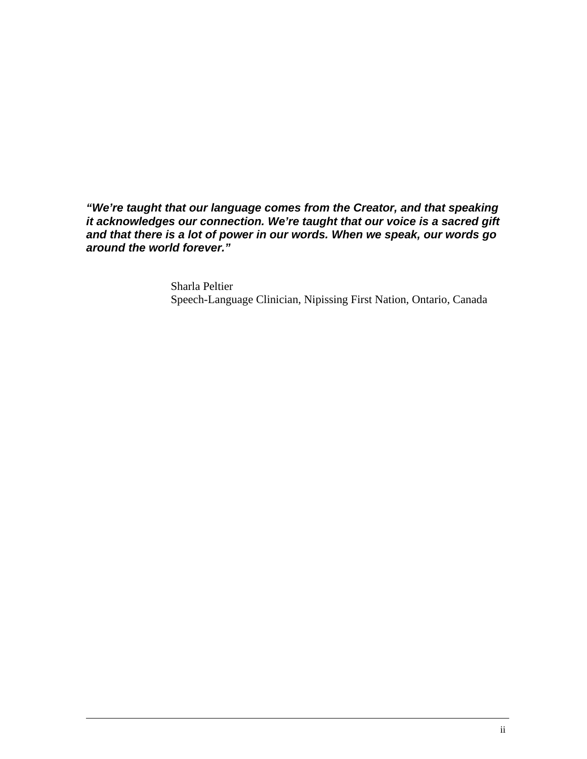***"We're taught that our language comes from the Creator, and that speaking it acknowledges our connection. We're taught that our voice is a sacred gift and that there is a lot of power in our words. When we speak, our words go around the world forever."***

Sharla Peltier
Speech-Language Clinician, Nipissing First Nation, Ontario, Canada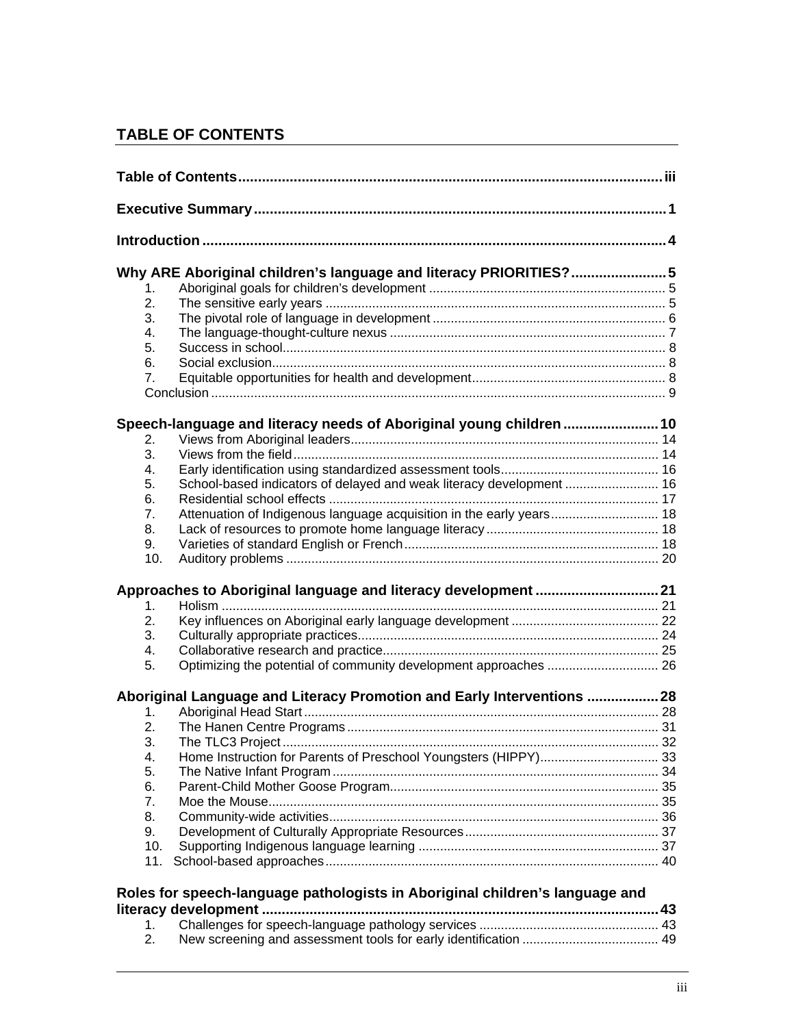## TABLE OF CONTENTS

**Table of Contents** .......... iii

**Executive Summary** .......... 1

**Introduction** .......... 4

**Why ARE Aboriginal children's language and literacy PRIORITIES?** .......... 5

1. Aboriginal goals for children's development .......... 5
2. The sensitive early years .......... 5
3. The pivotal role of language in development .......... 6
4. The language-thought-culture nexus .......... 7
5. Success in school .......... 8
6. Social exclusion .......... 8
7. Equitable opportunities for health and development .......... 8

Conclusion .......... 9

**Speech-language and literacy needs of Aboriginal young children** .......... 10

2. Views from Aboriginal leaders .......... 14
3. Views from the field .......... 14
4. Early identification using standardized assessment tools .......... 16
5. School-based indicators of delayed and weak literacy development .......... 16
6. Residential school effects .......... 17
7. Attenuation of Indigenous language acquisition in the early years .......... 18
8. Lack of resources to promote home language literacy .......... 18
9. Varieties of standard English or French .......... 18
10. Auditory problems .......... 20

**Approaches to Aboriginal language and literacy development** .......... 21

1. Holism .......... 21
2. Key influences on Aboriginal early language development .......... 22
3. Culturally appropriate practices .......... 24
4. Collaborative research and practice .......... 25
5. Optimizing the potential of community development approaches .......... 26

**Aboriginal Language and Literacy Promotion and Early Interventions** .......... 28

1. Aboriginal Head Start .......... 28
2. The Hanen Centre Programs .......... 31
3. The TLC3 Project .......... 32
4. Home Instruction for Parents of Preschool Youngsters (HIPPY) .......... 33
5. The Native Infant Program .......... 34
6. Parent-Child Mother Goose Program .......... 35
7. Moe the Mouse .......... 35
8. Community-wide activities .......... 36
9. Development of Culturally Appropriate Resources .......... 37
10. Supporting Indigenous language learning .......... 37
11. School-based approaches .......... 40

**Roles for speech-language pathologists in Aboriginal children's language and literacy development** .......... 43

1. Challenges for speech-language pathology services .......... 43
2. New screening and assessment tools for early identification .......... 49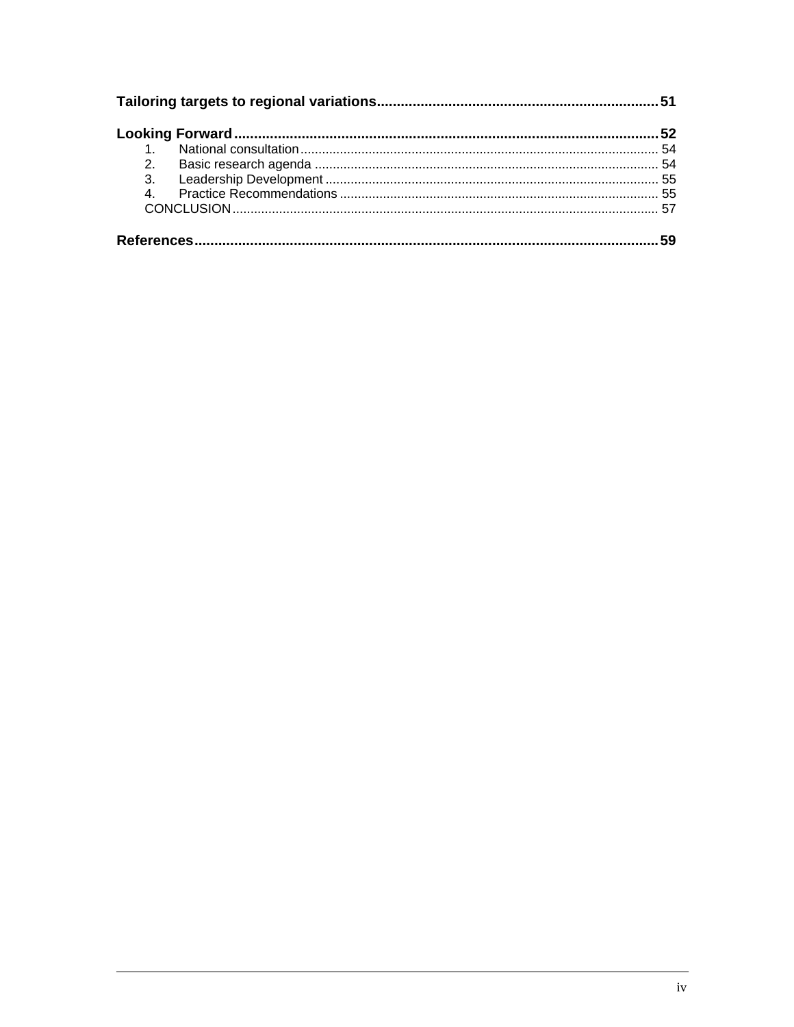**Tailoring targets to regional variations** .......... 51

**Looking Forward** .......... 52

1. National consultation .......... 54
2. Basic research agenda .......... 54
3. Leadership Development .......... 55
4. Practice Recommendations .......... 55

CONCLUSION .......... 57

**References** .......... 59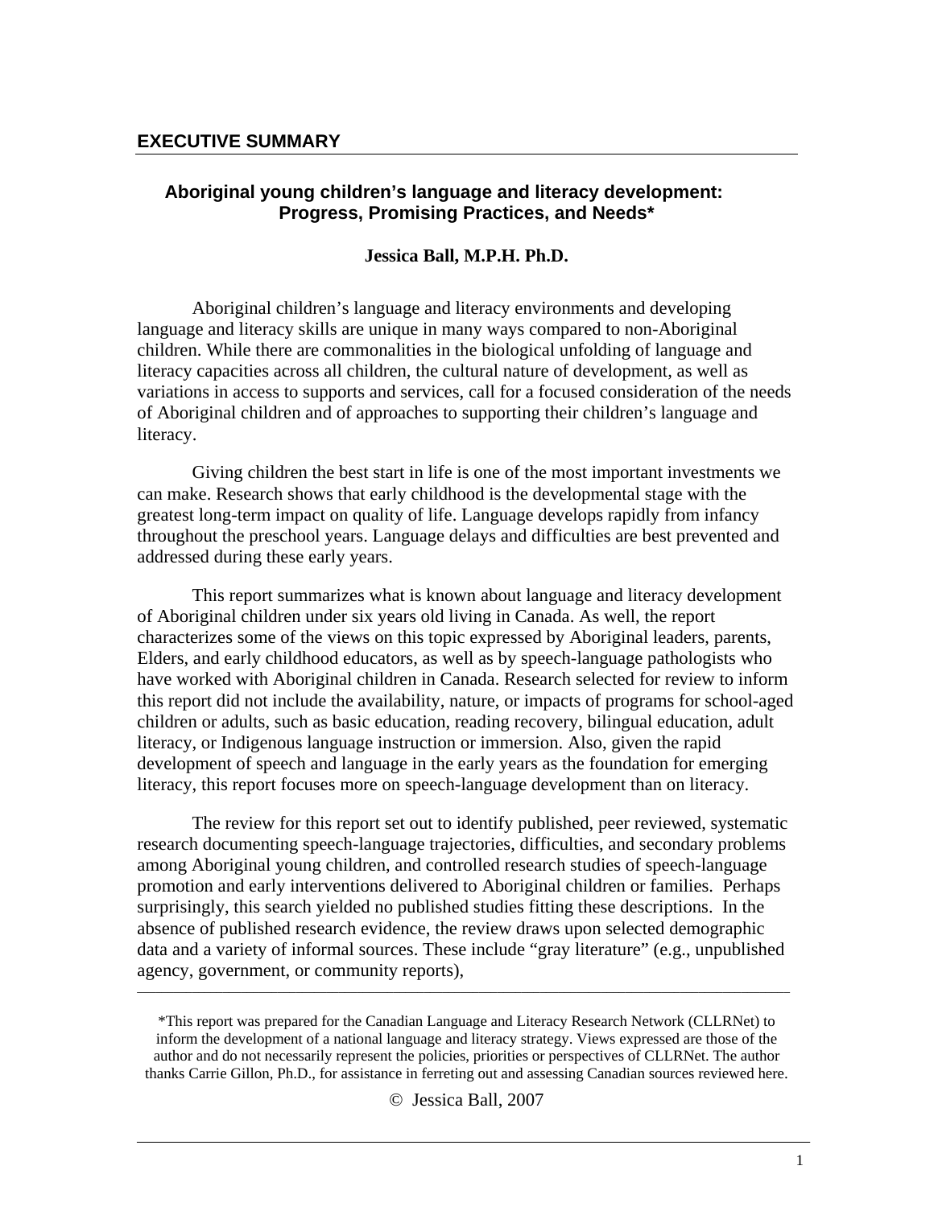## EXECUTIVE SUMMARY

### Aboriginal young children's language and literacy development: Progress, Promising Practices, and Needs*

**Jessica Ball, M.P.H. Ph.D.**

Aboriginal children's language and literacy environments and developing language and literacy skills are unique in many ways compared to non-Aboriginal children. While there are commonalities in the biological unfolding of language and literacy capacities across all children, the cultural nature of development, as well as variations in access to supports and services, call for a focused consideration of the needs of Aboriginal children and of approaches to supporting their children's language and literacy.

Giving children the best start in life is one of the most important investments we can make. Research shows that early childhood is the developmental stage with the greatest long-term impact on quality of life. Language develops rapidly from infancy throughout the preschool years. Language delays and difficulties are best prevented and addressed during these early years.

This report summarizes what is known about language and literacy development of Aboriginal children under six years old living in Canada. As well, the report characterizes some of the views on this topic expressed by Aboriginal leaders, parents, Elders, and early childhood educators, as well as by speech-language pathologists who have worked with Aboriginal children in Canada. Research selected for review to inform this report did not include the availability, nature, or impacts of programs for school-aged children or adults, such as basic education, reading recovery, bilingual education, adult literacy, or Indigenous language instruction or immersion. Also, given the rapid development of speech and language in the early years as the foundation for emerging literacy, this report focuses more on speech-language development than on literacy.

The review for this report set out to identify published, peer reviewed, systematic research documenting speech-language trajectories, difficulties, and secondary problems among Aboriginal young children, and controlled research studies of speech-language promotion and early interventions delivered to Aboriginal children or families. Perhaps surprisingly, this search yielded no published studies fitting these descriptions. In the absence of published research evidence, the review draws upon selected demographic data and a variety of informal sources. These include "gray literature" (e.g., unpublished agency, government, or community reports),

---

*This report was prepared for the Canadian Language and Literacy Research Network (CLLRNet) to inform the development of a national language and literacy strategy. Views expressed are those of the author and do not necessarily represent the policies, priorities or perspectives of CLLRNet. The author thanks Carrie Gillon, Ph.D., for assistance in ferreting out and assessing Canadian sources reviewed here.

© Jessica Ball, 2007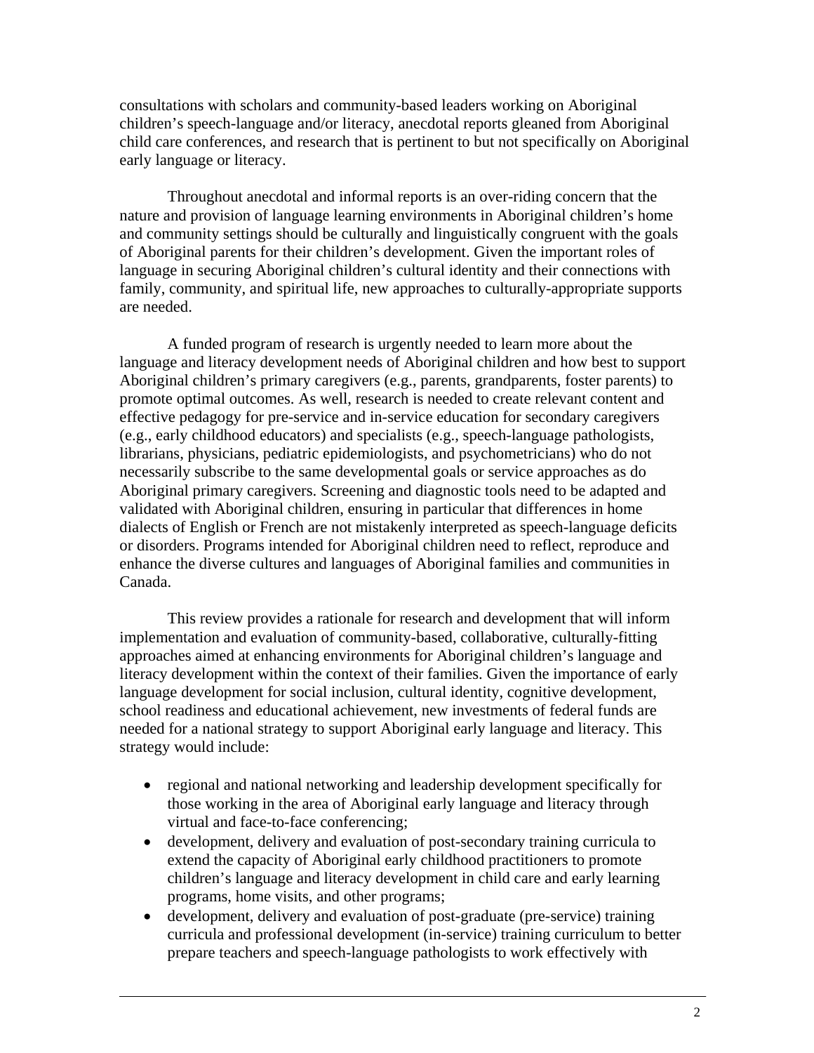consultations with scholars and community-based leaders working on Aboriginal children's speech-language and/or literacy, anecdotal reports gleaned from Aboriginal child care conferences, and research that is pertinent to but not specifically on Aboriginal early language or literacy.

Throughout anecdotal and informal reports is an over-riding concern that the nature and provision of language learning environments in Aboriginal children's home and community settings should be culturally and linguistically congruent with the goals of Aboriginal parents for their children's development. Given the important roles of language in securing Aboriginal children's cultural identity and their connections with family, community, and spiritual life, new approaches to culturally-appropriate supports are needed.

A funded program of research is urgently needed to learn more about the language and literacy development needs of Aboriginal children and how best to support Aboriginal children's primary caregivers (e.g., parents, grandparents, foster parents) to promote optimal outcomes. As well, research is needed to create relevant content and effective pedagogy for pre-service and in-service education for secondary caregivers (e.g., early childhood educators) and specialists (e.g., speech-language pathologists, librarians, physicians, pediatric epidemiologists, and psychometricians) who do not necessarily subscribe to the same developmental goals or service approaches as do Aboriginal primary caregivers. Screening and diagnostic tools need to be adapted and validated with Aboriginal children, ensuring in particular that differences in home dialects of English or French are not mistakenly interpreted as speech-language deficits or disorders. Programs intended for Aboriginal children need to reflect, reproduce and enhance the diverse cultures and languages of Aboriginal families and communities in Canada.

This review provides a rationale for research and development that will inform implementation and evaluation of community-based, collaborative, culturally-fitting approaches aimed at enhancing environments for Aboriginal children's language and literacy development within the context of their families. Given the importance of early language development for social inclusion, cultural identity, cognitive development, school readiness and educational achievement, new investments of federal funds are needed for a national strategy to support Aboriginal early language and literacy. This strategy would include:

- regional and national networking and leadership development specifically for those working in the area of Aboriginal early language and literacy through virtual and face-to-face conferencing;
- development, delivery and evaluation of post-secondary training curricula to extend the capacity of Aboriginal early childhood practitioners to promote children's language and literacy development in child care and early learning programs, home visits, and other programs;
- development, delivery and evaluation of post-graduate (pre-service) training curricula and professional development (in-service) training curriculum to better prepare teachers and speech-language pathologists to work effectively with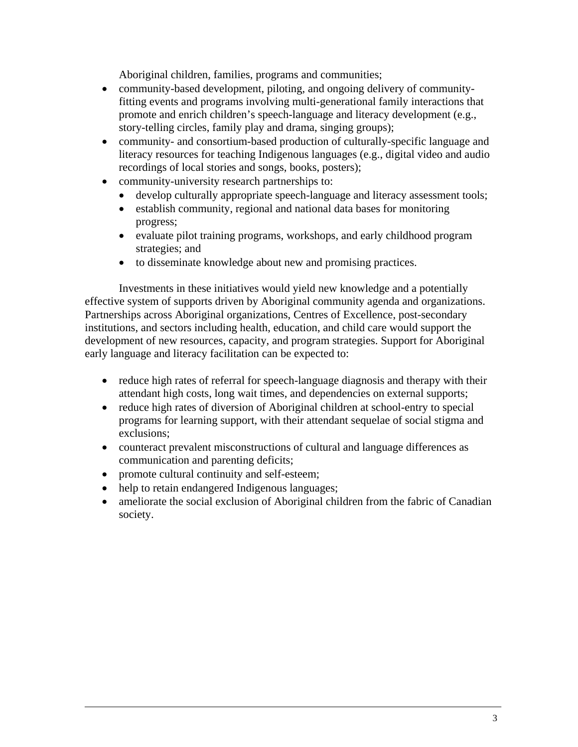Aboriginal children, families, programs and communities;

- community-based development, piloting, and ongoing delivery of community-fitting events and programs involving multi-generational family interactions that promote and enrich children's speech-language and literacy development (e.g., story-telling circles, family play and drama, singing groups);
- community- and consortium-based production of culturally-specific language and literacy resources for teaching Indigenous languages (e.g., digital video and audio recordings of local stories and songs, books, posters);
- community-university research partnerships to:
  - develop culturally appropriate speech-language and literacy assessment tools;
  - establish community, regional and national data bases for monitoring progress;
  - evaluate pilot training programs, workshops, and early childhood program strategies; and
  - to disseminate knowledge about new and promising practices.

Investments in these initiatives would yield new knowledge and a potentially effective system of supports driven by Aboriginal community agenda and organizations. Partnerships across Aboriginal organizations, Centres of Excellence, post-secondary institutions, and sectors including health, education, and child care would support the development of new resources, capacity, and program strategies. Support for Aboriginal early language and literacy facilitation can be expected to:

- reduce high rates of referral for speech-language diagnosis and therapy with their attendant high costs, long wait times, and dependencies on external supports;
- reduce high rates of diversion of Aboriginal children at school-entry to special programs for learning support, with their attendant sequelae of social stigma and exclusions;
- counteract prevalent misconstructions of cultural and language differences as communication and parenting deficits;
- promote cultural continuity and self-esteem;
- help to retain endangered Indigenous languages;
- ameliorate the social exclusion of Aboriginal children from the fabric of Canadian society.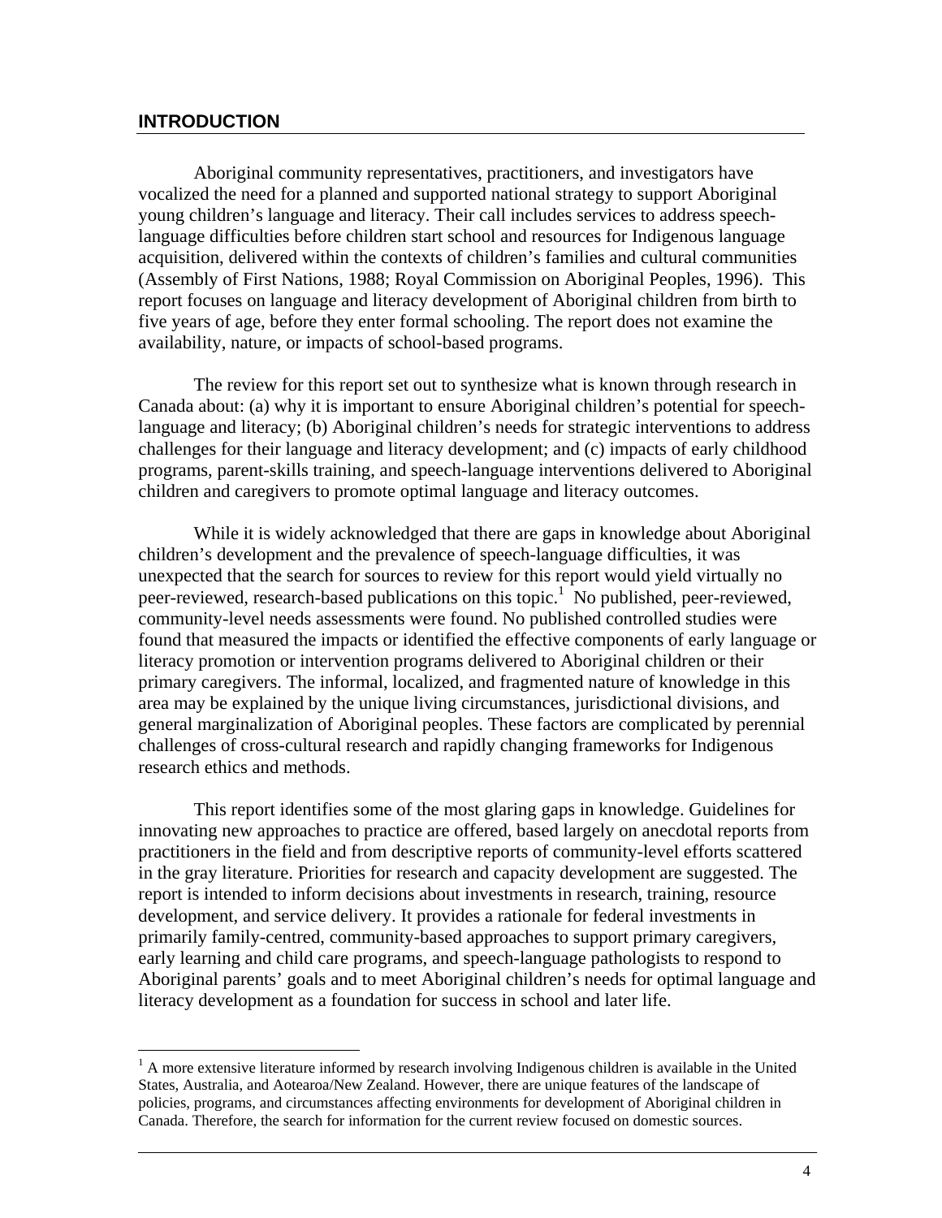## INTRODUCTION

Aboriginal community representatives, practitioners, and investigators have vocalized the need for a planned and supported national strategy to support Aboriginal young children's language and literacy. Their call includes services to address speech-language difficulties before children start school and resources for Indigenous language acquisition, delivered within the contexts of children's families and cultural communities (Assembly of First Nations, 1988; Royal Commission on Aboriginal Peoples, 1996). This report focuses on language and literacy development of Aboriginal children from birth to five years of age, before they enter formal schooling. The report does not examine the availability, nature, or impacts of school-based programs.

The review for this report set out to synthesize what is known through research in Canada about: (a) why it is important to ensure Aboriginal children's potential for speech-language and literacy; (b) Aboriginal children's needs for strategic interventions to address challenges for their language and literacy development; and (c) impacts of early childhood programs, parent-skills training, and speech-language interventions delivered to Aboriginal children and caregivers to promote optimal language and literacy outcomes.

While it is widely acknowledged that there are gaps in knowledge about Aboriginal children's development and the prevalence of speech-language difficulties, it was unexpected that the search for sources to review for this report would yield virtually no peer-reviewed, research-based publications on this topic.[1] No published, peer-reviewed, community-level needs assessments were found. No published controlled studies were found that measured the impacts or identified the effective components of early language or literacy promotion or intervention programs delivered to Aboriginal children or their primary caregivers. The informal, localized, and fragmented nature of knowledge in this area may be explained by the unique living circumstances, jurisdictional divisions, and general marginalization of Aboriginal peoples. These factors are complicated by perennial challenges of cross-cultural research and rapidly changing frameworks for Indigenous research ethics and methods.

This report identifies some of the most glaring gaps in knowledge. Guidelines for innovating new approaches to practice are offered, based largely on anecdotal reports from practitioners in the field and from descriptive reports of community-level efforts scattered in the gray literature. Priorities for research and capacity development are suggested. The report is intended to inform decisions about investments in research, training, resource development, and service delivery. It provides a rationale for federal investments in primarily family-centred, community-based approaches to support primary caregivers, early learning and child care programs, and speech-language pathologists to respond to Aboriginal parents' goals and to meet Aboriginal children's needs for optimal language and literacy development as a foundation for success in school and later life.

[1] A more extensive literature informed by research involving Indigenous children is available in the United States, Australia, and Aotearoa/New Zealand. However, there are unique features of the landscape of policies, programs, and circumstances affecting environments for development of Aboriginal children in Canada. Therefore, the search for information for the current review focused on domestic sources.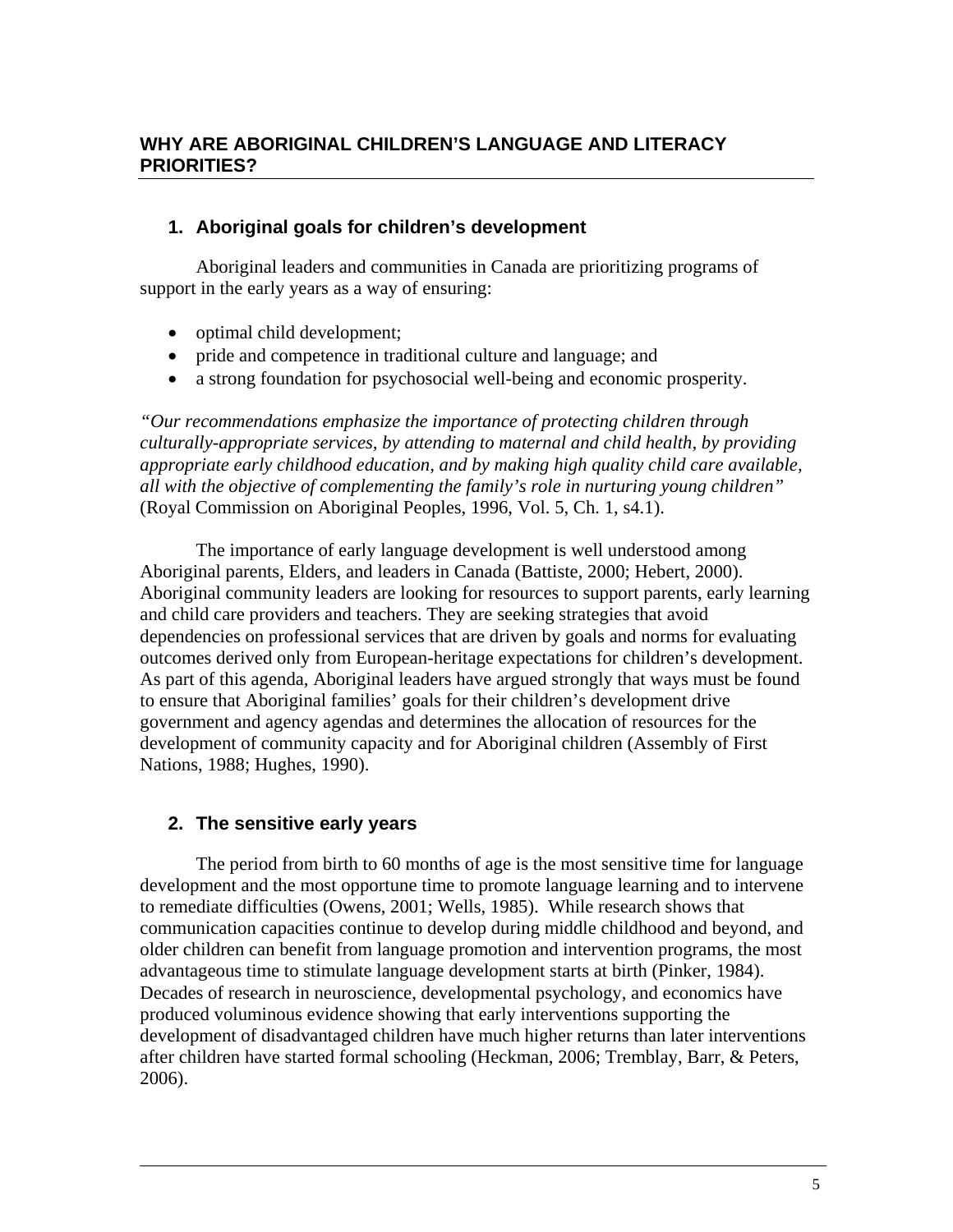## WHY ARE ABORIGINAL CHILDREN'S LANGUAGE AND LITERACY PRIORITIES?

### 1. Aboriginal goals for children's development

Aboriginal leaders and communities in Canada are prioritizing programs of support in the early years as a way of ensuring:

- optimal child development;
- pride and competence in traditional culture and language; and
- a strong foundation for psychosocial well-being and economic prosperity.

*"Our recommendations emphasize the importance of protecting children through culturally-appropriate services, by attending to maternal and child health, by providing appropriate early childhood education, and by making high quality child care available, all with the objective of complementing the family's role in nurturing young children"* (Royal Commission on Aboriginal Peoples, 1996, Vol. 5, Ch. 1, s4.1).

The importance of early language development is well understood among Aboriginal parents, Elders, and leaders in Canada (Battiste, 2000; Hebert, 2000). Aboriginal community leaders are looking for resources to support parents, early learning and child care providers and teachers. They are seeking strategies that avoid dependencies on professional services that are driven by goals and norms for evaluating outcomes derived only from European-heritage expectations for children's development. As part of this agenda, Aboriginal leaders have argued strongly that ways must be found to ensure that Aboriginal families' goals for their children's development drive government and agency agendas and determines the allocation of resources for the development of community capacity and for Aboriginal children (Assembly of First Nations, 1988; Hughes, 1990).

### 2. The sensitive early years

The period from birth to 60 months of age is the most sensitive time for language development and the most opportune time to promote language learning and to intervene to remediate difficulties (Owens, 2001; Wells, 1985). While research shows that communication capacities continue to develop during middle childhood and beyond, and older children can benefit from language promotion and intervention programs, the most advantageous time to stimulate language development starts at birth (Pinker, 1984). Decades of research in neuroscience, developmental psychology, and economics have produced voluminous evidence showing that early interventions supporting the development of disadvantaged children have much higher returns than later interventions after children have started formal schooling (Heckman, 2006; Tremblay, Barr, & Peters, 2006).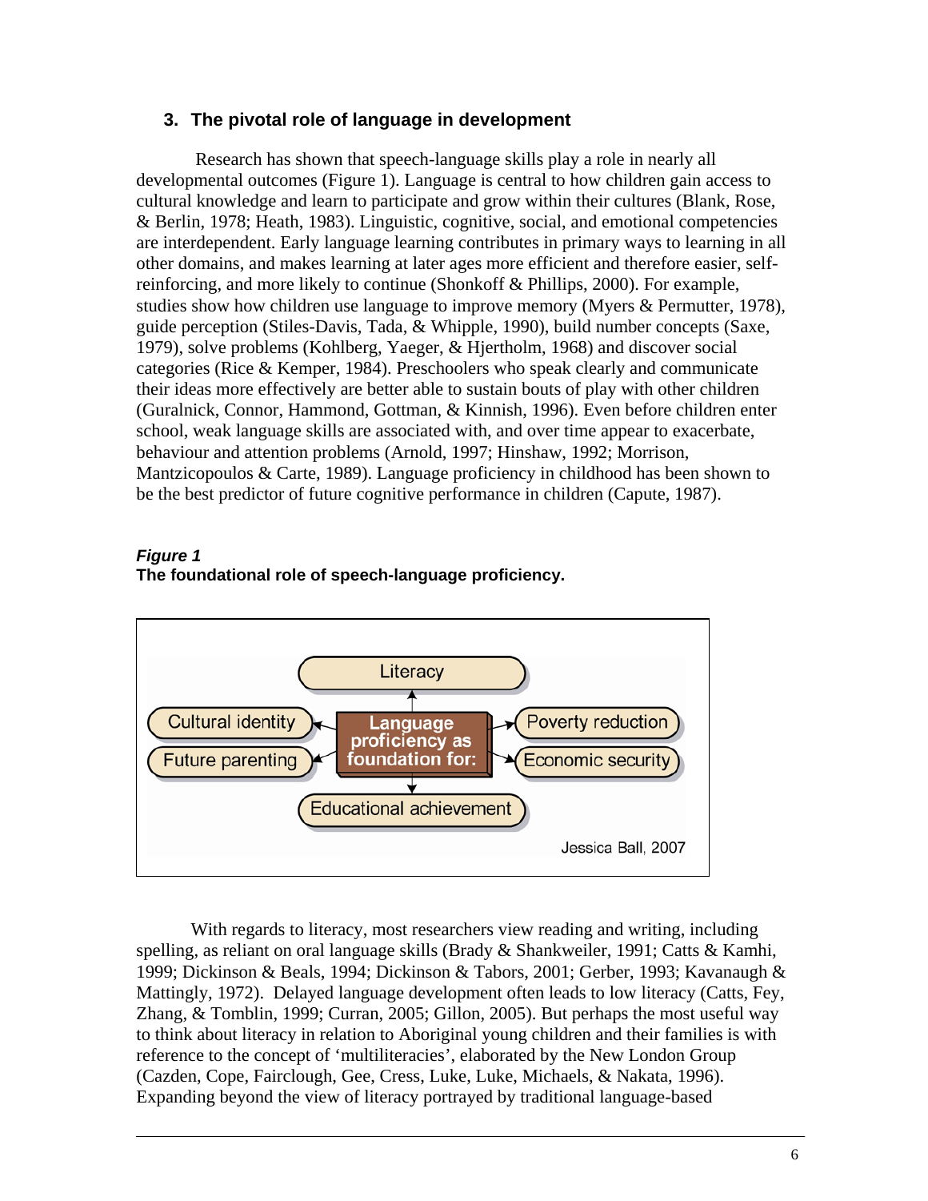## 3. The pivotal role of language in development

Research has shown that speech-language skills play a role in nearly all developmental outcomes (Figure 1). Language is central to how children gain access to cultural knowledge and learn to participate and grow within their cultures (Blank, Rose, & Berlin, 1978; Heath, 1983). Linguistic, cognitive, social, and emotional competencies are interdependent. Early language learning contributes in primary ways to learning in all other domains, and makes learning at later ages more efficient and therefore easier, self-reinforcing, and more likely to continue (Shonkoff & Phillips, 2000). For example, studies show how children use language to improve memory (Myers & Permutter, 1978), guide perception (Stiles-Davis, Tada, & Whipple, 1990), build number concepts (Saxe, 1979), solve problems (Kohlberg, Yaeger, & Hjertholm, 1968) and discover social categories (Rice & Kemper, 1984). Preschoolers who speak clearly and communicate their ideas more effectively are better able to sustain bouts of play with other children (Guralnick, Connor, Hammond, Gottman, & Kinnish, 1996). Even before children enter school, weak language skills are associated with, and over time appear to exacerbate, behaviour and attention problems (Arnold, 1997; Hinshaw, 1992; Morrison, Mantzicopoulos & Carte, 1989). Language proficiency in childhood has been shown to be the best predictor of future cognitive performance in children (Capute, 1987).

***Figure 1***
**The foundational role of speech-language proficiency.**

Language proficiency as foundation for:

- Literacy
- Cultural identity
- Future parenting
- Poverty reduction
- Economic security
- Educational achievement

Jessica Ball, 2007

With regards to literacy, most researchers view reading and writing, including spelling, as reliant on oral language skills (Brady & Shankweiler, 1991; Catts & Kamhi, 1999; Dickinson & Beals, 1994; Dickinson & Tabors, 2001; Gerber, 1993; Kavanaugh & Mattingly, 1972). Delayed language development often leads to low literacy (Catts, Fey, Zhang, & Tomblin, 1999; Curran, 2005; Gillon, 2005). But perhaps the most useful way to think about literacy in relation to Aboriginal young children and their families is with reference to the concept of 'multiliteracies', elaborated by the New London Group (Cazden, Cope, Fairclough, Gee, Cress, Luke, Luke, Michaels, & Nakata, 1996). Expanding beyond the view of literacy portrayed by traditional language-based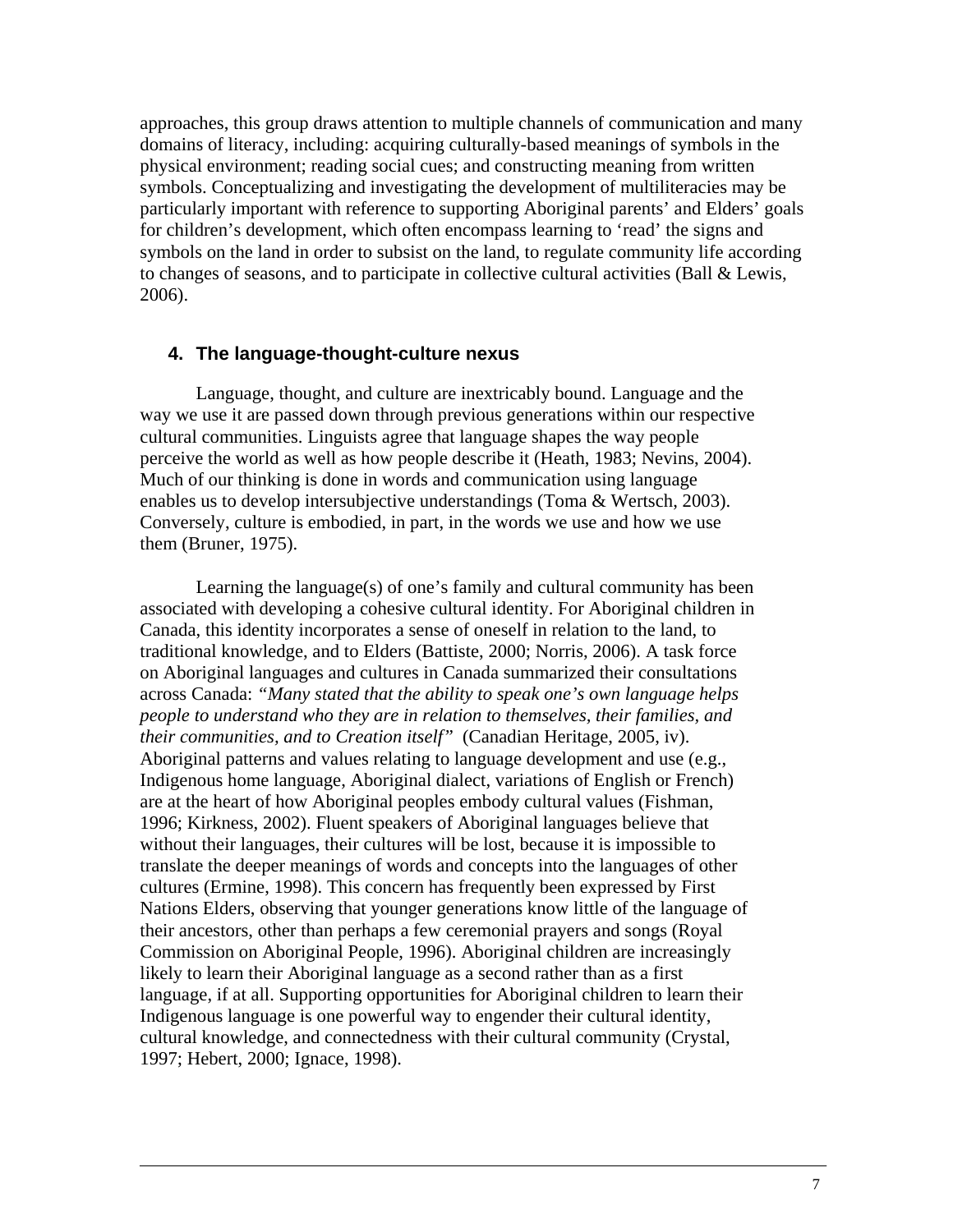approaches, this group draws attention to multiple channels of communication and many domains of literacy, including: acquiring culturally-based meanings of symbols in the physical environment; reading social cues; and constructing meaning from written symbols. Conceptualizing and investigating the development of multiliteracies may be particularly important with reference to supporting Aboriginal parents' and Elders' goals for children's development, which often encompass learning to 'read' the signs and symbols on the land in order to subsist on the land, to regulate community life according to changes of seasons, and to participate in collective cultural activities (Ball & Lewis, 2006).

## 4. The language-thought-culture nexus

Language, thought, and culture are inextricably bound. Language and the way we use it are passed down through previous generations within our respective cultural communities. Linguists agree that language shapes the way people perceive the world as well as how people describe it (Heath, 1983; Nevins, 2004). Much of our thinking is done in words and communication using language enables us to develop intersubjective understandings (Toma & Wertsch, 2003). Conversely, culture is embodied, in part, in the words we use and how we use them (Bruner, 1975).

Learning the language(s) of one's family and cultural community has been associated with developing a cohesive cultural identity. For Aboriginal children in Canada, this identity incorporates a sense of oneself in relation to the land, to traditional knowledge, and to Elders (Battiste, 2000; Norris, 2006). A task force on Aboriginal languages and cultures in Canada summarized their consultations across Canada: *"Many stated that the ability to speak one's own language helps people to understand who they are in relation to themselves, their families, and their communities, and to Creation itself"* (Canadian Heritage, 2005, iv). Aboriginal patterns and values relating to language development and use (e.g., Indigenous home language, Aboriginal dialect, variations of English or French) are at the heart of how Aboriginal peoples embody cultural values (Fishman, 1996; Kirkness, 2002). Fluent speakers of Aboriginal languages believe that without their languages, their cultures will be lost, because it is impossible to translate the deeper meanings of words and concepts into the languages of other cultures (Ermine, 1998). This concern has frequently been expressed by First Nations Elders, observing that younger generations know little of the language of their ancestors, other than perhaps a few ceremonial prayers and songs (Royal Commission on Aboriginal People, 1996). Aboriginal children are increasingly likely to learn their Aboriginal language as a second rather than as a first language, if at all. Supporting opportunities for Aboriginal children to learn their Indigenous language is one powerful way to engender their cultural identity, cultural knowledge, and connectedness with their cultural community (Crystal, 1997; Hebert, 2000; Ignace, 1998).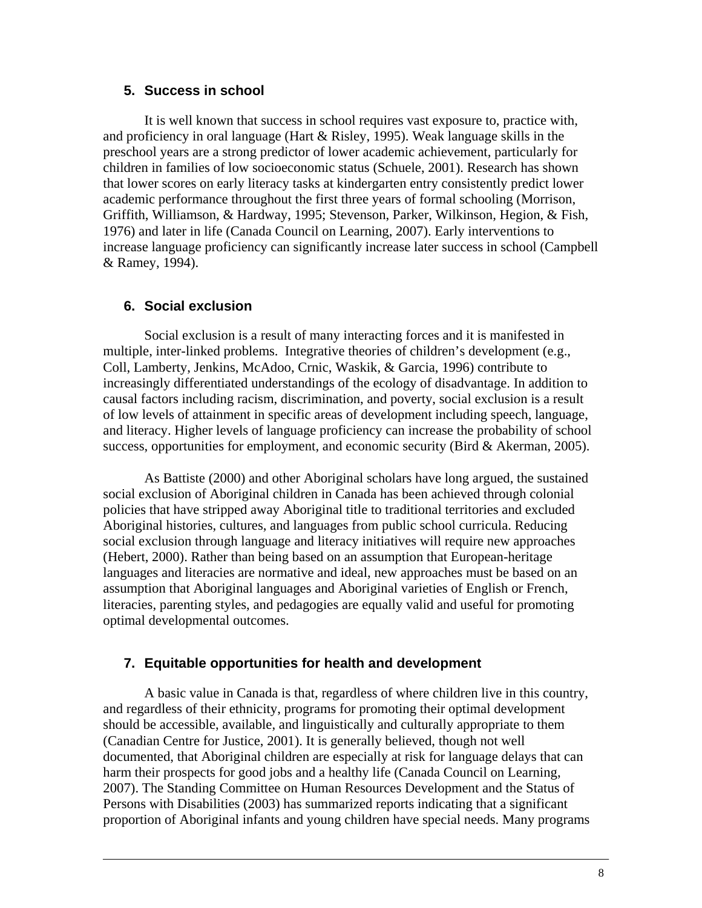## 5. Success in school

It is well known that success in school requires vast exposure to, practice with, and proficiency in oral language (Hart & Risley, 1995). Weak language skills in the preschool years are a strong predictor of lower academic achievement, particularly for children in families of low socioeconomic status (Schuele, 2001). Research has shown that lower scores on early literacy tasks at kindergarten entry consistently predict lower academic performance throughout the first three years of formal schooling (Morrison, Griffith, Williamson, & Hardway, 1995; Stevenson, Parker, Wilkinson, Hegion, & Fish, 1976) and later in life (Canada Council on Learning, 2007). Early interventions to increase language proficiency can significantly increase later success in school (Campbell & Ramey, 1994).

## 6. Social exclusion

Social exclusion is a result of many interacting forces and it is manifested in multiple, inter-linked problems. Integrative theories of children's development (e.g., Coll, Lamberty, Jenkins, McAdoo, Crnic, Waskik, & Garcia, 1996) contribute to increasingly differentiated understandings of the ecology of disadvantage. In addition to causal factors including racism, discrimination, and poverty, social exclusion is a result of low levels of attainment in specific areas of development including speech, language, and literacy. Higher levels of language proficiency can increase the probability of school success, opportunities for employment, and economic security (Bird & Akerman, 2005).

As Battiste (2000) and other Aboriginal scholars have long argued, the sustained social exclusion of Aboriginal children in Canada has been achieved through colonial policies that have stripped away Aboriginal title to traditional territories and excluded Aboriginal histories, cultures, and languages from public school curricula. Reducing social exclusion through language and literacy initiatives will require new approaches (Hebert, 2000). Rather than being based on an assumption that European-heritage languages and literacies are normative and ideal, new approaches must be based on an assumption that Aboriginal languages and Aboriginal varieties of English or French, literacies, parenting styles, and pedagogies are equally valid and useful for promoting optimal developmental outcomes.

## 7. Equitable opportunities for health and development

A basic value in Canada is that, regardless of where children live in this country, and regardless of their ethnicity, programs for promoting their optimal development should be accessible, available, and linguistically and culturally appropriate to them (Canadian Centre for Justice, 2001). It is generally believed, though not well documented, that Aboriginal children are especially at risk for language delays that can harm their prospects for good jobs and a healthy life (Canada Council on Learning, 2007). The Standing Committee on Human Resources Development and the Status of Persons with Disabilities (2003) has summarized reports indicating that a significant proportion of Aboriginal infants and young children have special needs. Many programs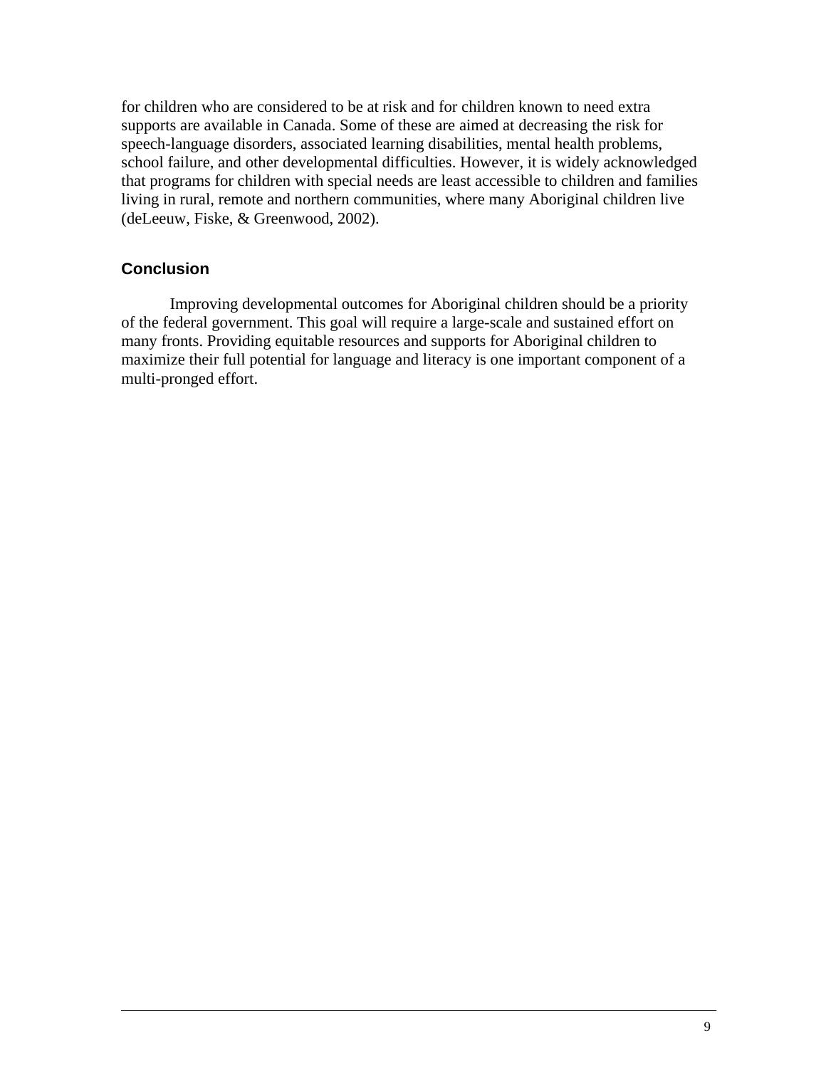for children who are considered to be at risk and for children known to need extra supports are available in Canada. Some of these are aimed at decreasing the risk for speech-language disorders, associated learning disabilities, mental health problems, school failure, and other developmental difficulties. However, it is widely acknowledged that programs for children with special needs are least accessible to children and families living in rural, remote and northern communities, where many Aboriginal children live (deLeeuw, Fiske, & Greenwood, 2002).

## Conclusion

Improving developmental outcomes for Aboriginal children should be a priority of the federal government. This goal will require a large-scale and sustained effort on many fronts. Providing equitable resources and supports for Aboriginal children to maximize their full potential for language and literacy is one important component of a multi-pronged effort.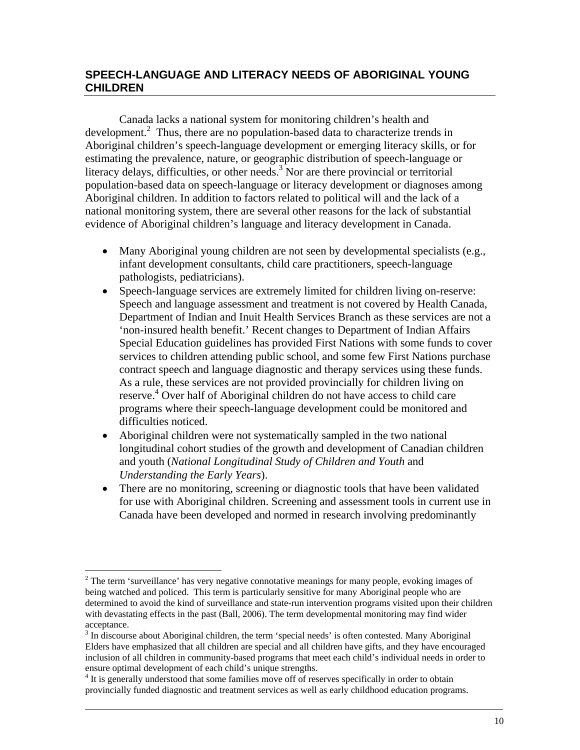## SPEECH-LANGUAGE AND LITERACY NEEDS OF ABORIGINAL YOUNG CHILDREN

Canada lacks a national system for monitoring children's health and development.[2] Thus, there are no population-based data to characterize trends in Aboriginal children's speech-language development or emerging literacy skills, or for estimating the prevalence, nature, or geographic distribution of speech-language or literacy delays, difficulties, or other needs.[3] Nor are there provincial or territorial population-based data on speech-language or literacy development or diagnoses among Aboriginal children. In addition to factors related to political will and the lack of a national monitoring system, there are several other reasons for the lack of substantial evidence of Aboriginal children's language and literacy development in Canada.

- Many Aboriginal young children are not seen by developmental specialists (e.g., infant development consultants, child care practitioners, speech-language pathologists, pediatricians).
- Speech-language services are extremely limited for children living on-reserve: Speech and language assessment and treatment is not covered by Health Canada, Department of Indian and Inuit Health Services Branch as these services are not a 'non-insured health benefit.' Recent changes to Department of Indian Affairs Special Education guidelines has provided First Nations with some funds to cover services to children attending public school, and some few First Nations purchase contract speech and language diagnostic and therapy services using these funds. As a rule, these services are not provided provincially for children living on reserve.[4] Over half of Aboriginal children do not have access to child care programs where their speech-language development could be monitored and difficulties noticed.
- Aboriginal children were not systematically sampled in the two national longitudinal cohort studies of the growth and development of Canadian children and youth (*National Longitudinal Study of Children and Youth* and *Understanding the Early Years*).
- There are no monitoring, screening or diagnostic tools that have been validated for use with Aboriginal children. Screening and assessment tools in current use in Canada have been developed and normed in research involving predominantly

[2] The term 'surveillance' has very negative connotative meanings for many people, evoking images of being watched and policed. This term is particularly sensitive for many Aboriginal people who are determined to avoid the kind of surveillance and state-run intervention programs visited upon their children with devastating effects in the past (Ball, 2006). The term developmental monitoring may find wider acceptance.

[3] In discourse about Aboriginal children, the term 'special needs' is often contested. Many Aboriginal Elders have emphasized that all children are special and all children have gifts, and they have encouraged inclusion of all children in community-based programs that meet each child's individual needs in order to ensure optimal development of each child's unique strengths.

[4] It is generally understood that some families move off of reserves specifically in order to obtain provincially funded diagnostic and treatment services as well as early childhood education programs.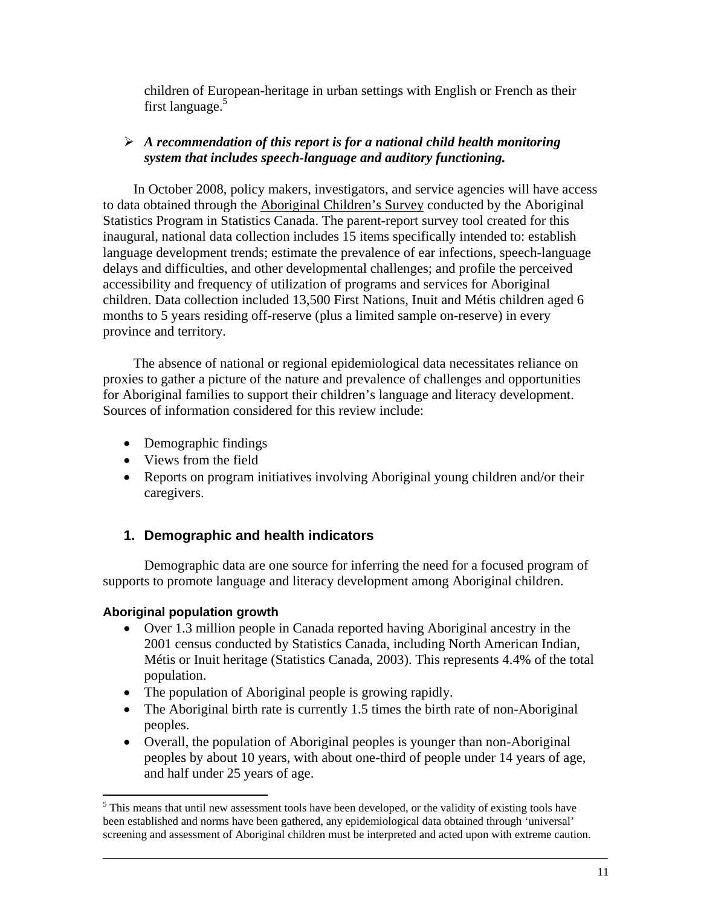children of European-heritage in urban settings with English or French as their first language.[5]

- ***A recommendation of this report is for a national child health monitoring system that includes speech-language and auditory functioning.***

In October 2008, policy makers, investigators, and service agencies will have access to data obtained through the Aboriginal Children's Survey conducted by the Aboriginal Statistics Program in Statistics Canada. The parent-report survey tool created for this inaugural, national data collection includes 15 items specifically intended to: establish language development trends; estimate the prevalence of ear infections, speech-language delays and difficulties, and other developmental challenges; and profile the perceived accessibility and frequency of utilization of programs and services for Aboriginal children. Data collection included 13,500 First Nations, Inuit and Métis children aged 6 months to 5 years residing off-reserve (plus a limited sample on-reserve) in every province and territory.

The absence of national or regional epidemiological data necessitates reliance on proxies to gather a picture of the nature and prevalence of challenges and opportunities for Aboriginal families to support their children's language and literacy development. Sources of information considered for this review include:

- Demographic findings
- Views from the field
- Reports on program initiatives involving Aboriginal young children and/or their caregivers.

## 1. Demographic and health indicators

Demographic data are one source for inferring the need for a focused program of supports to promote language and literacy development among Aboriginal children.

### Aboriginal population growth

- Over 1.3 million people in Canada reported having Aboriginal ancestry in the 2001 census conducted by Statistics Canada, including North American Indian, Métis or Inuit heritage (Statistics Canada, 2003). This represents 4.4% of the total population.
- The population of Aboriginal people is growing rapidly.
- The Aboriginal birth rate is currently 1.5 times the birth rate of non-Aboriginal peoples.
- Overall, the population of Aboriginal peoples is younger than non-Aboriginal peoples by about 10 years, with about one-third of people under 14 years of age, and half under 25 years of age.

[5] This means that until new assessment tools have been developed, or the validity of existing tools have been established and norms have been gathered, any epidemiological data obtained through 'universal' screening and assessment of Aboriginal children must be interpreted and acted upon with extreme caution.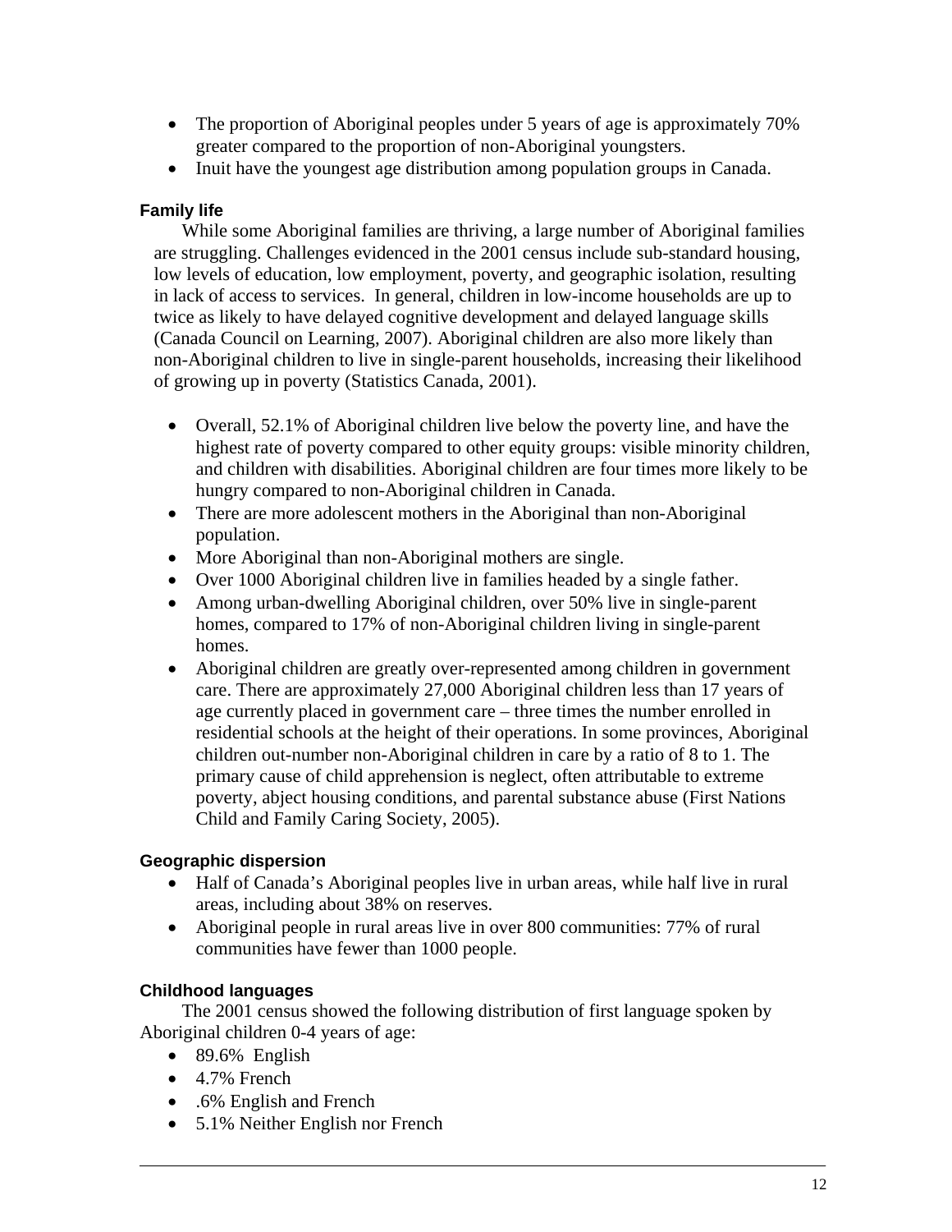- The proportion of Aboriginal peoples under 5 years of age is approximately 70% greater compared to the proportion of non-Aboriginal youngsters.
- Inuit have the youngest age distribution among population groups in Canada.

### Family life

While some Aboriginal families are thriving, a large number of Aboriginal families are struggling. Challenges evidenced in the 2001 census include sub-standard housing, low levels of education, low employment, poverty, and geographic isolation, resulting in lack of access to services. In general, children in low-income households are up to twice as likely to have delayed cognitive development and delayed language skills (Canada Council on Learning, 2007). Aboriginal children are also more likely than non-Aboriginal children to live in single-parent households, increasing their likelihood of growing up in poverty (Statistics Canada, 2001).

- Overall, 52.1% of Aboriginal children live below the poverty line, and have the highest rate of poverty compared to other equity groups: visible minority children, and children with disabilities. Aboriginal children are four times more likely to be hungry compared to non-Aboriginal children in Canada.
- There are more adolescent mothers in the Aboriginal than non-Aboriginal population.
- More Aboriginal than non-Aboriginal mothers are single.
- Over 1000 Aboriginal children live in families headed by a single father.
- Among urban-dwelling Aboriginal children, over 50% live in single-parent homes, compared to 17% of non-Aboriginal children living in single-parent homes.
- Aboriginal children are greatly over-represented among children in government care. There are approximately 27,000 Aboriginal children less than 17 years of age currently placed in government care – three times the number enrolled in residential schools at the height of their operations. In some provinces, Aboriginal children out-number non-Aboriginal children in care by a ratio of 8 to 1. The primary cause of child apprehension is neglect, often attributable to extreme poverty, abject housing conditions, and parental substance abuse (First Nations Child and Family Caring Society, 2005).

### Geographic dispersion

- Half of Canada's Aboriginal peoples live in urban areas, while half live in rural areas, including about 38% on reserves.
- Aboriginal people in rural areas live in over 800 communities: 77% of rural communities have fewer than 1000 people.

### Childhood languages

The 2001 census showed the following distribution of first language spoken by Aboriginal children 0-4 years of age:

- 89.6% English
- 4.7% French
- .6% English and French
- 5.1% Neither English nor French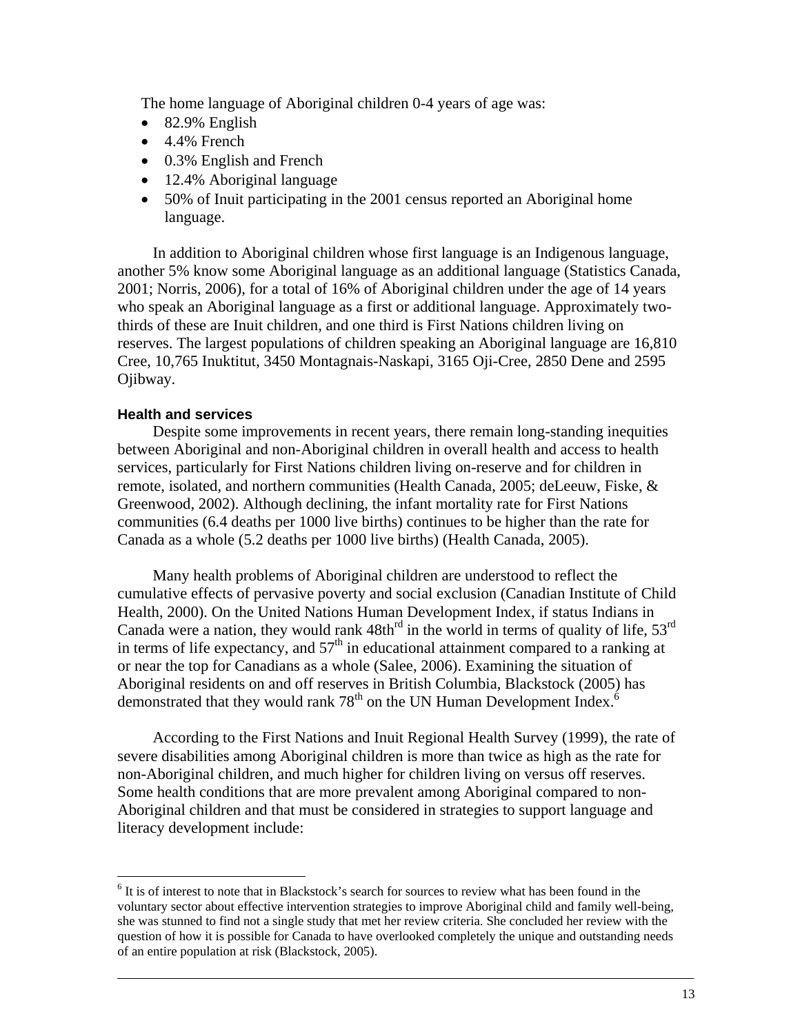The home language of Aboriginal children 0-4 years of age was:

- 82.9% English
- 4.4% French
- 0.3% English and French
- 12.4% Aboriginal language
- 50% of Inuit participating in the 2001 census reported an Aboriginal home language.

In addition to Aboriginal children whose first language is an Indigenous language, another 5% know some Aboriginal language as an additional language (Statistics Canada, 2001; Norris, 2006), for a total of 16% of Aboriginal children under the age of 14 years who speak an Aboriginal language as a first or additional language. Approximately two-thirds of these are Inuit children, and one third is First Nations children living on reserves. The largest populations of children speaking an Aboriginal language are 16,810 Cree, 10,765 Inuktitut, 3450 Montagnais-Naskapi, 3165 Oji-Cree, 2850 Dene and 2595 Ojibway.

#### Health and services

Despite some improvements in recent years, there remain long-standing inequities between Aboriginal and non-Aboriginal children in overall health and access to health services, particularly for First Nations children living on-reserve and for children in remote, isolated, and northern communities (Health Canada, 2005; deLeeuw, Fiske, & Greenwood, 2002). Although declining, the infant mortality rate for First Nations communities (6.4 deaths per 1000 live births) continues to be higher than the rate for Canada as a whole (5.2 deaths per 1000 live births) (Health Canada, 2005).

Many health problems of Aboriginal children are understood to reflect the cumulative effects of pervasive poverty and social exclusion (Canadian Institute of Child Health, 2000). On the United Nations Human Development Index, if status Indians in Canada were a nation, they would rank 48th^rd in the world in terms of quality of life, 53^rd in terms of life expectancy, and 57^th in educational attainment compared to a ranking at or near the top for Canadians as a whole (Salee, 2006). Examining the situation of Aboriginal residents on and off reserves in British Columbia, Blackstock (2005) has demonstrated that they would rank 78^th on the UN Human Development Index.[6]

According to the First Nations and Inuit Regional Health Survey (1999), the rate of severe disabilities among Aboriginal children is more than twice as high as the rate for non-Aboriginal children, and much higher for children living on versus off reserves. Some health conditions that are more prevalent among Aboriginal compared to non-Aboriginal children and that must be considered in strategies to support language and literacy development include:

---

[6] It is of interest to note that in Blackstock's search for sources to review what has been found in the voluntary sector about effective intervention strategies to improve Aboriginal child and family well-being, she was stunned to find not a single study that met her review criteria. She concluded her review with the question of how it is possible for Canada to have overlooked completely the unique and outstanding needs of an entire population at risk (Blackstock, 2005).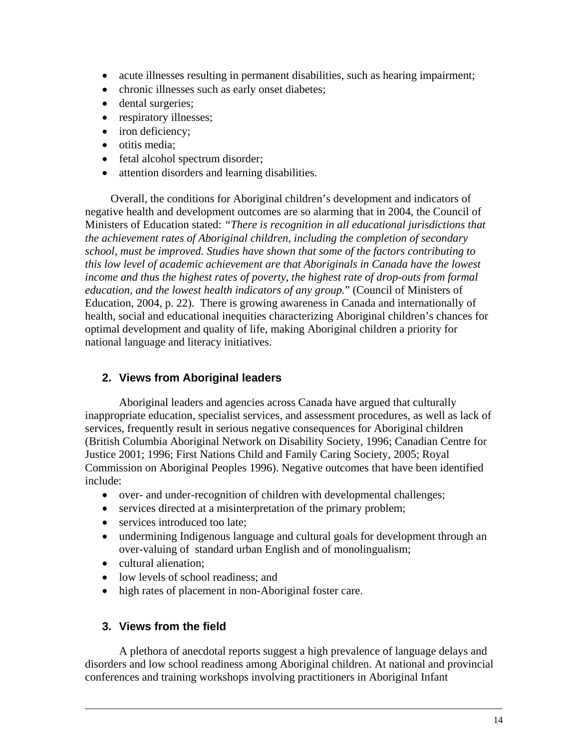- acute illnesses resulting in permanent disabilities, such as hearing impairment;
- chronic illnesses such as early onset diabetes;
- dental surgeries;
- respiratory illnesses;
- iron deficiency;
- otitis media;
- fetal alcohol spectrum disorder;
- attention disorders and learning disabilities.

Overall, the conditions for Aboriginal children's development and indicators of negative health and development outcomes are so alarming that in 2004, the Council of Ministers of Education stated: *"There is recognition in all educational jurisdictions that the achievement rates of Aboriginal children, including the completion of secondary school, must be improved. Studies have shown that some of the factors contributing to this low level of academic achievement are that Aboriginals in Canada have the lowest income and thus the highest rates of poverty, the highest rate of drop-outs from formal education, and the lowest health indicators of any group.*" (Council of Ministers of Education, 2004, p. 22). There is growing awareness in Canada and internationally of health, social and educational inequities characterizing Aboriginal children's chances for optimal development and quality of life, making Aboriginal children a priority for national language and literacy initiatives.

## 2. Views from Aboriginal leaders

Aboriginal leaders and agencies across Canada have argued that culturally inappropriate education, specialist services, and assessment procedures, as well as lack of services, frequently result in serious negative consequences for Aboriginal children (British Columbia Aboriginal Network on Disability Society, 1996; Canadian Centre for Justice 2001; 1996; First Nations Child and Family Caring Society, 2005; Royal Commission on Aboriginal Peoples 1996). Negative outcomes that have been identified include:

- over- and under-recognition of children with developmental challenges;
- services directed at a misinterpretation of the primary problem;
- services introduced too late;
- undermining Indigenous language and cultural goals for development through an over-valuing of standard urban English and of monolingualism;
- cultural alienation;
- low levels of school readiness; and
- high rates of placement in non-Aboriginal foster care.

## 3. Views from the field

A plethora of anecdotal reports suggest a high prevalence of language delays and disorders and low school readiness among Aboriginal children. At national and provincial conferences and training workshops involving practitioners in Aboriginal Infant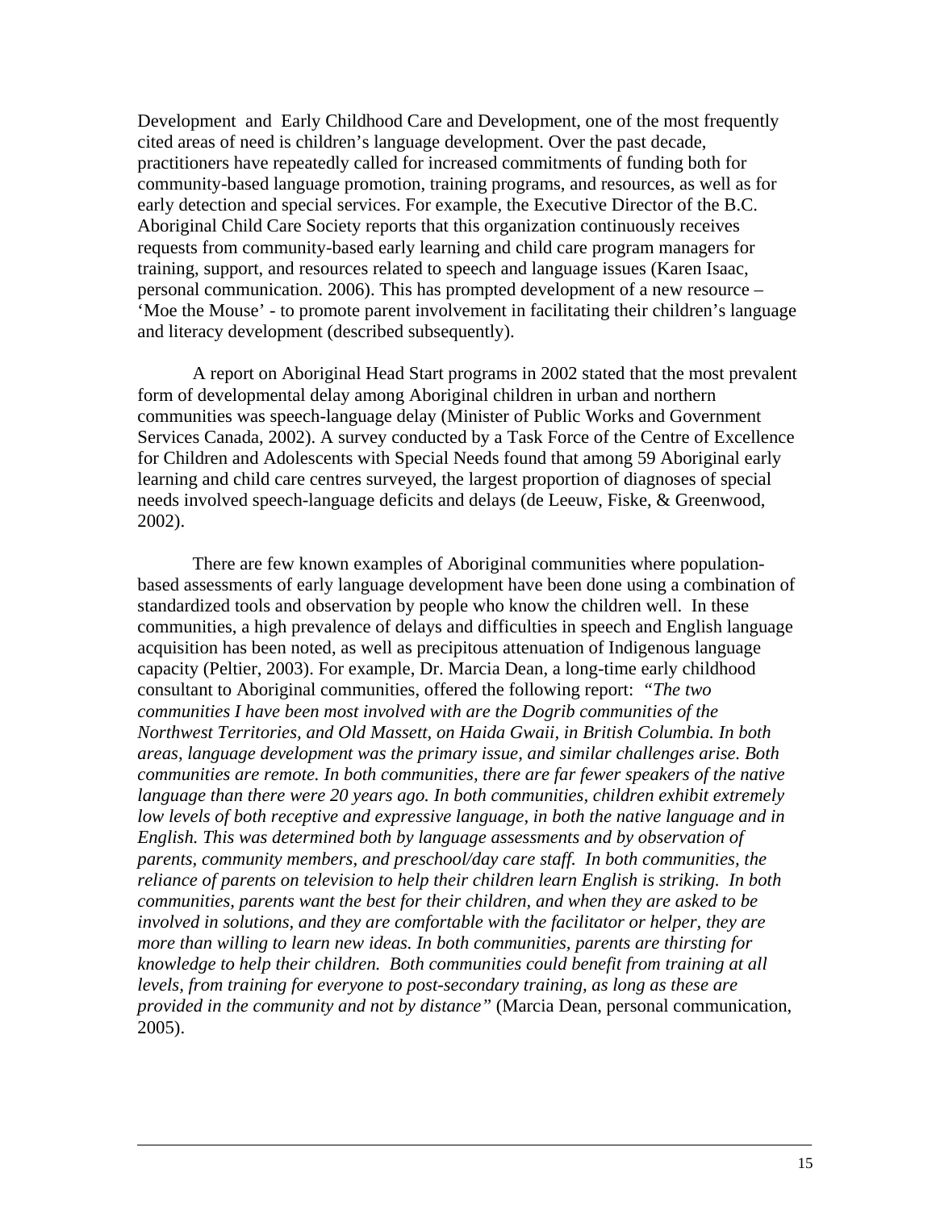Development and Early Childhood Care and Development, one of the most frequently cited areas of need is children's language development. Over the past decade, practitioners have repeatedly called for increased commitments of funding both for community-based language promotion, training programs, and resources, as well as for early detection and special services. For example, the Executive Director of the B.C. Aboriginal Child Care Society reports that this organization continuously receives requests from community-based early learning and child care program managers for training, support, and resources related to speech and language issues (Karen Isaac, personal communication. 2006). This has prompted development of a new resource – 'Moe the Mouse' - to promote parent involvement in facilitating their children's language and literacy development (described subsequently).

A report on Aboriginal Head Start programs in 2002 stated that the most prevalent form of developmental delay among Aboriginal children in urban and northern communities was speech-language delay (Minister of Public Works and Government Services Canada, 2002). A survey conducted by a Task Force of the Centre of Excellence for Children and Adolescents with Special Needs found that among 59 Aboriginal early learning and child care centres surveyed, the largest proportion of diagnoses of special needs involved speech-language deficits and delays (de Leeuw, Fiske, & Greenwood, 2002).

There are few known examples of Aboriginal communities where population-based assessments of early language development have been done using a combination of standardized tools and observation by people who know the children well. In these communities, a high prevalence of delays and difficulties in speech and English language acquisition has been noted, as well as precipitous attenuation of Indigenous language capacity (Peltier, 2003). For example, Dr. Marcia Dean, a long-time early childhood consultant to Aboriginal communities, offered the following report: *"The two communities I have been most involved with are the Dogrib communities of the Northwest Territories, and Old Massett, on Haida Gwaii, in British Columbia. In both areas, language development was the primary issue, and similar challenges arise. Both communities are remote. In both communities, there are far fewer speakers of the native language than there were 20 years ago. In both communities, children exhibit extremely low levels of both receptive and expressive language, in both the native language and in English. This was determined both by language assessments and by observation of parents, community members, and preschool/day care staff. In both communities, the reliance of parents on television to help their children learn English is striking. In both communities, parents want the best for their children, and when they are asked to be involved in solutions, and they are comfortable with the facilitator or helper, they are more than willing to learn new ideas. In both communities, parents are thirsting for knowledge to help their children. Both communities could benefit from training at all levels, from training for everyone to post-secondary training, as long as these are provided in the community and not by distance"* (Marcia Dean, personal communication, 2005).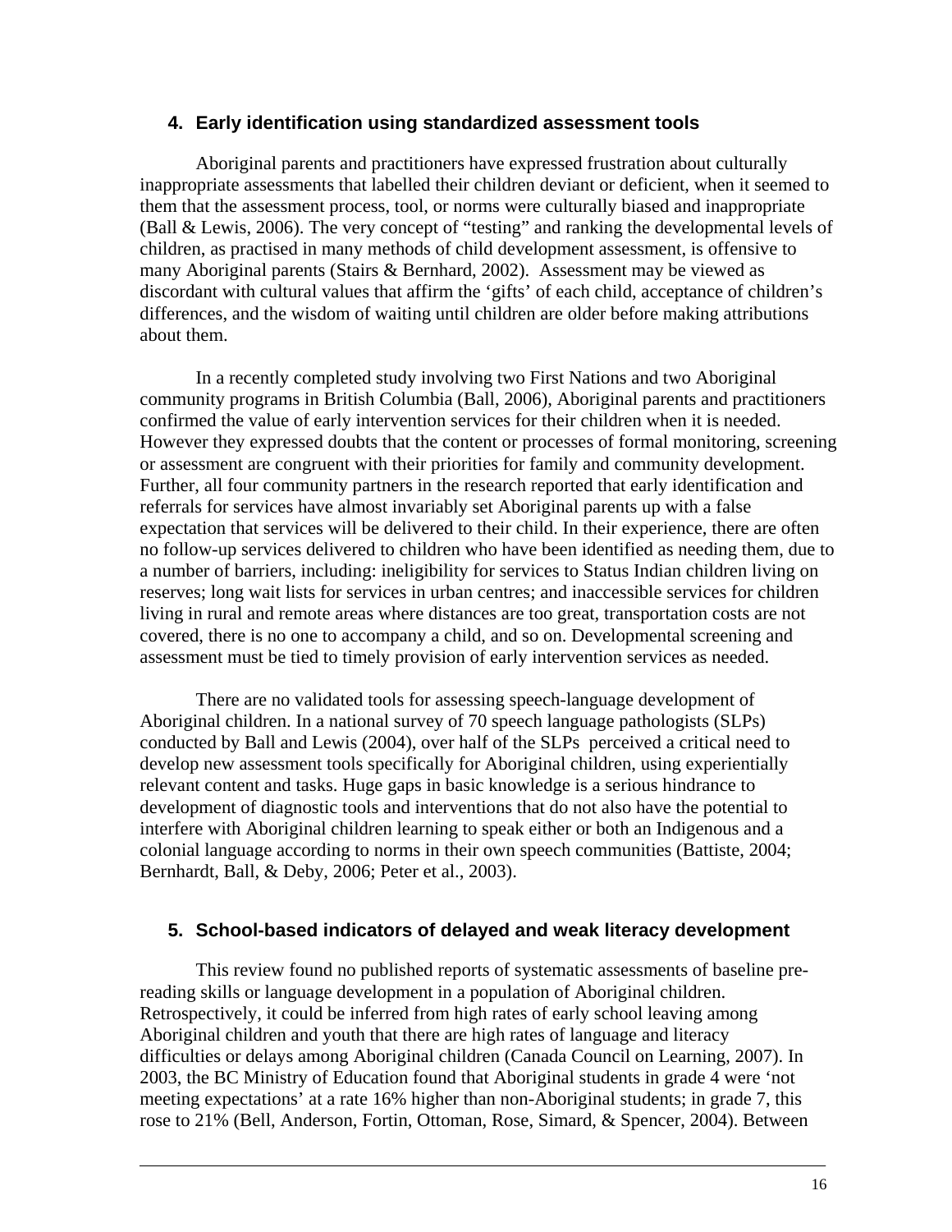## 4. Early identification using standardized assessment tools

Aboriginal parents and practitioners have expressed frustration about culturally inappropriate assessments that labelled their children deviant or deficient, when it seemed to them that the assessment process, tool, or norms were culturally biased and inappropriate (Ball & Lewis, 2006). The very concept of "testing" and ranking the developmental levels of children, as practised in many methods of child development assessment, is offensive to many Aboriginal parents (Stairs & Bernhard, 2002). Assessment may be viewed as discordant with cultural values that affirm the 'gifts' of each child, acceptance of children's differences, and the wisdom of waiting until children are older before making attributions about them.

In a recently completed study involving two First Nations and two Aboriginal community programs in British Columbia (Ball, 2006), Aboriginal parents and practitioners confirmed the value of early intervention services for their children when it is needed. However they expressed doubts that the content or processes of formal monitoring, screening or assessment are congruent with their priorities for family and community development. Further, all four community partners in the research reported that early identification and referrals for services have almost invariably set Aboriginal parents up with a false expectation that services will be delivered to their child. In their experience, there are often no follow-up services delivered to children who have been identified as needing them, due to a number of barriers, including: ineligibility for services to Status Indian children living on reserves; long wait lists for services in urban centres; and inaccessible services for children living in rural and remote areas where distances are too great, transportation costs are not covered, there is no one to accompany a child, and so on. Developmental screening and assessment must be tied to timely provision of early intervention services as needed.

There are no validated tools for assessing speech-language development of Aboriginal children. In a national survey of 70 speech language pathologists (SLPs) conducted by Ball and Lewis (2004), over half of the SLPs perceived a critical need to develop new assessment tools specifically for Aboriginal children, using experientially relevant content and tasks. Huge gaps in basic knowledge is a serious hindrance to development of diagnostic tools and interventions that do not also have the potential to interfere with Aboriginal children learning to speak either or both an Indigenous and a colonial language according to norms in their own speech communities (Battiste, 2004; Bernhardt, Ball, & Deby, 2006; Peter et al., 2003).

## 5. School-based indicators of delayed and weak literacy development

This review found no published reports of systematic assessments of baseline pre-reading skills or language development in a population of Aboriginal children. Retrospectively, it could be inferred from high rates of early school leaving among Aboriginal children and youth that there are high rates of language and literacy difficulties or delays among Aboriginal children (Canada Council on Learning, 2007). In 2003, the BC Ministry of Education found that Aboriginal students in grade 4 were 'not meeting expectations' at a rate 16% higher than non-Aboriginal students; in grade 7, this rose to 21% (Bell, Anderson, Fortin, Ottoman, Rose, Simard, & Spencer, 2004). Between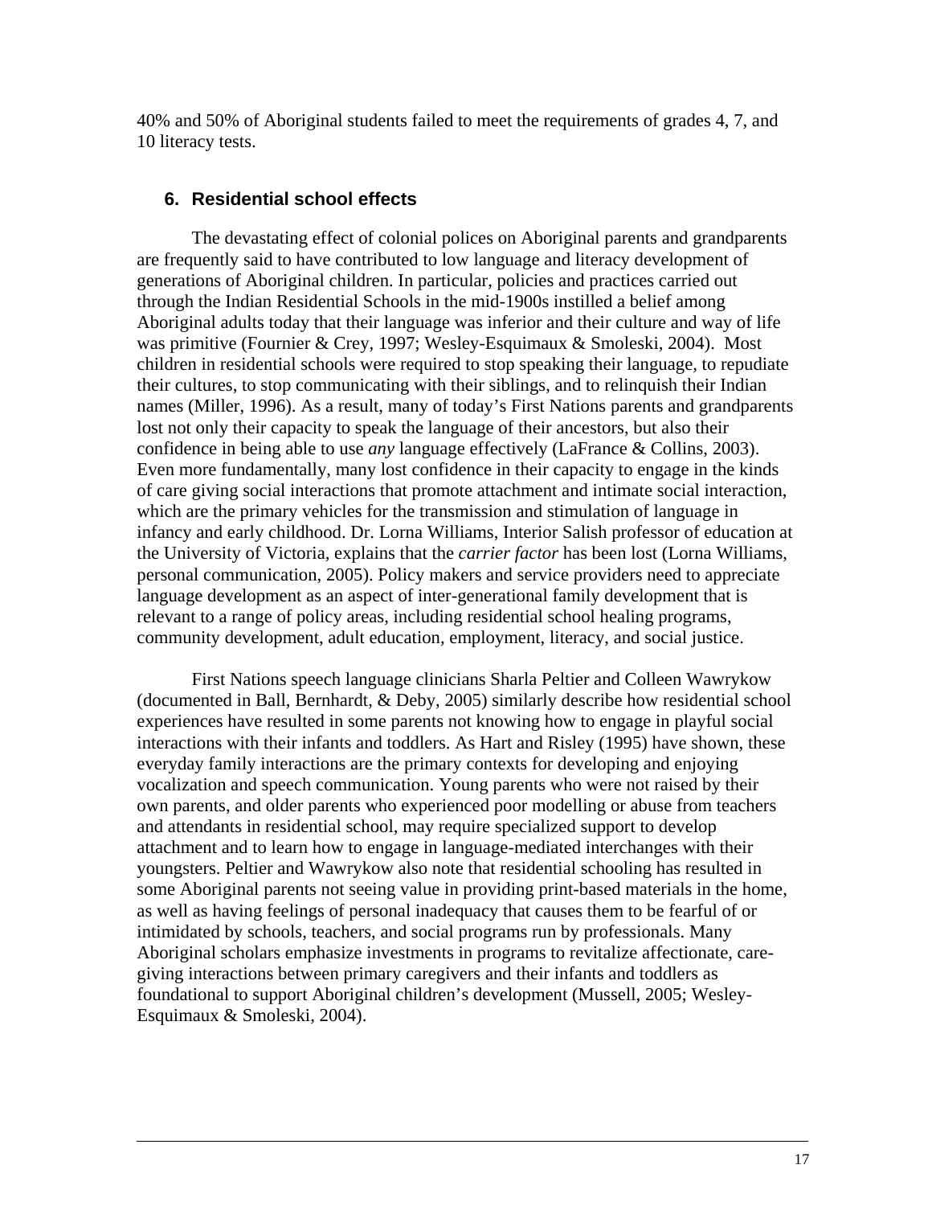40% and 50% of Aboriginal students failed to meet the requirements of grades 4, 7, and 10 literacy tests.

## 6. Residential school effects

The devastating effect of colonial polices on Aboriginal parents and grandparents are frequently said to have contributed to low language and literacy development of generations of Aboriginal children. In particular, policies and practices carried out through the Indian Residential Schools in the mid-1900s instilled a belief among Aboriginal adults today that their language was inferior and their culture and way of life was primitive (Fournier & Crey, 1997; Wesley-Esquimaux & Smoleski, 2004). Most children in residential schools were required to stop speaking their language, to repudiate their cultures, to stop communicating with their siblings, and to relinquish their Indian names (Miller, 1996). As a result, many of today's First Nations parents and grandparents lost not only their capacity to speak the language of their ancestors, but also their confidence in being able to use *any* language effectively (LaFrance & Collins, 2003). Even more fundamentally, many lost confidence in their capacity to engage in the kinds of care giving social interactions that promote attachment and intimate social interaction, which are the primary vehicles for the transmission and stimulation of language in infancy and early childhood. Dr. Lorna Williams, Interior Salish professor of education at the University of Victoria, explains that the *carrier factor* has been lost (Lorna Williams, personal communication, 2005). Policy makers and service providers need to appreciate language development as an aspect of inter-generational family development that is relevant to a range of policy areas, including residential school healing programs, community development, adult education, employment, literacy, and social justice.

First Nations speech language clinicians Sharla Peltier and Colleen Wawrykow (documented in Ball, Bernhardt, & Deby, 2005) similarly describe how residential school experiences have resulted in some parents not knowing how to engage in playful social interactions with their infants and toddlers. As Hart and Risley (1995) have shown, these everyday family interactions are the primary contexts for developing and enjoying vocalization and speech communication. Young parents who were not raised by their own parents, and older parents who experienced poor modelling or abuse from teachers and attendants in residential school, may require specialized support to develop attachment and to learn how to engage in language-mediated interchanges with their youngsters. Peltier and Wawrykow also note that residential schooling has resulted in some Aboriginal parents not seeing value in providing print-based materials in the home, as well as having feelings of personal inadequacy that causes them to be fearful of or intimidated by schools, teachers, and social programs run by professionals. Many Aboriginal scholars emphasize investments in programs to revitalize affectionate, care-giving interactions between primary caregivers and their infants and toddlers as foundational to support Aboriginal children's development (Mussell, 2005; Wesley-Esquimaux & Smoleski, 2004).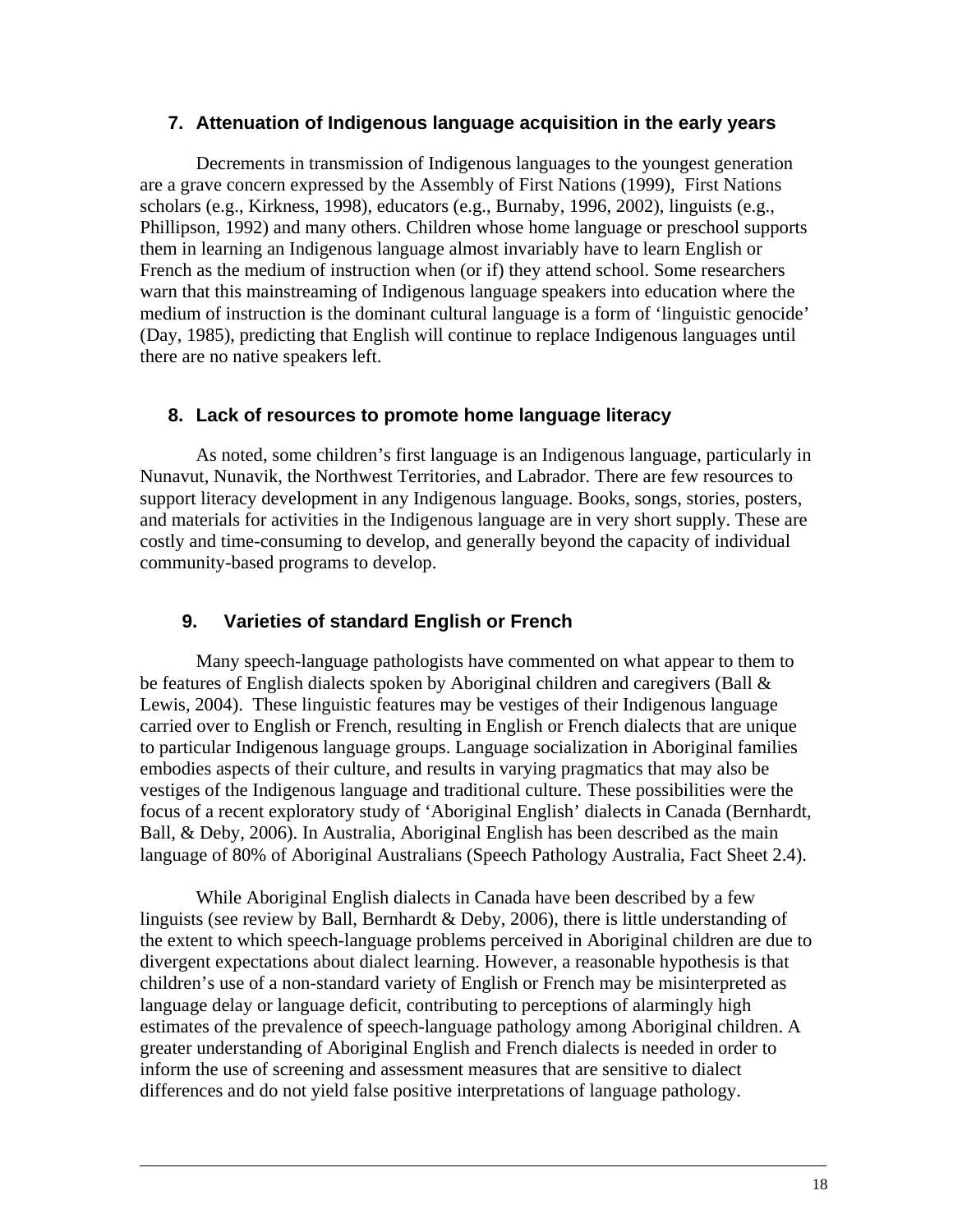### 7. Attenuation of Indigenous language acquisition in the early years

Decrements in transmission of Indigenous languages to the youngest generation are a grave concern expressed by the Assembly of First Nations (1999), First Nations scholars (e.g., Kirkness, 1998), educators (e.g., Burnaby, 1996, 2002), linguists (e.g., Phillipson, 1992) and many others. Children whose home language or preschool supports them in learning an Indigenous language almost invariably have to learn English or French as the medium of instruction when (or if) they attend school. Some researchers warn that this mainstreaming of Indigenous language speakers into education where the medium of instruction is the dominant cultural language is a form of 'linguistic genocide' (Day, 1985), predicting that English will continue to replace Indigenous languages until there are no native speakers left.

### 8. Lack of resources to promote home language literacy

As noted, some children's first language is an Indigenous language, particularly in Nunavut, Nunavik, the Northwest Territories, and Labrador. There are few resources to support literacy development in any Indigenous language. Books, songs, stories, posters, and materials for activities in the Indigenous language are in very short supply. These are costly and time-consuming to develop, and generally beyond the capacity of individual community-based programs to develop.

### 9. Varieties of standard English or French

Many speech-language pathologists have commented on what appear to them to be features of English dialects spoken by Aboriginal children and caregivers (Ball & Lewis, 2004). These linguistic features may be vestiges of their Indigenous language carried over to English or French, resulting in English or French dialects that are unique to particular Indigenous language groups. Language socialization in Aboriginal families embodies aspects of their culture, and results in varying pragmatics that may also be vestiges of the Indigenous language and traditional culture. These possibilities were the focus of a recent exploratory study of 'Aboriginal English' dialects in Canada (Bernhardt, Ball, & Deby, 2006). In Australia, Aboriginal English has been described as the main language of 80% of Aboriginal Australians (Speech Pathology Australia, Fact Sheet 2.4).

While Aboriginal English dialects in Canada have been described by a few linguists (see review by Ball, Bernhardt & Deby, 2006), there is little understanding of the extent to which speech-language problems perceived in Aboriginal children are due to divergent expectations about dialect learning. However, a reasonable hypothesis is that children's use of a non-standard variety of English or French may be misinterpreted as language delay or language deficit, contributing to perceptions of alarmingly high estimates of the prevalence of speech-language pathology among Aboriginal children. A greater understanding of Aboriginal English and French dialects is needed in order to inform the use of screening and assessment measures that are sensitive to dialect differences and do not yield false positive interpretations of language pathology.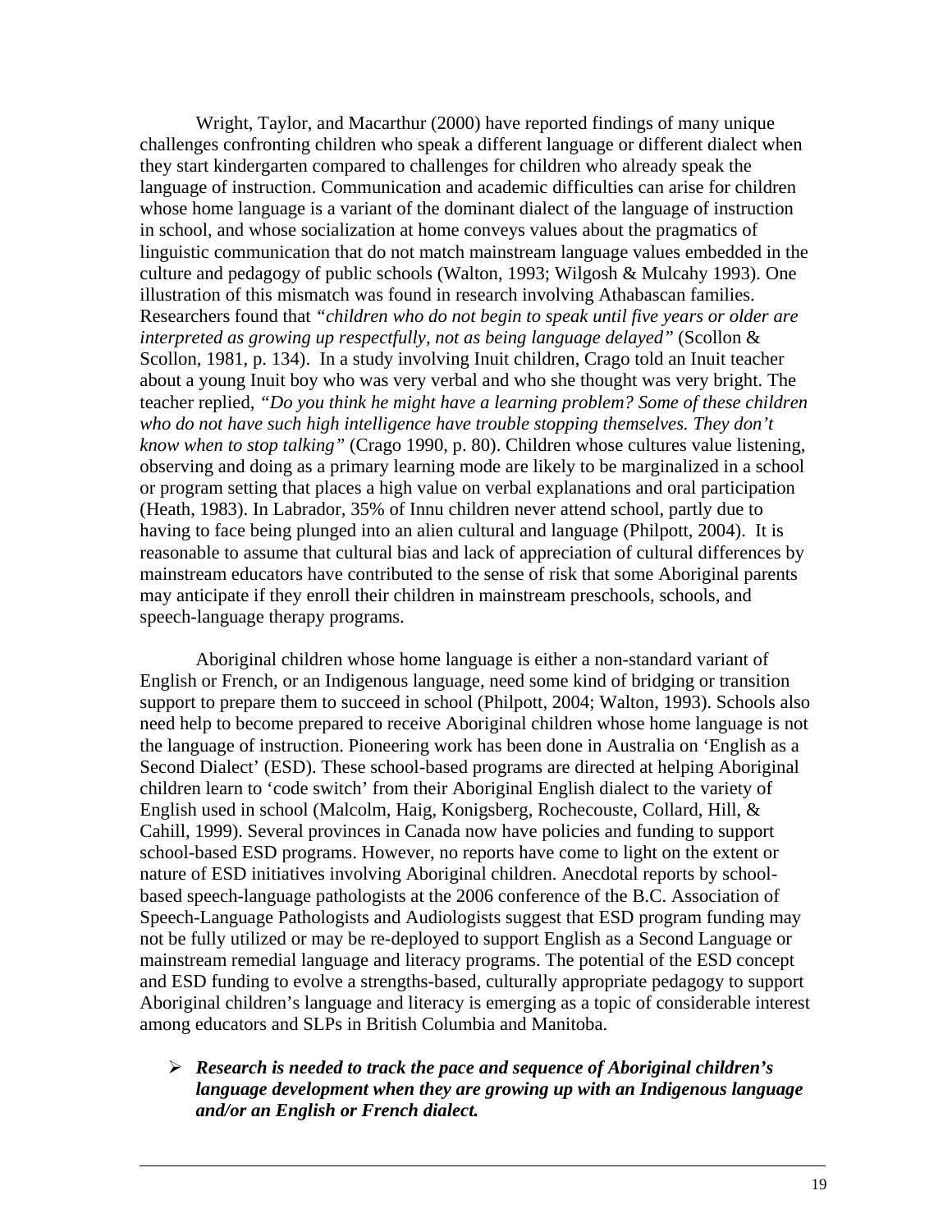Wright, Taylor, and Macarthur (2000) have reported findings of many unique challenges confronting children who speak a different language or different dialect when they start kindergarten compared to challenges for children who already speak the language of instruction. Communication and academic difficulties can arise for children whose home language is a variant of the dominant dialect of the language of instruction in school, and whose socialization at home conveys values about the pragmatics of linguistic communication that do not match mainstream language values embedded in the culture and pedagogy of public schools (Walton, 1993; Wilgosh & Mulcahy 1993). One illustration of this mismatch was found in research involving Athabascan families. Researchers found that *"children who do not begin to speak until five years or older are interpreted as growing up respectfully, not as being language delayed"* (Scollon & Scollon, 1981, p. 134). In a study involving Inuit children, Crago told an Inuit teacher about a young Inuit boy who was very verbal and who she thought was very bright. The teacher replied, *"Do you think he might have a learning problem? Some of these children who do not have such high intelligence have trouble stopping themselves. They don't know when to stop talking"* (Crago 1990, p. 80). Children whose cultures value listening, observing and doing as a primary learning mode are likely to be marginalized in a school or program setting that places a high value on verbal explanations and oral participation (Heath, 1983). In Labrador, 35% of Innu children never attend school, partly due to having to face being plunged into an alien cultural and language (Philpott, 2004). It is reasonable to assume that cultural bias and lack of appreciation of cultural differences by mainstream educators have contributed to the sense of risk that some Aboriginal parents may anticipate if they enroll their children in mainstream preschools, schools, and speech-language therapy programs.

Aboriginal children whose home language is either a non-standard variant of English or French, or an Indigenous language, need some kind of bridging or transition support to prepare them to succeed in school (Philpott, 2004; Walton, 1993). Schools also need help to become prepared to receive Aboriginal children whose home language is not the language of instruction. Pioneering work has been done in Australia on 'English as a Second Dialect' (ESD). These school-based programs are directed at helping Aboriginal children learn to 'code switch' from their Aboriginal English dialect to the variety of English used in school (Malcolm, Haig, Konigsberg, Rochecouste, Collard, Hill, & Cahill, 1999). Several provinces in Canada now have policies and funding to support school-based ESD programs. However, no reports have come to light on the extent or nature of ESD initiatives involving Aboriginal children. Anecdotal reports by school-based speech-language pathologists at the 2006 conference of the B.C. Association of Speech-Language Pathologists and Audiologists suggest that ESD program funding may not be fully utilized or may be re-deployed to support English as a Second Language or mainstream remedial language and literacy programs. The potential of the ESD concept and ESD funding to evolve a strengths-based, culturally appropriate pedagogy to support Aboriginal children's language and literacy is emerging as a topic of considerable interest among educators and SLPs in British Columbia and Manitoba.

- ***Research is needed to track the pace and sequence of Aboriginal children's language development when they are growing up with an Indigenous language and/or an English or French dialect.***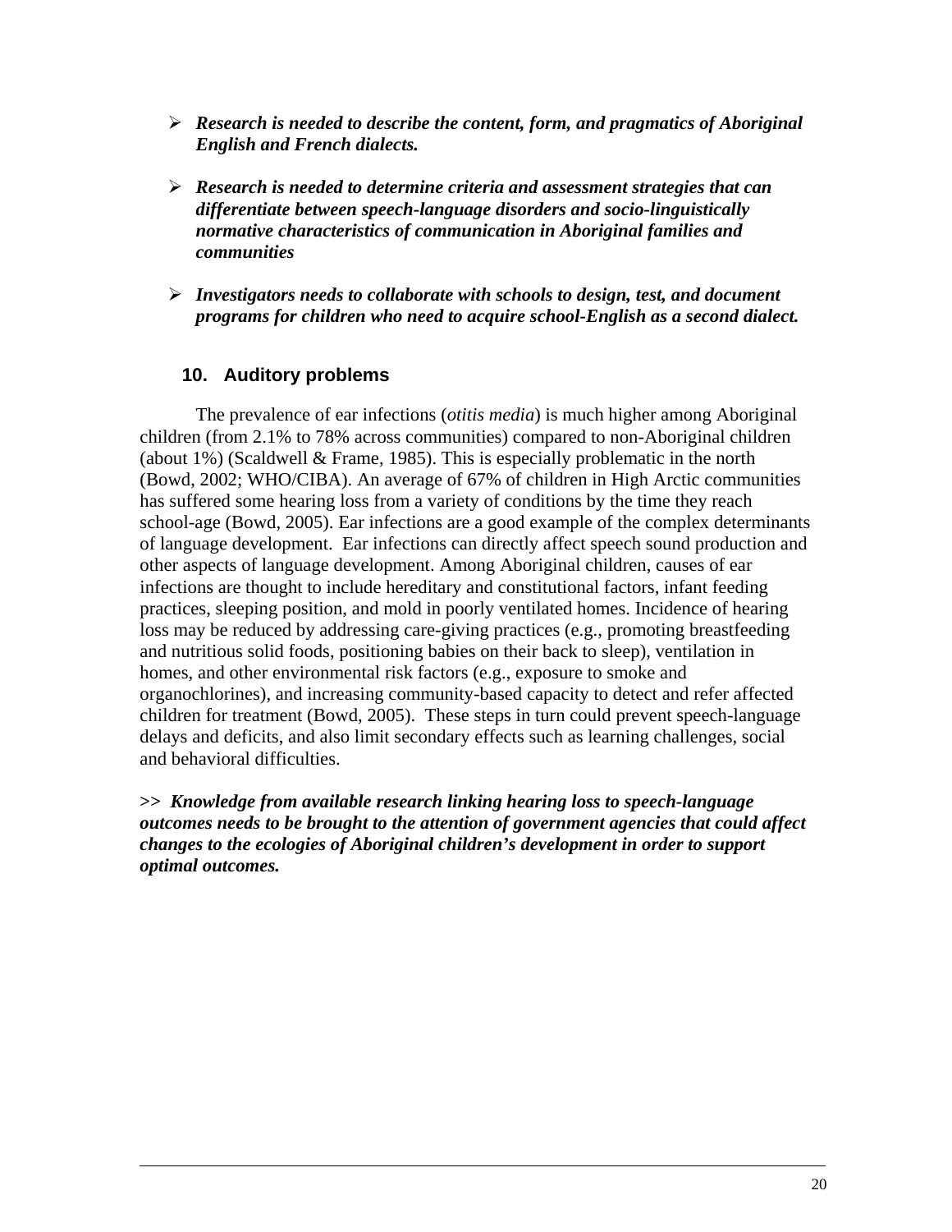- ***Research is needed to describe the content, form, and pragmatics of Aboriginal English and French dialects.***

- ***Research is needed to determine criteria and assessment strategies that can differentiate between speech-language disorders and socio-linguistically normative characteristics of communication in Aboriginal families and communities***

- ***Investigators needs to collaborate with schools to design, test, and document programs for children who need to acquire school-English as a second dialect.***

## 10. Auditory problems

The prevalence of ear infections (*otitis media*) is much higher among Aboriginal children (from 2.1% to 78% across communities) compared to non-Aboriginal children (about 1%) (Scaldwell & Frame, 1985). This is especially problematic in the north (Bowd, 2002; WHO/CIBA). An average of 67% of children in High Arctic communities has suffered some hearing loss from a variety of conditions by the time they reach school-age (Bowd, 2005). Ear infections are a good example of the complex determinants of language development. Ear infections can directly affect speech sound production and other aspects of language development. Among Aboriginal children, causes of ear infections are thought to include hereditary and constitutional factors, infant feeding practices, sleeping position, and mold in poorly ventilated homes. Incidence of hearing loss may be reduced by addressing care-giving practices (e.g., promoting breastfeeding and nutritious solid foods, positioning babies on their back to sleep), ventilation in homes, and other environmental risk factors (e.g., exposure to smoke and organochlorines), and increasing community-based capacity to detect and refer affected children for treatment (Bowd, 2005). These steps in turn could prevent speech-language delays and deficits, and also limit secondary effects such as learning challenges, social and behavioral difficulties.

**>>** ***Knowledge from available research linking hearing loss to speech-language outcomes needs to be brought to the attention of government agencies that could affect changes to the ecologies of Aboriginal children's development in order to support optimal outcomes.***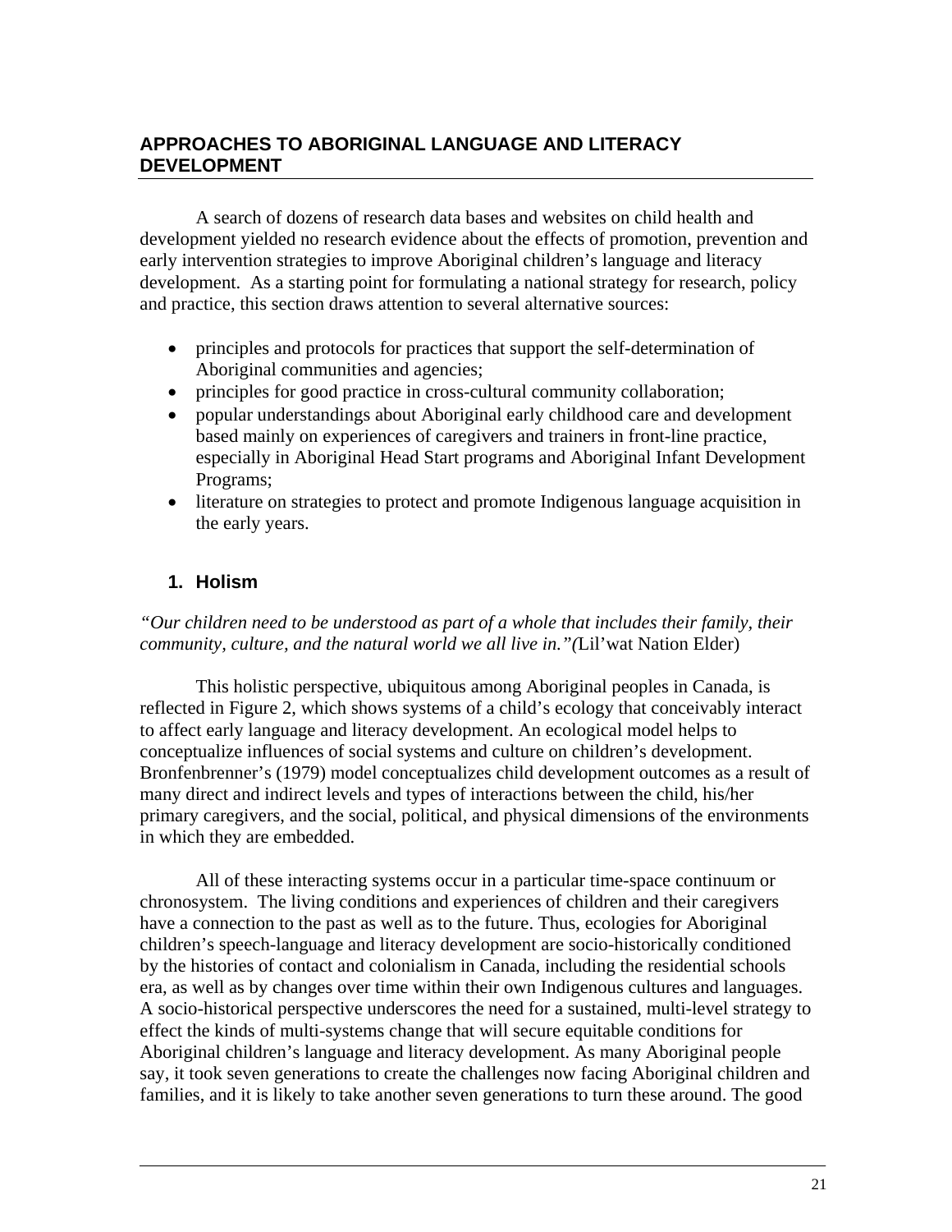## APPROACHES TO ABORIGINAL LANGUAGE AND LITERACY DEVELOPMENT

A search of dozens of research data bases and websites on child health and development yielded no research evidence about the effects of promotion, prevention and early intervention strategies to improve Aboriginal children's language and literacy development. As a starting point for formulating a national strategy for research, policy and practice, this section draws attention to several alternative sources:

- principles and protocols for practices that support the self-determination of Aboriginal communities and agencies;
- principles for good practice in cross-cultural community collaboration;
- popular understandings about Aboriginal early childhood care and development based mainly on experiences of caregivers and trainers in front-line practice, especially in Aboriginal Head Start programs and Aboriginal Infant Development Programs;
- literature on strategies to protect and promote Indigenous language acquisition in the early years.

### 1. Holism

*"Our children need to be understood as part of a whole that includes their family, their community, culture, and the natural world we all live in."(*Lil'wat Nation Elder)

This holistic perspective, ubiquitous among Aboriginal peoples in Canada, is reflected in Figure 2, which shows systems of a child's ecology that conceivably interact to affect early language and literacy development. An ecological model helps to conceptualize influences of social systems and culture on children's development. Bronfenbrenner's (1979) model conceptualizes child development outcomes as a result of many direct and indirect levels and types of interactions between the child, his/her primary caregivers, and the social, political, and physical dimensions of the environments in which they are embedded.

All of these interacting systems occur in a particular time-space continuum or chronosystem. The living conditions and experiences of children and their caregivers have a connection to the past as well as to the future. Thus, ecologies for Aboriginal children's speech-language and literacy development are socio-historically conditioned by the histories of contact and colonialism in Canada, including the residential schools era, as well as by changes over time within their own Indigenous cultures and languages. A socio-historical perspective underscores the need for a sustained, multi-level strategy to effect the kinds of multi-systems change that will secure equitable conditions for Aboriginal children's language and literacy development. As many Aboriginal people say, it took seven generations to create the challenges now facing Aboriginal children and families, and it is likely to take another seven generations to turn these around. The good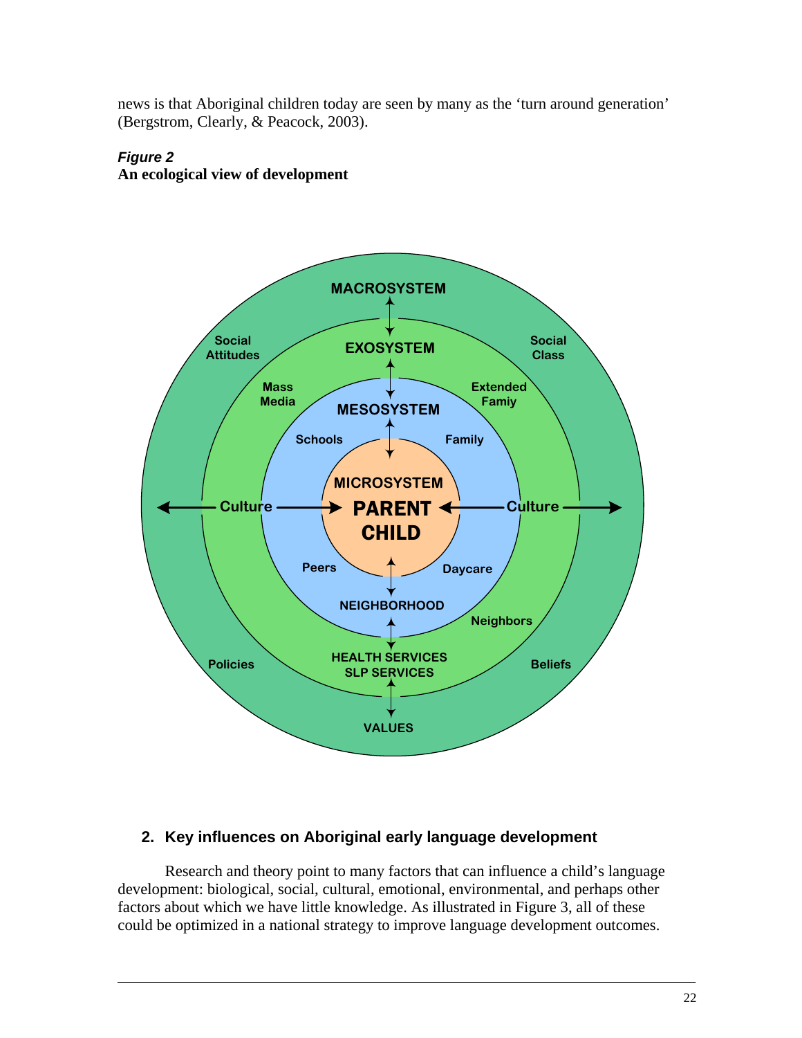news is that Aboriginal children today are seen by many as the 'turn around generation' (Bergstrom, Clearly, & Peacock, 2003).

***Figure 2***
**An ecological view of development**

## 2. Key influences on Aboriginal early language development

Research and theory point to many factors that can influence a child's language development: biological, social, cultural, emotional, environmental, and perhaps other factors about which we have little knowledge. As illustrated in Figure 3, all of these could be optimized in a national strategy to improve language development outcomes.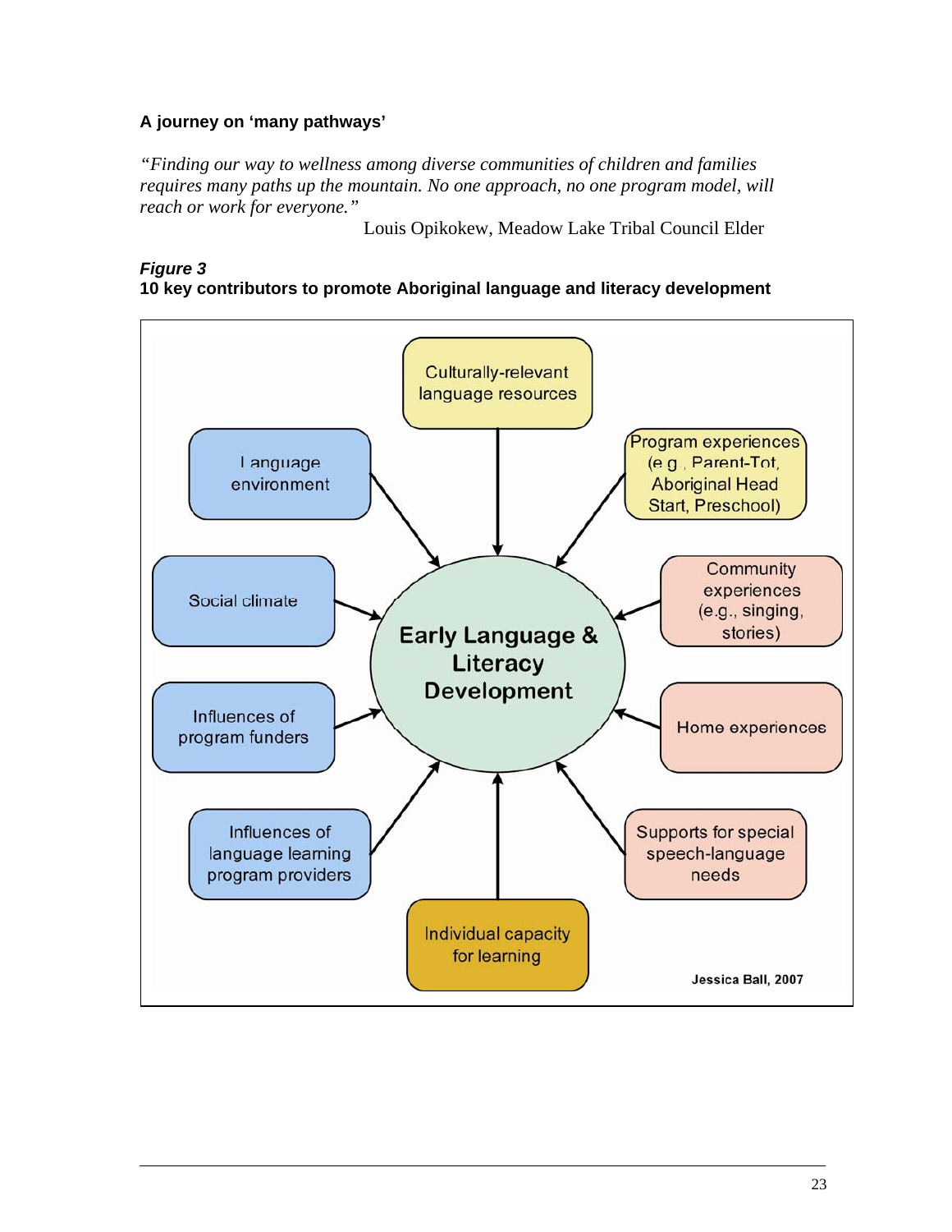**A journey on 'many pathways'**

*"Finding our way to wellness among diverse communities of children and families requires many paths up the mountain. No one approach, no one program model, will reach or work for everyone."*

Louis Opikokew, Meadow Lake Tribal Council Elder

***Figure 3***
**10 key contributors to promote Aboriginal language and literacy development**

Early Language & Literacy Development

- Culturally-relevant language resources
- Program experiences (e.g., Parent-Tot, Aboriginal Head Start, Preschool)
- Community experiences (e.g., singing, stories)
- Home experiences
- Supports for special speech-language needs
- Individual capacity for learning
- Influences of language learning program providers
- Influences of program funders
- Social climate
- Language environment

Jessica Ball, 2007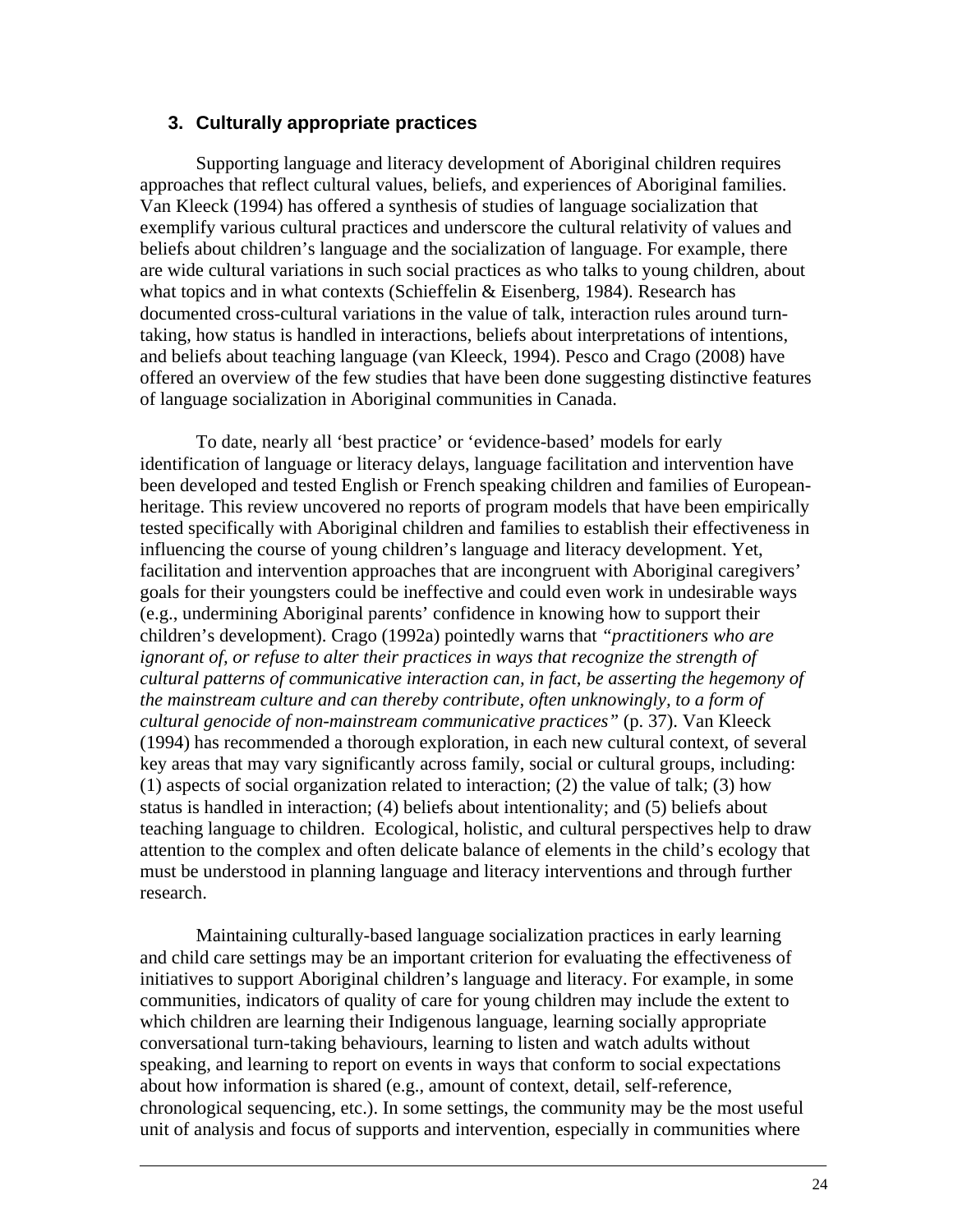## 3. Culturally appropriate practices

Supporting language and literacy development of Aboriginal children requires approaches that reflect cultural values, beliefs, and experiences of Aboriginal families. Van Kleeck (1994) has offered a synthesis of studies of language socialization that exemplify various cultural practices and underscore the cultural relativity of values and beliefs about children's language and the socialization of language. For example, there are wide cultural variations in such social practices as who talks to young children, about what topics and in what contexts (Schieffelin & Eisenberg, 1984). Research has documented cross-cultural variations in the value of talk, interaction rules around turn-taking, how status is handled in interactions, beliefs about interpretations of intentions, and beliefs about teaching language (van Kleeck, 1994). Pesco and Crago (2008) have offered an overview of the few studies that have been done suggesting distinctive features of language socialization in Aboriginal communities in Canada.

To date, nearly all 'best practice' or 'evidence-based' models for early identification of language or literacy delays, language facilitation and intervention have been developed and tested English or French speaking children and families of European-heritage. This review uncovered no reports of program models that have been empirically tested specifically with Aboriginal children and families to establish their effectiveness in influencing the course of young children's language and literacy development. Yet, facilitation and intervention approaches that are incongruent with Aboriginal caregivers' goals for their youngsters could be ineffective and could even work in undesirable ways (e.g., undermining Aboriginal parents' confidence in knowing how to support their children's development). Crago (1992a) pointedly warns that *"practitioners who are ignorant of, or refuse to alter their practices in ways that recognize the strength of cultural patterns of communicative interaction can, in fact, be asserting the hegemony of the mainstream culture and can thereby contribute, often unknowingly, to a form of cultural genocide of non-mainstream communicative practices"* (p. 37). Van Kleeck (1994) has recommended a thorough exploration, in each new cultural context, of several key areas that may vary significantly across family, social or cultural groups, including: (1) aspects of social organization related to interaction; (2) the value of talk; (3) how status is handled in interaction; (4) beliefs about intentionality; and (5) beliefs about teaching language to children. Ecological, holistic, and cultural perspectives help to draw attention to the complex and often delicate balance of elements in the child's ecology that must be understood in planning language and literacy interventions and through further research.

Maintaining culturally-based language socialization practices in early learning and child care settings may be an important criterion for evaluating the effectiveness of initiatives to support Aboriginal children's language and literacy. For example, in some communities, indicators of quality of care for young children may include the extent to which children are learning their Indigenous language, learning socially appropriate conversational turn-taking behaviours, learning to listen and watch adults without speaking, and learning to report on events in ways that conform to social expectations about how information is shared (e.g., amount of context, detail, self-reference, chronological sequencing, etc.). In some settings, the community may be the most useful unit of analysis and focus of supports and intervention, especially in communities where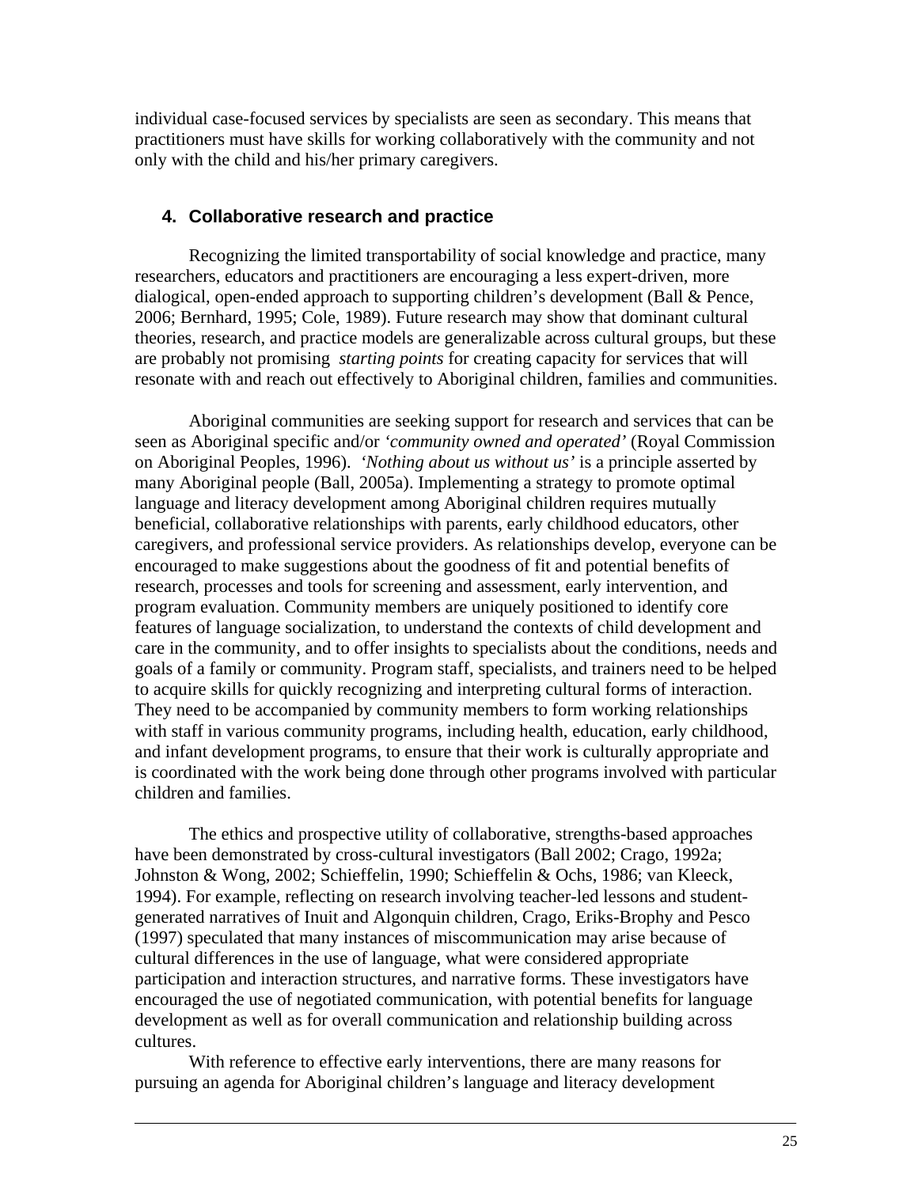individual case-focused services by specialists are seen as secondary. This means that practitioners must have skills for working collaboratively with the community and not only with the child and his/her primary caregivers.

## 4. Collaborative research and practice

Recognizing the limited transportability of social knowledge and practice, many researchers, educators and practitioners are encouraging a less expert-driven, more dialogical, open-ended approach to supporting children's development (Ball & Pence, 2006; Bernhard, 1995; Cole, 1989). Future research may show that dominant cultural theories, research, and practice models are generalizable across cultural groups, but these are probably not promising *starting points* for creating capacity for services that will resonate with and reach out effectively to Aboriginal children, families and communities.

Aboriginal communities are seeking support for research and services that can be seen as Aboriginal specific and/or *'community owned and operated'* (Royal Commission on Aboriginal Peoples, 1996). *'Nothing about us without us'* is a principle asserted by many Aboriginal people (Ball, 2005a). Implementing a strategy to promote optimal language and literacy development among Aboriginal children requires mutually beneficial, collaborative relationships with parents, early childhood educators, other caregivers, and professional service providers. As relationships develop, everyone can be encouraged to make suggestions about the goodness of fit and potential benefits of research, processes and tools for screening and assessment, early intervention, and program evaluation. Community members are uniquely positioned to identify core features of language socialization, to understand the contexts of child development and care in the community, and to offer insights to specialists about the conditions, needs and goals of a family or community. Program staff, specialists, and trainers need to be helped to acquire skills for quickly recognizing and interpreting cultural forms of interaction. They need to be accompanied by community members to form working relationships with staff in various community programs, including health, education, early childhood, and infant development programs, to ensure that their work is culturally appropriate and is coordinated with the work being done through other programs involved with particular children and families.

The ethics and prospective utility of collaborative, strengths-based approaches have been demonstrated by cross-cultural investigators (Ball 2002; Crago, 1992a; Johnston & Wong, 2002; Schieffelin, 1990; Schieffelin & Ochs, 1986; van Kleeck, 1994). For example, reflecting on research involving teacher-led lessons and student-generated narratives of Inuit and Algonquin children, Crago, Eriks-Brophy and Pesco (1997) speculated that many instances of miscommunication may arise because of cultural differences in the use of language, what were considered appropriate participation and interaction structures, and narrative forms. These investigators have encouraged the use of negotiated communication, with potential benefits for language development as well as for overall communication and relationship building across cultures.

With reference to effective early interventions, there are many reasons for pursuing an agenda for Aboriginal children's language and literacy development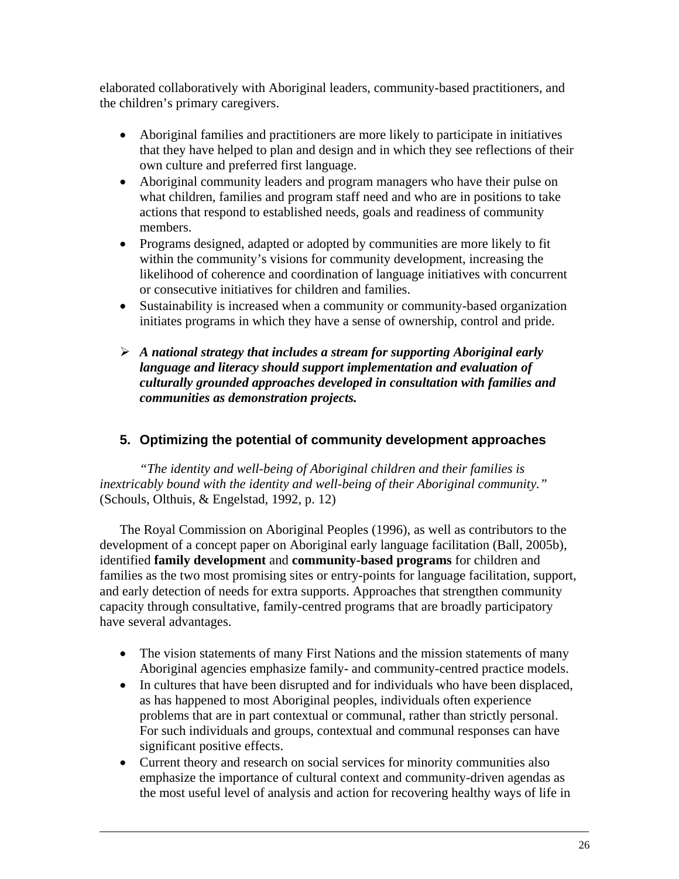elaborated collaboratively with Aboriginal leaders, community-based practitioners, and the children's primary caregivers.

- Aboriginal families and practitioners are more likely to participate in initiatives that they have helped to plan and design and in which they see reflections of their own culture and preferred first language.
- Aboriginal community leaders and program managers who have their pulse on what children, families and program staff need and who are in positions to take actions that respond to established needs, goals and readiness of community members.
- Programs designed, adapted or adopted by communities are more likely to fit within the community's visions for community development, increasing the likelihood of coherence and coordination of language initiatives with concurrent or consecutive initiatives for children and families.
- Sustainability is increased when a community or community-based organization initiates programs in which they have a sense of ownership, control and pride.

> ➢ ***A national strategy that includes a stream for supporting Aboriginal early language and literacy should support implementation and evaluation of culturally grounded approaches developed in consultation with families and communities as demonstration projects.***

## 5. Optimizing the potential of community development approaches

*"The identity and well-being of Aboriginal children and their families is inextricably bound with the identity and well-being of their Aboriginal community."* (Schouls, Olthuis, & Engelstad, 1992, p. 12)

The Royal Commission on Aboriginal Peoples (1996), as well as contributors to the development of a concept paper on Aboriginal early language facilitation (Ball, 2005b), identified **family development** and **community-based programs** for children and families as the two most promising sites or entry-points for language facilitation, support, and early detection of needs for extra supports. Approaches that strengthen community capacity through consultative, family-centred programs that are broadly participatory have several advantages.

- The vision statements of many First Nations and the mission statements of many Aboriginal agencies emphasize family- and community-centred practice models.
- In cultures that have been disrupted and for individuals who have been displaced, as has happened to most Aboriginal peoples, individuals often experience problems that are in part contextual or communal, rather than strictly personal. For such individuals and groups, contextual and communal responses can have significant positive effects.
- Current theory and research on social services for minority communities also emphasize the importance of cultural context and community-driven agendas as the most useful level of analysis and action for recovering healthy ways of life in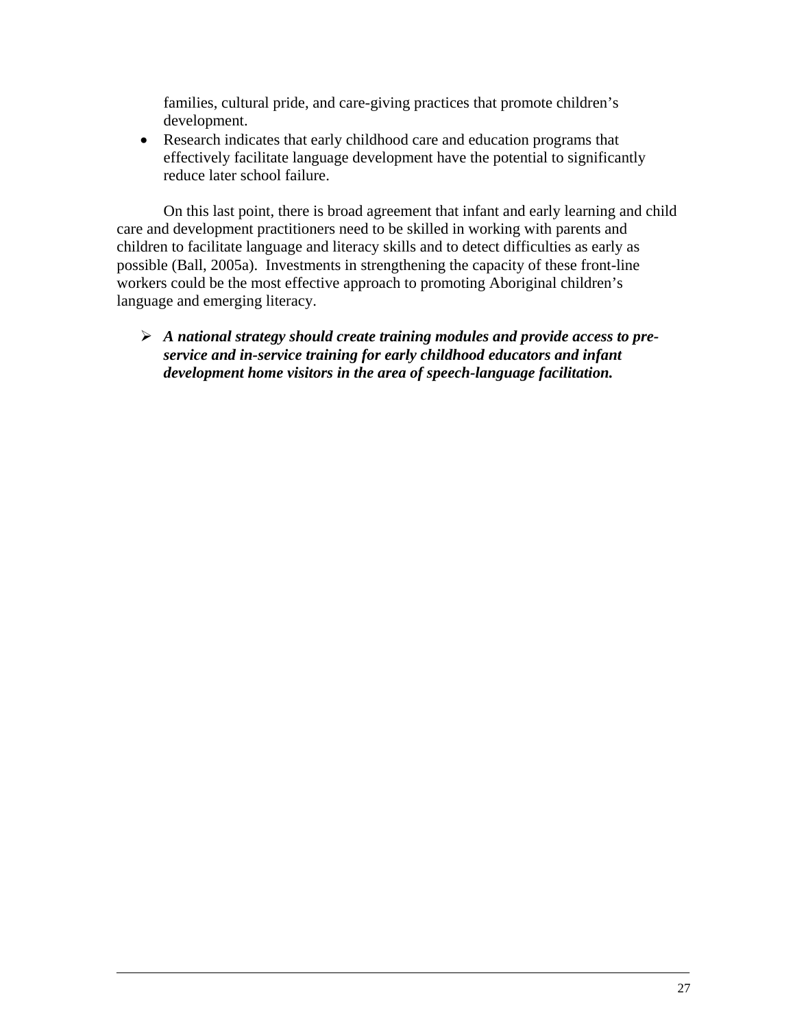families, cultural pride, and care-giving practices that promote children's development.

- Research indicates that early childhood care and education programs that effectively facilitate language development have the potential to significantly reduce later school failure.

On this last point, there is broad agreement that infant and early learning and child care and development practitioners need to be skilled in working with parents and children to facilitate language and literacy skills and to detect difficulties as early as possible (Ball, 2005a). Investments in strengthening the capacity of these front-line workers could be the most effective approach to promoting Aboriginal children's language and emerging literacy.

- ***A national strategy should create training modules and provide access to pre-service and in-service training for early childhood educators and infant development home visitors in the area of speech-language facilitation.***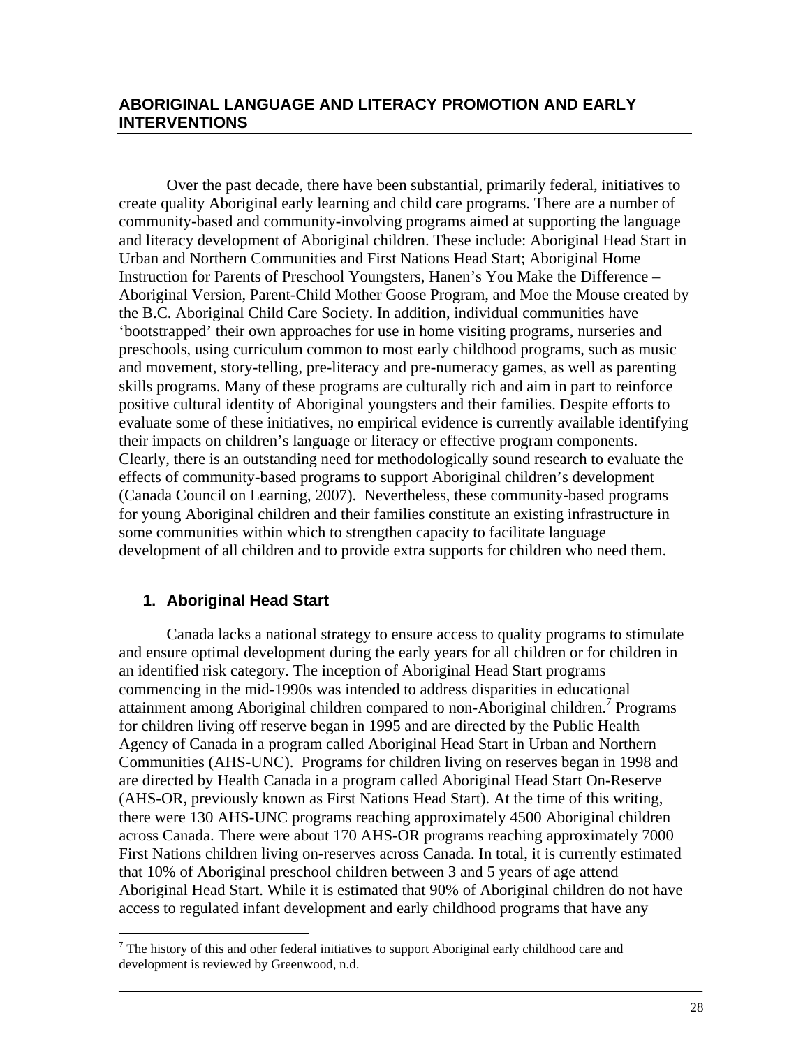## ABORIGINAL LANGUAGE AND LITERACY PROMOTION AND EARLY INTERVENTIONS

Over the past decade, there have been substantial, primarily federal, initiatives to create quality Aboriginal early learning and child care programs. There are a number of community-based and community-involving programs aimed at supporting the language and literacy development of Aboriginal children. These include: Aboriginal Head Start in Urban and Northern Communities and First Nations Head Start; Aboriginal Home Instruction for Parents of Preschool Youngsters, Hanen's You Make the Difference – Aboriginal Version, Parent-Child Mother Goose Program, and Moe the Mouse created by the B.C. Aboriginal Child Care Society. In addition, individual communities have 'bootstrapped' their own approaches for use in home visiting programs, nurseries and preschools, using curriculum common to most early childhood programs, such as music and movement, story-telling, pre-literacy and pre-numeracy games, as well as parenting skills programs. Many of these programs are culturally rich and aim in part to reinforce positive cultural identity of Aboriginal youngsters and their families. Despite efforts to evaluate some of these initiatives, no empirical evidence is currently available identifying their impacts on children's language or literacy or effective program components. Clearly, there is an outstanding need for methodologically sound research to evaluate the effects of community-based programs to support Aboriginal children's development (Canada Council on Learning, 2007). Nevertheless, these community-based programs for young Aboriginal children and their families constitute an existing infrastructure in some communities within which to strengthen capacity to facilitate language development of all children and to provide extra supports for children who need them.

### 1. Aboriginal Head Start

Canada lacks a national strategy to ensure access to quality programs to stimulate and ensure optimal development during the early years for all children or for children in an identified risk category. The inception of Aboriginal Head Start programs commencing in the mid-1990s was intended to address disparities in educational attainment among Aboriginal children compared to non-Aboriginal children.[7] Programs for children living off reserve began in 1995 and are directed by the Public Health Agency of Canada in a program called Aboriginal Head Start in Urban and Northern Communities (AHS-UNC). Programs for children living on reserves began in 1998 and are directed by Health Canada in a program called Aboriginal Head Start On-Reserve (AHS-OR, previously known as First Nations Head Start). At the time of this writing, there were 130 AHS-UNC programs reaching approximately 4500 Aboriginal children across Canada. There were about 170 AHS-OR programs reaching approximately 7000 First Nations children living on-reserves across Canada. In total, it is currently estimated that 10% of Aboriginal preschool children between 3 and 5 years of age attend Aboriginal Head Start. While it is estimated that 90% of Aboriginal children do not have access to regulated infant development and early childhood programs that have any

[7] The history of this and other federal initiatives to support Aboriginal early childhood care and development is reviewed by Greenwood, n.d.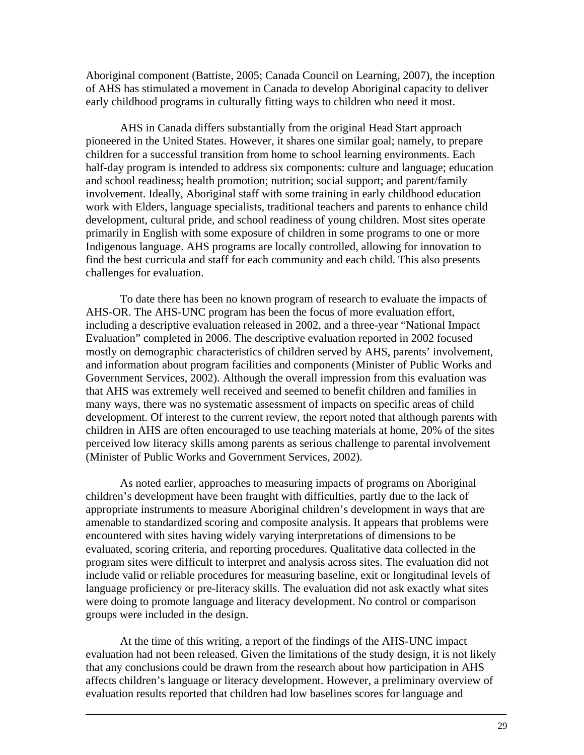Aboriginal component (Battiste, 2005; Canada Council on Learning, 2007), the inception of AHS has stimulated a movement in Canada to develop Aboriginal capacity to deliver early childhood programs in culturally fitting ways to children who need it most.

AHS in Canada differs substantially from the original Head Start approach pioneered in the United States. However, it shares one similar goal; namely, to prepare children for a successful transition from home to school learning environments. Each half-day program is intended to address six components: culture and language; education and school readiness; health promotion; nutrition; social support; and parent/family involvement. Ideally, Aboriginal staff with some training in early childhood education work with Elders, language specialists, traditional teachers and parents to enhance child development, cultural pride, and school readiness of young children. Most sites operate primarily in English with some exposure of children in some programs to one or more Indigenous language. AHS programs are locally controlled, allowing for innovation to find the best curricula and staff for each community and each child. This also presents challenges for evaluation.

To date there has been no known program of research to evaluate the impacts of AHS-OR. The AHS-UNC program has been the focus of more evaluation effort, including a descriptive evaluation released in 2002, and a three-year "National Impact Evaluation" completed in 2006. The descriptive evaluation reported in 2002 focused mostly on demographic characteristics of children served by AHS, parents' involvement, and information about program facilities and components (Minister of Public Works and Government Services, 2002). Although the overall impression from this evaluation was that AHS was extremely well received and seemed to benefit children and families in many ways, there was no systematic assessment of impacts on specific areas of child development. Of interest to the current review, the report noted that although parents with children in AHS are often encouraged to use teaching materials at home, 20% of the sites perceived low literacy skills among parents as serious challenge to parental involvement (Minister of Public Works and Government Services, 2002).

As noted earlier, approaches to measuring impacts of programs on Aboriginal children's development have been fraught with difficulties, partly due to the lack of appropriate instruments to measure Aboriginal children's development in ways that are amenable to standardized scoring and composite analysis. It appears that problems were encountered with sites having widely varying interpretations of dimensions to be evaluated, scoring criteria, and reporting procedures. Qualitative data collected in the program sites were difficult to interpret and analysis across sites. The evaluation did not include valid or reliable procedures for measuring baseline, exit or longitudinal levels of language proficiency or pre-literacy skills. The evaluation did not ask exactly what sites were doing to promote language and literacy development. No control or comparison groups were included in the design.

At the time of this writing, a report of the findings of the AHS-UNC impact evaluation had not been released. Given the limitations of the study design, it is not likely that any conclusions could be drawn from the research about how participation in AHS affects children's language or literacy development. However, a preliminary overview of evaluation results reported that children had low baselines scores for language and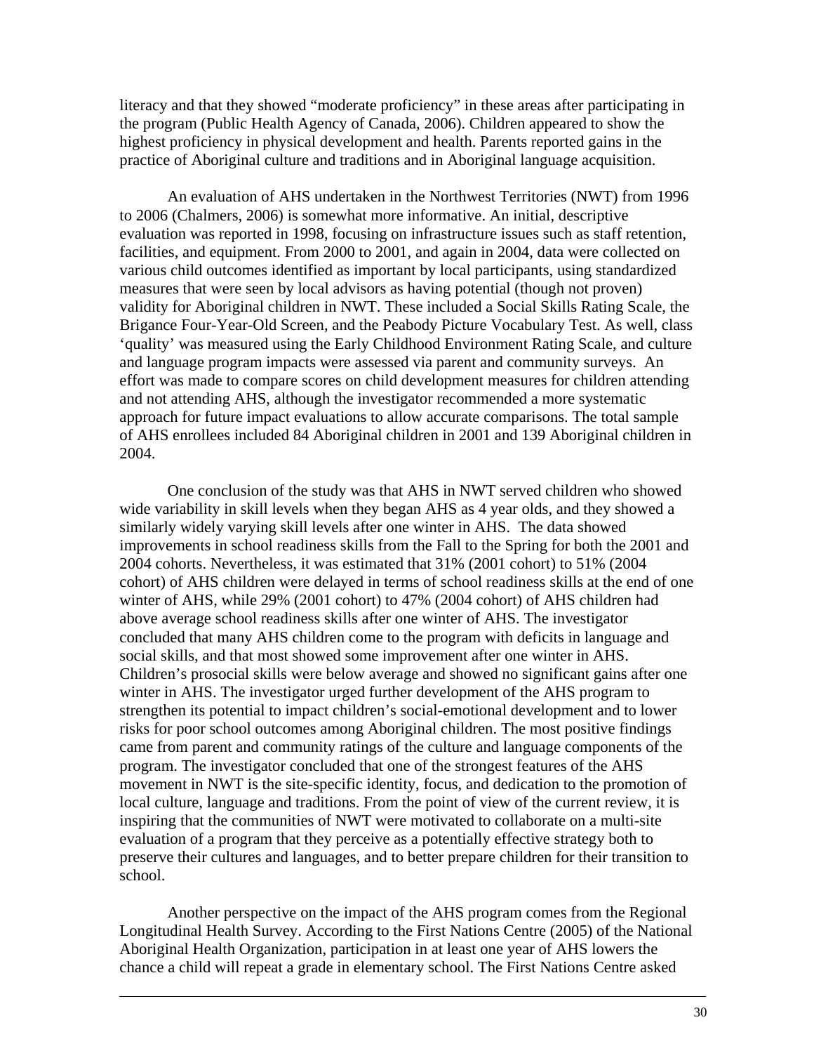literacy and that they showed "moderate proficiency" in these areas after participating in the program (Public Health Agency of Canada, 2006). Children appeared to show the highest proficiency in physical development and health. Parents reported gains in the practice of Aboriginal culture and traditions and in Aboriginal language acquisition.

An evaluation of AHS undertaken in the Northwest Territories (NWT) from 1996 to 2006 (Chalmers, 2006) is somewhat more informative. An initial, descriptive evaluation was reported in 1998, focusing on infrastructure issues such as staff retention, facilities, and equipment. From 2000 to 2001, and again in 2004, data were collected on various child outcomes identified as important by local participants, using standardized measures that were seen by local advisors as having potential (though not proven) validity for Aboriginal children in NWT. These included a Social Skills Rating Scale, the Brigance Four-Year-Old Screen, and the Peabody Picture Vocabulary Test. As well, class 'quality' was measured using the Early Childhood Environment Rating Scale, and culture and language program impacts were assessed via parent and community surveys. An effort was made to compare scores on child development measures for children attending and not attending AHS, although the investigator recommended a more systematic approach for future impact evaluations to allow accurate comparisons. The total sample of AHS enrollees included 84 Aboriginal children in 2001 and 139 Aboriginal children in 2004.

One conclusion of the study was that AHS in NWT served children who showed wide variability in skill levels when they began AHS as 4 year olds, and they showed a similarly widely varying skill levels after one winter in AHS. The data showed improvements in school readiness skills from the Fall to the Spring for both the 2001 and 2004 cohorts. Nevertheless, it was estimated that 31% (2001 cohort) to 51% (2004 cohort) of AHS children were delayed in terms of school readiness skills at the end of one winter of AHS, while 29% (2001 cohort) to 47% (2004 cohort) of AHS children had above average school readiness skills after one winter of AHS. The investigator concluded that many AHS children come to the program with deficits in language and social skills, and that most showed some improvement after one winter in AHS. Children's prosocial skills were below average and showed no significant gains after one winter in AHS. The investigator urged further development of the AHS program to strengthen its potential to impact children's social-emotional development and to lower risks for poor school outcomes among Aboriginal children. The most positive findings came from parent and community ratings of the culture and language components of the program. The investigator concluded that one of the strongest features of the AHS movement in NWT is the site-specific identity, focus, and dedication to the promotion of local culture, language and traditions. From the point of view of the current review, it is inspiring that the communities of NWT were motivated to collaborate on a multi-site evaluation of a program that they perceive as a potentially effective strategy both to preserve their cultures and languages, and to better prepare children for their transition to school.

Another perspective on the impact of the AHS program comes from the Regional Longitudinal Health Survey. According to the First Nations Centre (2005) of the National Aboriginal Health Organization, participation in at least one year of AHS lowers the chance a child will repeat a grade in elementary school. The First Nations Centre asked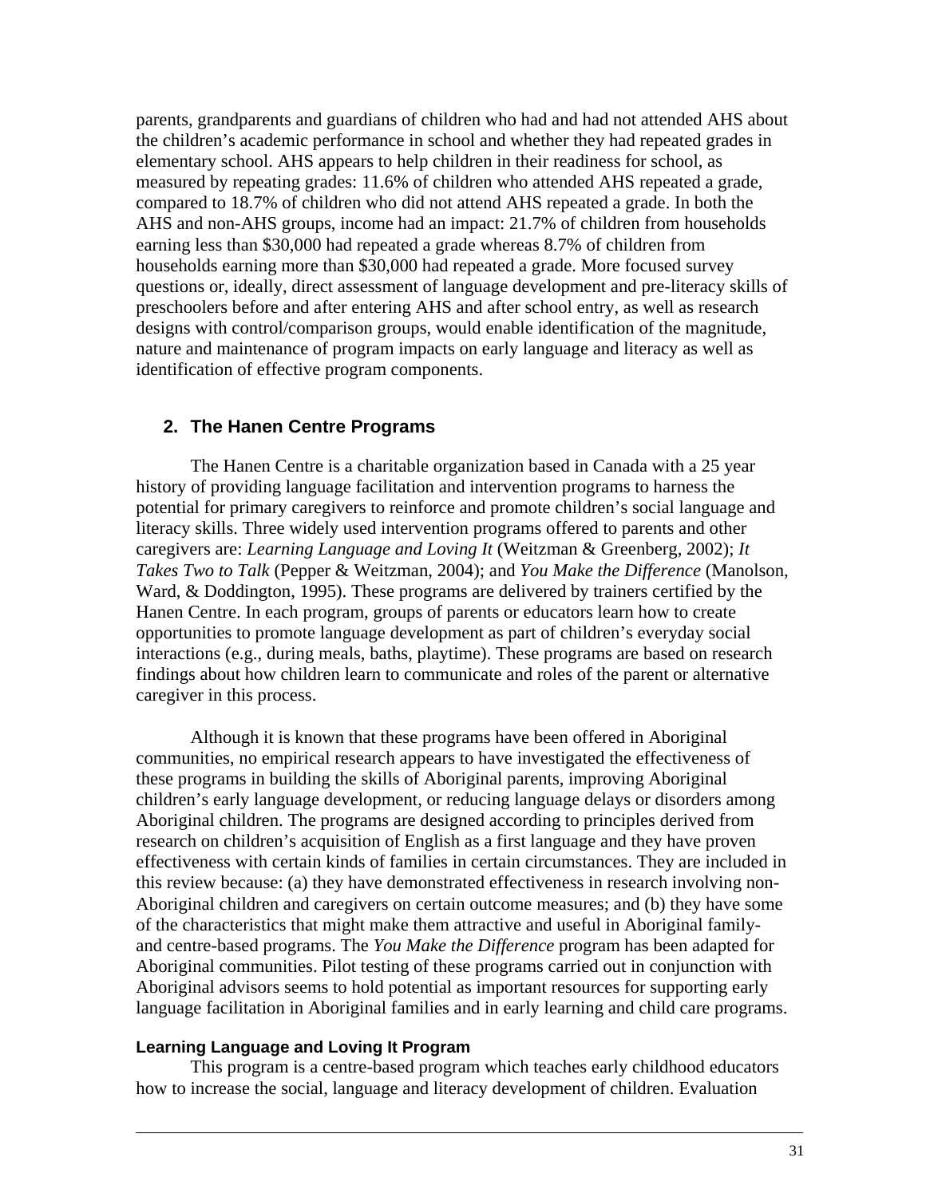parents, grandparents and guardians of children who had and had not attended AHS about the children's academic performance in school and whether they had repeated grades in elementary school. AHS appears to help children in their readiness for school, as measured by repeating grades: 11.6% of children who attended AHS repeated a grade, compared to 18.7% of children who did not attend AHS repeated a grade. In both the AHS and non-AHS groups, income had an impact: 21.7% of children from households earning less than $30,000 had repeated a grade whereas 8.7% of children from households earning more than $30,000 had repeated a grade. More focused survey questions or, ideally, direct assessment of language development and pre-literacy skills of preschoolers before and after entering AHS and after school entry, as well as research designs with control/comparison groups, would enable identification of the magnitude, nature and maintenance of program impacts on early language and literacy as well as identification of effective program components.

## 2. The Hanen Centre Programs

The Hanen Centre is a charitable organization based in Canada with a 25 year history of providing language facilitation and intervention programs to harness the potential for primary caregivers to reinforce and promote children's social language and literacy skills. Three widely used intervention programs offered to parents and other caregivers are: *Learning Language and Loving It* (Weitzman & Greenberg, 2002); *It Takes Two to Talk* (Pepper & Weitzman, 2004); and *You Make the Difference* (Manolson, Ward, & Doddington, 1995). These programs are delivered by trainers certified by the Hanen Centre. In each program, groups of parents or educators learn how to create opportunities to promote language development as part of children's everyday social interactions (e.g., during meals, baths, playtime). These programs are based on research findings about how children learn to communicate and roles of the parent or alternative caregiver in this process.

Although it is known that these programs have been offered in Aboriginal communities, no empirical research appears to have investigated the effectiveness of these programs in building the skills of Aboriginal parents, improving Aboriginal children's early language development, or reducing language delays or disorders among Aboriginal children. The programs are designed according to principles derived from research on children's acquisition of English as a first language and they have proven effectiveness with certain kinds of families in certain circumstances. They are included in this review because: (a) they have demonstrated effectiveness in research involving non-Aboriginal children and caregivers on certain outcome measures; and (b) they have some of the characteristics that might make them attractive and useful in Aboriginal family- and centre-based programs. The *You Make the Difference* program has been adapted for Aboriginal communities. Pilot testing of these programs carried out in conjunction with Aboriginal advisors seems to hold potential as important resources for supporting early language facilitation in Aboriginal families and in early learning and child care programs.

### Learning Language and Loving It Program

This program is a centre-based program which teaches early childhood educators how to increase the social, language and literacy development of children. Evaluation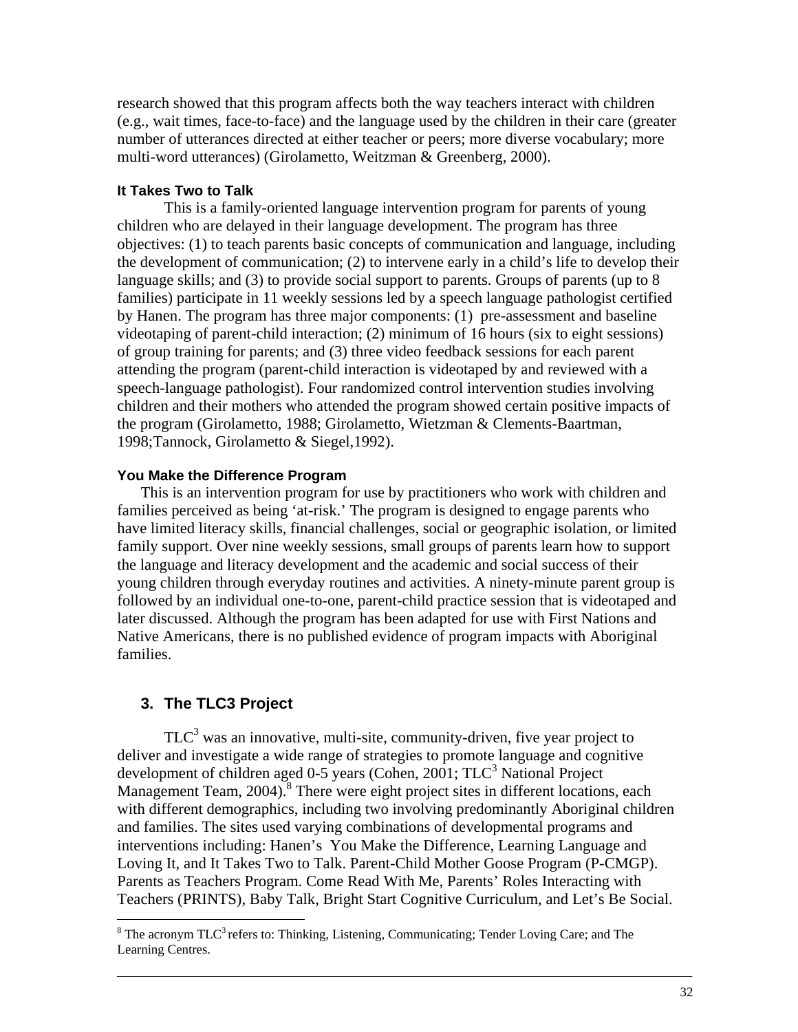research showed that this program affects both the way teachers interact with children (e.g., wait times, face-to-face) and the language used by the children in their care (greater number of utterances directed at either teacher or peers; more diverse vocabulary; more multi-word utterances) (Girolametto, Weitzman & Greenberg, 2000).

#### It Takes Two to Talk

This is a family-oriented language intervention program for parents of young children who are delayed in their language development. The program has three objectives: (1) to teach parents basic concepts of communication and language, including the development of communication; (2) to intervene early in a child's life to develop their language skills; and (3) to provide social support to parents. Groups of parents (up to 8 families) participate in 11 weekly sessions led by a speech language pathologist certified by Hanen. The program has three major components: (1) pre-assessment and baseline videotaping of parent-child interaction; (2) minimum of 16 hours (six to eight sessions) of group training for parents; and (3) three video feedback sessions for each parent attending the program (parent-child interaction is videotaped by and reviewed with a speech-language pathologist). Four randomized control intervention studies involving children and their mothers who attended the program showed certain positive impacts of the program (Girolametto, 1988; Girolametto, Wietzman & Clements-Baartman, 1998;Tannock, Girolametto & Siegel,1992).

#### You Make the Difference Program

This is an intervention program for use by practitioners who work with children and families perceived as being 'at-risk.' The program is designed to engage parents who have limited literacy skills, financial challenges, social or geographic isolation, or limited family support. Over nine weekly sessions, small groups of parents learn how to support the language and literacy development and the academic and social success of their young children through everyday routines and activities. A ninety-minute parent group is followed by an individual one-to-one, parent-child practice session that is videotaped and later discussed. Although the program has been adapted for use with First Nations and Native Americans, there is no published evidence of program impacts with Aboriginal families.

## 3. The TLC3 Project

TLC[3] was an innovative, multi-site, community-driven, five year project to deliver and investigate a wide range of strategies to promote language and cognitive development of children aged 0-5 years (Cohen, 2001; TLC[3] National Project Management Team, 2004).[8] There were eight project sites in different locations, each with different demographics, including two involving predominantly Aboriginal children and families. The sites used varying combinations of developmental programs and interventions including: Hanen's You Make the Difference, Learning Language and Loving It, and It Takes Two to Talk. Parent-Child Mother Goose Program (P-CMGP). Parents as Teachers Program. Come Read With Me, Parents' Roles Interacting with Teachers (PRINTS), Baby Talk, Bright Start Cognitive Curriculum, and Let's Be Social.

[8] The acronym TLC[3] refers to: Thinking, Listening, Communicating; Tender Loving Care; and The Learning Centres.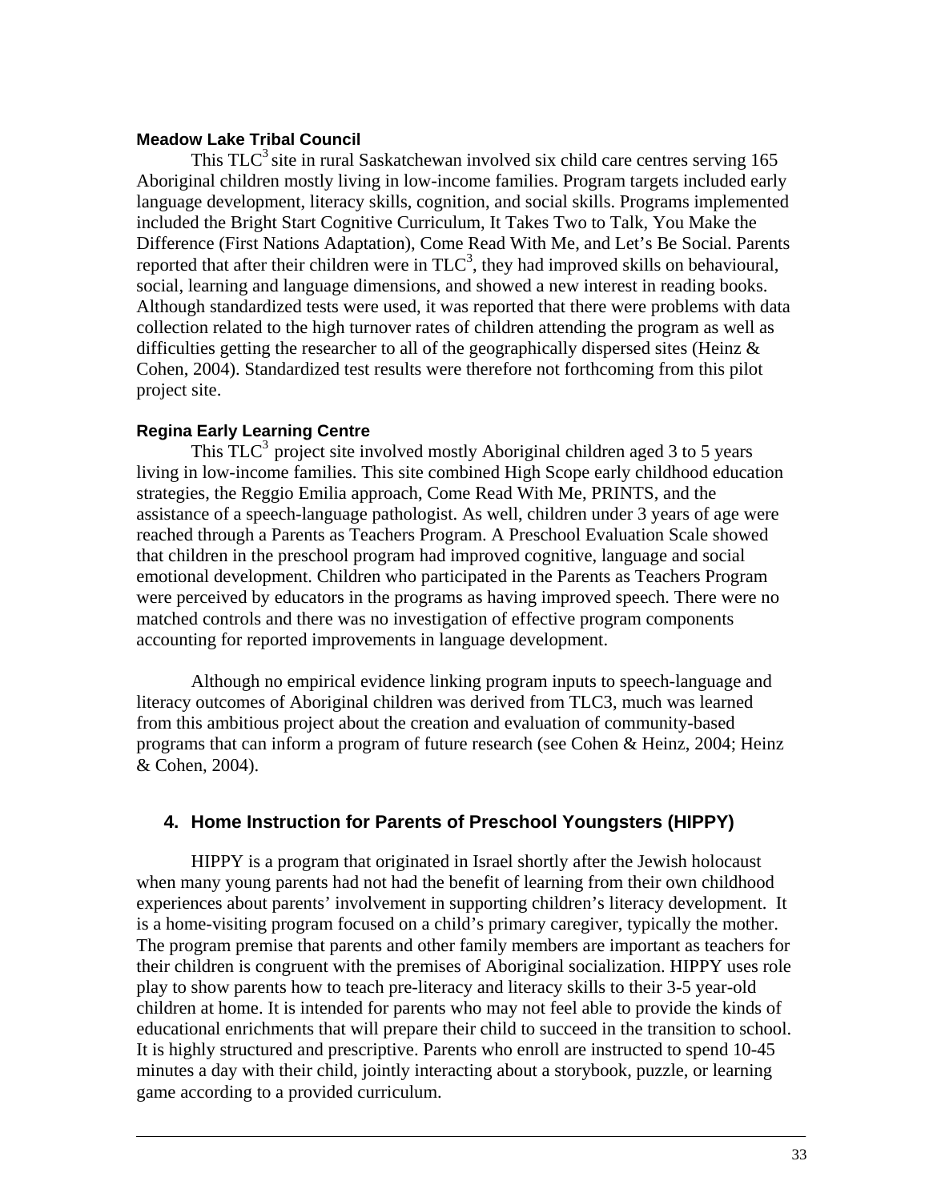**Meadow Lake Tribal Council**

This $TLC^3$ site in rural Saskatchewan involved six child care centres serving 165 Aboriginal children mostly living in low-income families. Program targets included early language development, literacy skills, cognition, and social skills. Programs implemented included the Bright Start Cognitive Curriculum, It Takes Two to Talk, You Make the Difference (First Nations Adaptation), Come Read With Me, and Let's Be Social. Parents reported that after their children were in $TLC^3$, they had improved skills on behavioural, social, learning and language dimensions, and showed a new interest in reading books. Although standardized tests were used, it was reported that there were problems with data collection related to the high turnover rates of children attending the program as well as difficulties getting the researcher to all of the geographically dispersed sites (Heinz & Cohen, 2004). Standardized test results were therefore not forthcoming from this pilot project site.

**Regina Early Learning Centre**

This $TLC^3$ project site involved mostly Aboriginal children aged 3 to 5 years living in low-income families. This site combined High Scope early childhood education strategies, the Reggio Emilia approach, Come Read With Me, PRINTS, and the assistance of a speech-language pathologist. As well, children under 3 years of age were reached through a Parents as Teachers Program. A Preschool Evaluation Scale showed that children in the preschool program had improved cognitive, language and social emotional development. Children who participated in the Parents as Teachers Program were perceived by educators in the programs as having improved speech. There were no matched controls and there was no investigation of effective program components accounting for reported improvements in language development.

Although no empirical evidence linking program inputs to speech-language and literacy outcomes of Aboriginal children was derived from TLC3, much was learned from this ambitious project about the creation and evaluation of community-based programs that can inform a program of future research (see Cohen & Heinz, 2004; Heinz & Cohen, 2004).

## 4. Home Instruction for Parents of Preschool Youngsters (HIPPY)

HIPPY is a program that originated in Israel shortly after the Jewish holocaust when many young parents had not had the benefit of learning from their own childhood experiences about parents' involvement in supporting children's literacy development. It is a home-visiting program focused on a child's primary caregiver, typically the mother. The program premise that parents and other family members are important as teachers for their children is congruent with the premises of Aboriginal socialization. HIPPY uses role play to show parents how to teach pre-literacy and literacy skills to their 3-5 year-old children at home. It is intended for parents who may not feel able to provide the kinds of educational enrichments that will prepare their child to succeed in the transition to school. It is highly structured and prescriptive. Parents who enroll are instructed to spend 10-45 minutes a day with their child, jointly interacting about a storybook, puzzle, or learning game according to a provided curriculum.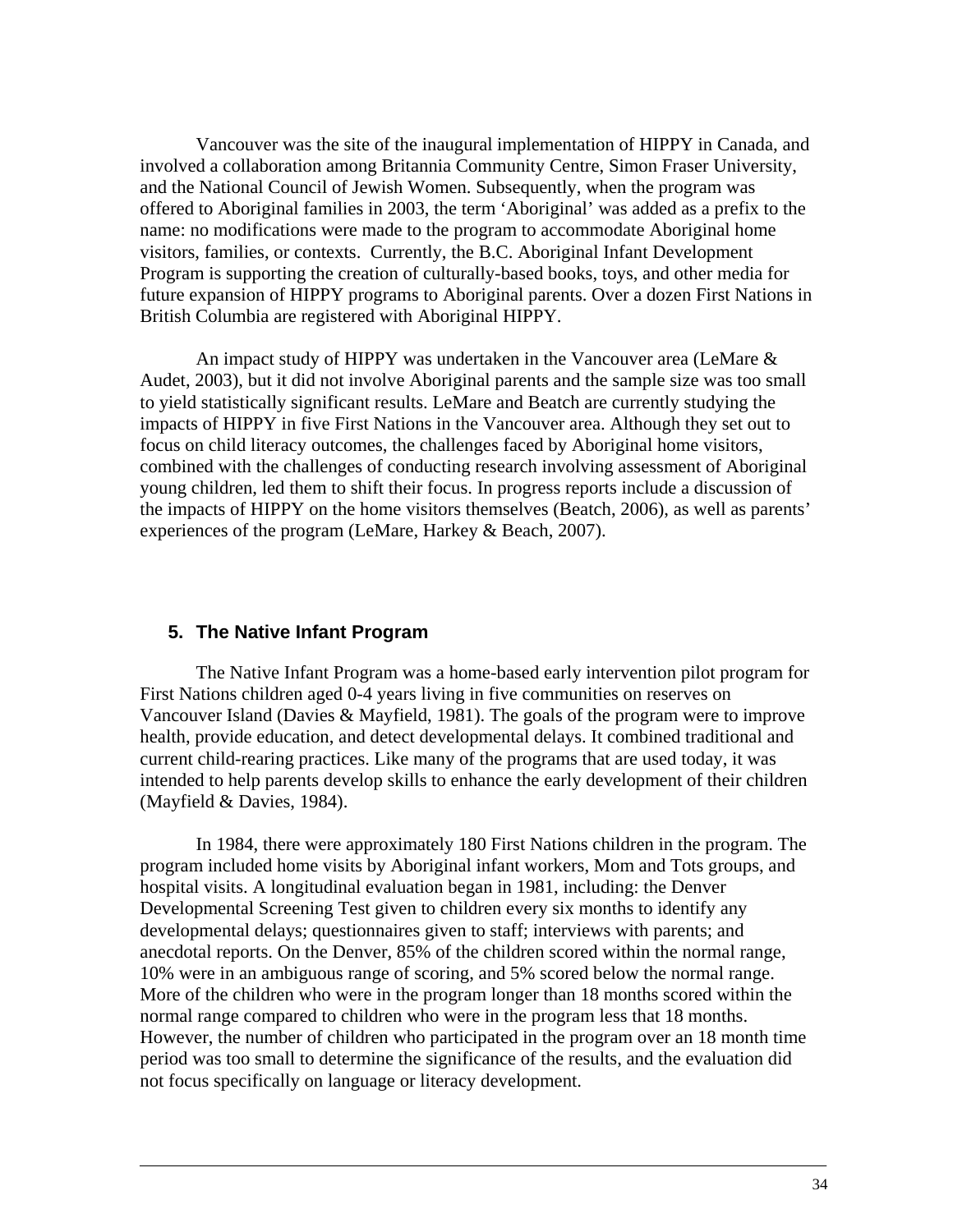Vancouver was the site of the inaugural implementation of HIPPY in Canada, and involved a collaboration among Britannia Community Centre, Simon Fraser University, and the National Council of Jewish Women. Subsequently, when the program was offered to Aboriginal families in 2003, the term 'Aboriginal' was added as a prefix to the name: no modifications were made to the program to accommodate Aboriginal home visitors, families, or contexts. Currently, the B.C. Aboriginal Infant Development Program is supporting the creation of culturally-based books, toys, and other media for future expansion of HIPPY programs to Aboriginal parents. Over a dozen First Nations in British Columbia are registered with Aboriginal HIPPY.

An impact study of HIPPY was undertaken in the Vancouver area (LeMare & Audet, 2003), but it did not involve Aboriginal parents and the sample size was too small to yield statistically significant results. LeMare and Beatch are currently studying the impacts of HIPPY in five First Nations in the Vancouver area. Although they set out to focus on child literacy outcomes, the challenges faced by Aboriginal home visitors, combined with the challenges of conducting research involving assessment of Aboriginal young children, led them to shift their focus. In progress reports include a discussion of the impacts of HIPPY on the home visitors themselves (Beatch, 2006), as well as parents' experiences of the program (LeMare, Harkey & Beach, 2007).

## 5. The Native Infant Program

The Native Infant Program was a home-based early intervention pilot program for First Nations children aged 0-4 years living in five communities on reserves on Vancouver Island (Davies & Mayfield, 1981). The goals of the program were to improve health, provide education, and detect developmental delays. It combined traditional and current child-rearing practices. Like many of the programs that are used today, it was intended to help parents develop skills to enhance the early development of their children (Mayfield & Davies, 1984).

In 1984, there were approximately 180 First Nations children in the program. The program included home visits by Aboriginal infant workers, Mom and Tots groups, and hospital visits. A longitudinal evaluation began in 1981, including: the Denver Developmental Screening Test given to children every six months to identify any developmental delays; questionnaires given to staff; interviews with parents; and anecdotal reports. On the Denver, 85% of the children scored within the normal range, 10% were in an ambiguous range of scoring, and 5% scored below the normal range. More of the children who were in the program longer than 18 months scored within the normal range compared to children who were in the program less that 18 months. However, the number of children who participated in the program over an 18 month time period was too small to determine the significance of the results, and the evaluation did not focus specifically on language or literacy development.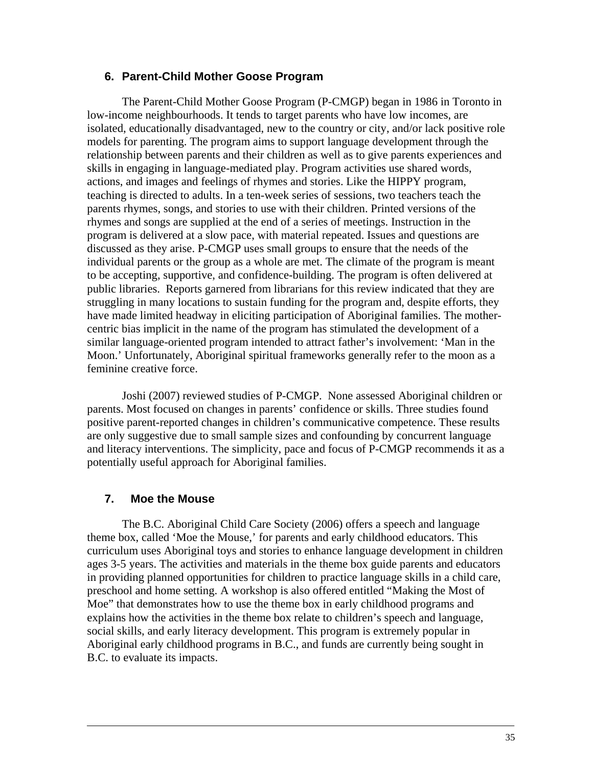### 6. Parent-Child Mother Goose Program

The Parent-Child Mother Goose Program (P-CMGP) began in 1986 in Toronto in low-income neighbourhoods. It tends to target parents who have low incomes, are isolated, educationally disadvantaged, new to the country or city, and/or lack positive role models for parenting. The program aims to support language development through the relationship between parents and their children as well as to give parents experiences and skills in engaging in language-mediated play. Program activities use shared words, actions, and images and feelings of rhymes and stories. Like the HIPPY program, teaching is directed to adults. In a ten-week series of sessions, two teachers teach the parents rhymes, songs, and stories to use with their children. Printed versions of the rhymes and songs are supplied at the end of a series of meetings. Instruction in the program is delivered at a slow pace, with material repeated. Issues and questions are discussed as they arise. P-CMGP uses small groups to ensure that the needs of the individual parents or the group as a whole are met. The climate of the program is meant to be accepting, supportive, and confidence-building. The program is often delivered at public libraries. Reports garnered from librarians for this review indicated that they are struggling in many locations to sustain funding for the program and, despite efforts, they have made limited headway in eliciting participation of Aboriginal families. The mother-centric bias implicit in the name of the program has stimulated the development of a similar language-oriented program intended to attract father's involvement: 'Man in the Moon.' Unfortunately, Aboriginal spiritual frameworks generally refer to the moon as a feminine creative force.

Joshi (2007) reviewed studies of P-CMGP. None assessed Aboriginal children or parents. Most focused on changes in parents' confidence or skills. Three studies found positive parent-reported changes in children's communicative competence. These results are only suggestive due to small sample sizes and confounding by concurrent language and literacy interventions. The simplicity, pace and focus of P-CMGP recommends it as a potentially useful approach for Aboriginal families.

### 7. Moe the Mouse

The B.C. Aboriginal Child Care Society (2006) offers a speech and language theme box, called 'Moe the Mouse,' for parents and early childhood educators. This curriculum uses Aboriginal toys and stories to enhance language development in children ages 3-5 years. The activities and materials in the theme box guide parents and educators in providing planned opportunities for children to practice language skills in a child care, preschool and home setting. A workshop is also offered entitled "Making the Most of Moe" that demonstrates how to use the theme box in early childhood programs and explains how the activities in the theme box relate to children's speech and language, social skills, and early literacy development. This program is extremely popular in Aboriginal early childhood programs in B.C., and funds are currently being sought in B.C. to evaluate its impacts.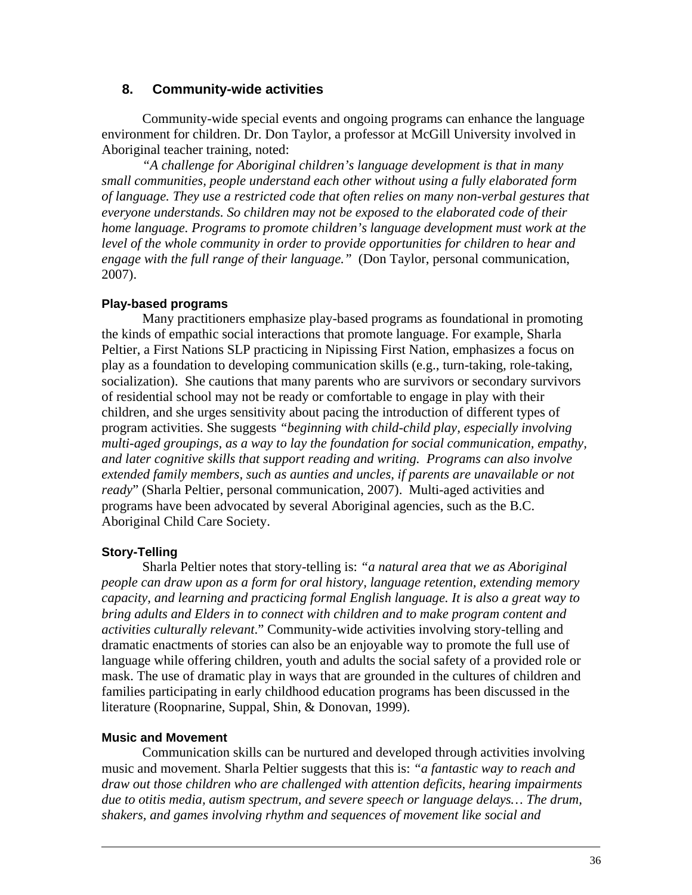## 8. Community-wide activities

Community-wide special events and ongoing programs can enhance the language environment for children. Dr. Don Taylor, a professor at McGill University involved in Aboriginal teacher training, noted:

*"A challenge for Aboriginal children's language development is that in many small communities, people understand each other without using a fully elaborated form of language. They use a restricted code that often relies on many non-verbal gestures that everyone understands. So children may not be exposed to the elaborated code of their home language. Programs to promote children's language development must work at the level of the whole community in order to provide opportunities for children to hear and engage with the full range of their language."* (Don Taylor, personal communication, 2007).

### Play-based programs

Many practitioners emphasize play-based programs as foundational in promoting the kinds of empathic social interactions that promote language. For example, Sharla Peltier, a First Nations SLP practicing in Nipissing First Nation, emphasizes a focus on play as a foundation to developing communication skills (e.g., turn-taking, role-taking, socialization). She cautions that many parents who are survivors or secondary survivors of residential school may not be ready or comfortable to engage in play with their children, and she urges sensitivity about pacing the introduction of different types of program activities. She suggests *"beginning with child-child play, especially involving multi-aged groupings, as a way to lay the foundation for social communication, empathy, and later cognitive skills that support reading and writing. Programs can also involve extended family members, such as aunties and uncles, if parents are unavailable or not ready*" (Sharla Peltier, personal communication, 2007). Multi-aged activities and programs have been advocated by several Aboriginal agencies, such as the B.C. Aboriginal Child Care Society.

### Story-Telling

Sharla Peltier notes that story-telling is: *"a natural area that we as Aboriginal people can draw upon as a form for oral history, language retention, extending memory capacity, and learning and practicing formal English language. It is also a great way to bring adults and Elders in to connect with children and to make program content and activities culturally relevant*." Community-wide activities involving story-telling and dramatic enactments of stories can also be an enjoyable way to promote the full use of language while offering children, youth and adults the social safety of a provided role or mask. The use of dramatic play in ways that are grounded in the cultures of children and families participating in early childhood education programs has been discussed in the literature (Roopnarine, Suppal, Shin, & Donovan, 1999).

### Music and Movement

Communication skills can be nurtured and developed through activities involving music and movement. Sharla Peltier suggests that this is: *"a fantastic way to reach and draw out those children who are challenged with attention deficits, hearing impairments due to otitis media, autism spectrum, and severe speech or language delays… The drum, shakers, and games involving rhythm and sequences of movement like social and*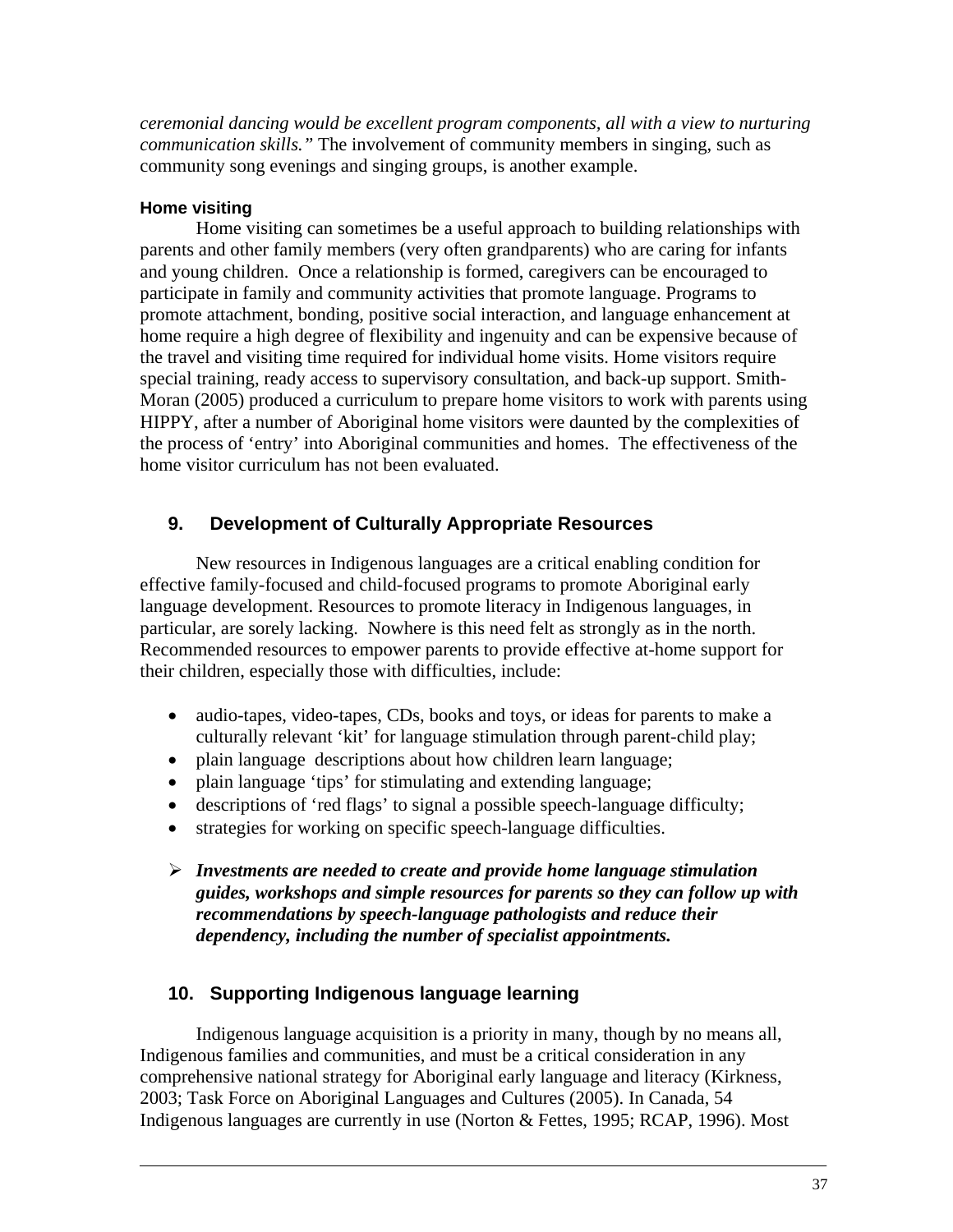*ceremonial dancing would be excellent program components, all with a view to nurturing communication skills."* The involvement of community members in singing, such as community song evenings and singing groups, is another example.

#### Home visiting

Home visiting can sometimes be a useful approach to building relationships with parents and other family members (very often grandparents) who are caring for infants and young children. Once a relationship is formed, caregivers can be encouraged to participate in family and community activities that promote language. Programs to promote attachment, bonding, positive social interaction, and language enhancement at home require a high degree of flexibility and ingenuity and can be expensive because of the travel and visiting time required for individual home visits. Home visitors require special training, ready access to supervisory consultation, and back-up support. Smith-Moran (2005) produced a curriculum to prepare home visitors to work with parents using HIPPY, after a number of Aboriginal home visitors were daunted by the complexities of the process of 'entry' into Aboriginal communities and homes. The effectiveness of the home visitor curriculum has not been evaluated.

### 9. Development of Culturally Appropriate Resources

New resources in Indigenous languages are a critical enabling condition for effective family-focused and child-focused programs to promote Aboriginal early language development. Resources to promote literacy in Indigenous languages, in particular, are sorely lacking. Nowhere is this need felt as strongly as in the north. Recommended resources to empower parents to provide effective at-home support for their children, especially those with difficulties, include:

- audio-tapes, video-tapes, CDs, books and toys, or ideas for parents to make a culturally relevant 'kit' for language stimulation through parent-child play;
- plain language descriptions about how children learn language;
- plain language 'tips' for stimulating and extending language;
- descriptions of 'red flags' to signal a possible speech-language difficulty;
- strategies for working on specific speech-language difficulties.

- ***Investments are needed to create and provide home language stimulation guides, workshops and simple resources for parents so they can follow up with recommendations by speech-language pathologists and reduce their dependency, including the number of specialist appointments.***

### 10. Supporting Indigenous language learning

Indigenous language acquisition is a priority in many, though by no means all, Indigenous families and communities, and must be a critical consideration in any comprehensive national strategy for Aboriginal early language and literacy (Kirkness, 2003; Task Force on Aboriginal Languages and Cultures (2005). In Canada, 54 Indigenous languages are currently in use (Norton & Fettes, 1995; RCAP, 1996). Most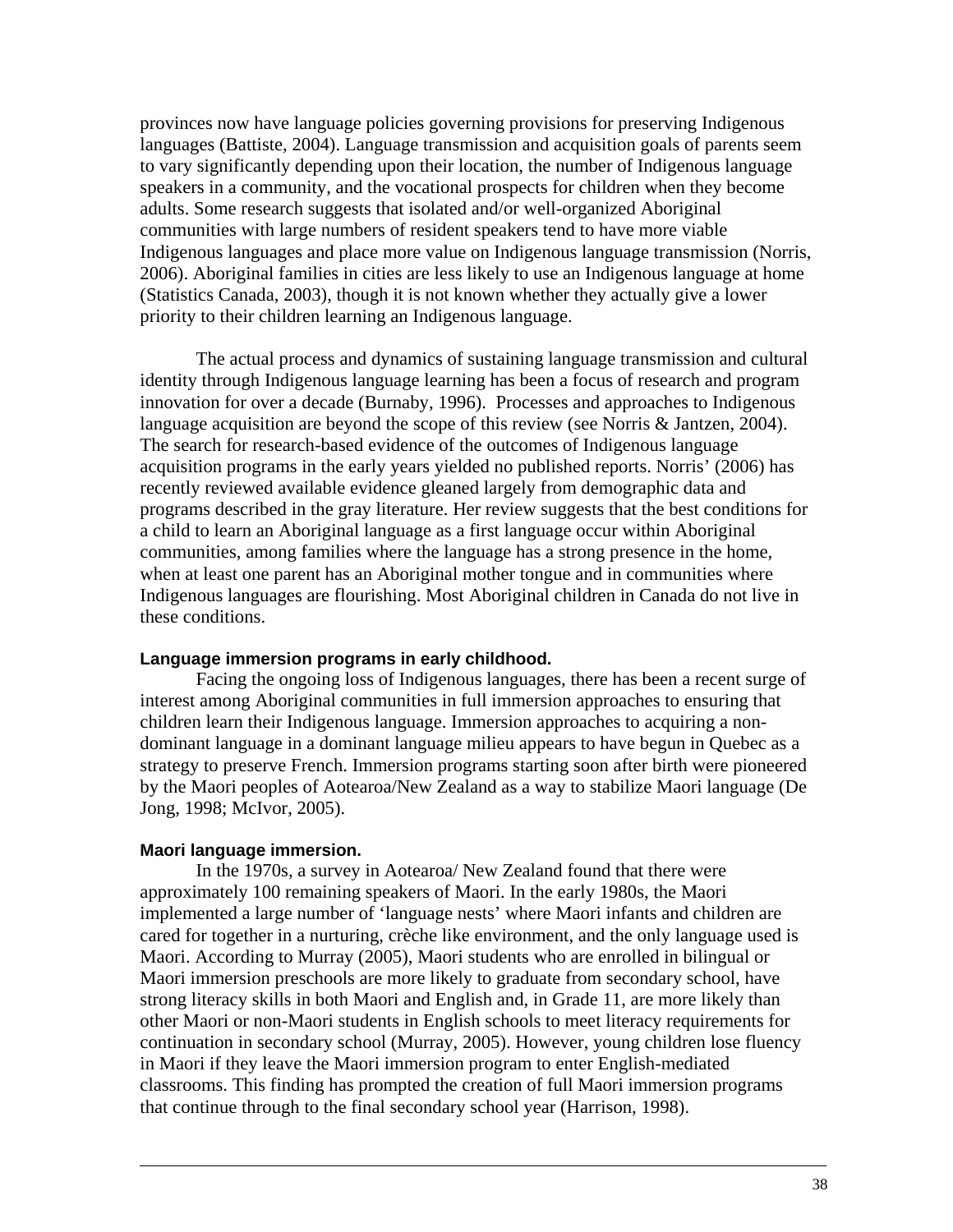provinces now have language policies governing provisions for preserving Indigenous languages (Battiste, 2004). Language transmission and acquisition goals of parents seem to vary significantly depending upon their location, the number of Indigenous language speakers in a community, and the vocational prospects for children when they become adults. Some research suggests that isolated and/or well-organized Aboriginal communities with large numbers of resident speakers tend to have more viable Indigenous languages and place more value on Indigenous language transmission (Norris, 2006). Aboriginal families in cities are less likely to use an Indigenous language at home (Statistics Canada, 2003), though it is not known whether they actually give a lower priority to their children learning an Indigenous language.

The actual process and dynamics of sustaining language transmission and cultural identity through Indigenous language learning has been a focus of research and program innovation for over a decade (Burnaby, 1996). Processes and approaches to Indigenous language acquisition are beyond the scope of this review (see Norris & Jantzen, 2004). The search for research-based evidence of the outcomes of Indigenous language acquisition programs in the early years yielded no published reports. Norris' (2006) has recently reviewed available evidence gleaned largely from demographic data and programs described in the gray literature. Her review suggests that the best conditions for a child to learn an Aboriginal language as a first language occur within Aboriginal communities, among families where the language has a strong presence in the home, when at least one parent has an Aboriginal mother tongue and in communities where Indigenous languages are flourishing. Most Aboriginal children in Canada do not live in these conditions.

#### Language immersion programs in early childhood.

Facing the ongoing loss of Indigenous languages, there has been a recent surge of interest among Aboriginal communities in full immersion approaches to ensuring that children learn their Indigenous language. Immersion approaches to acquiring a non-dominant language in a dominant language milieu appears to have begun in Quebec as a strategy to preserve French. Immersion programs starting soon after birth were pioneered by the Maori peoples of Aotearoa/New Zealand as a way to stabilize Maori language (De Jong, 1998; McIvor, 2005).

#### Maori language immersion.

In the 1970s, a survey in Aotearoa/ New Zealand found that there were approximately 100 remaining speakers of Maori. In the early 1980s, the Maori implemented a large number of 'language nests' where Maori infants and children are cared for together in a nurturing, crèche like environment, and the only language used is Maori. According to Murray (2005), Maori students who are enrolled in bilingual or Maori immersion preschools are more likely to graduate from secondary school, have strong literacy skills in both Maori and English and, in Grade 11, are more likely than other Maori or non-Maori students in English schools to meet literacy requirements for continuation in secondary school (Murray, 2005). However, young children lose fluency in Maori if they leave the Maori immersion program to enter English-mediated classrooms. This finding has prompted the creation of full Maori immersion programs that continue through to the final secondary school year (Harrison, 1998).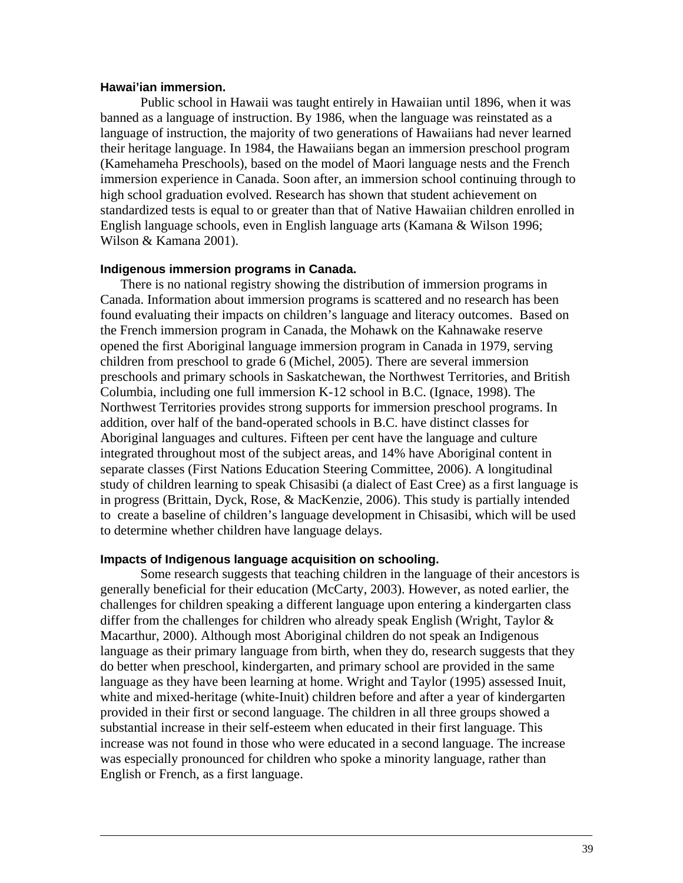### Hawai'ian immersion.

Public school in Hawaii was taught entirely in Hawaiian until 1896, when it was banned as a language of instruction. By 1986, when the language was reinstated as a language of instruction, the majority of two generations of Hawaiians had never learned their heritage language. In 1984, the Hawaiians began an immersion preschool program (Kamehameha Preschools), based on the model of Maori language nests and the French immersion experience in Canada. Soon after, an immersion school continuing through to high school graduation evolved. Research has shown that student achievement on standardized tests is equal to or greater than that of Native Hawaiian children enrolled in English language schools, even in English language arts (Kamana & Wilson 1996; Wilson & Kamana 2001).

### Indigenous immersion programs in Canada.

There is no national registry showing the distribution of immersion programs in Canada. Information about immersion programs is scattered and no research has been found evaluating their impacts on children's language and literacy outcomes. Based on the French immersion program in Canada, the Mohawk on the Kahnawake reserve opened the first Aboriginal language immersion program in Canada in 1979, serving children from preschool to grade 6 (Michel, 2005). There are several immersion preschools and primary schools in Saskatchewan, the Northwest Territories, and British Columbia, including one full immersion K-12 school in B.C. (Ignace, 1998). The Northwest Territories provides strong supports for immersion preschool programs. In addition, over half of the band-operated schools in B.C. have distinct classes for Aboriginal languages and cultures. Fifteen per cent have the language and culture integrated throughout most of the subject areas, and 14% have Aboriginal content in separate classes (First Nations Education Steering Committee, 2006). A longitudinal study of children learning to speak Chisasibi (a dialect of East Cree) as a first language is in progress (Brittain, Dyck, Rose, & MacKenzie, 2006). This study is partially intended to create a baseline of children's language development in Chisasibi, which will be used to determine whether children have language delays.

### Impacts of Indigenous language acquisition on schooling.

Some research suggests that teaching children in the language of their ancestors is generally beneficial for their education (McCarty, 2003). However, as noted earlier, the challenges for children speaking a different language upon entering a kindergarten class differ from the challenges for children who already speak English (Wright, Taylor & Macarthur, 2000). Although most Aboriginal children do not speak an Indigenous language as their primary language from birth, when they do, research suggests that they do better when preschool, kindergarten, and primary school are provided in the same language as they have been learning at home. Wright and Taylor (1995) assessed Inuit, white and mixed-heritage (white-Inuit) children before and after a year of kindergarten provided in their first or second language. The children in all three groups showed a substantial increase in their self-esteem when educated in their first language. This increase was not found in those who were educated in a second language. The increase was especially pronounced for children who spoke a minority language, rather than English or French, as a first language.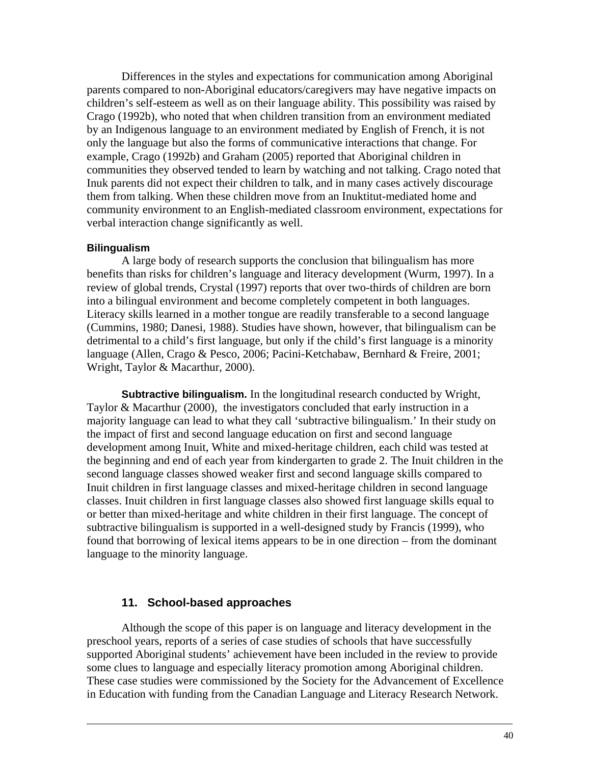Differences in the styles and expectations for communication among Aboriginal parents compared to non-Aboriginal educators/caregivers may have negative impacts on children's self-esteem as well as on their language ability. This possibility was raised by Crago (1992b), who noted that when children transition from an environment mediated by an Indigenous language to an environment mediated by English of French, it is not only the language but also the forms of communicative interactions that change. For example, Crago (1992b) and Graham (2005) reported that Aboriginal children in communities they observed tended to learn by watching and not talking. Crago noted that Inuk parents did not expect their children to talk, and in many cases actively discourage them from talking. When these children move from an Inuktitut-mediated home and community environment to an English-mediated classroom environment, expectations for verbal interaction change significantly as well.

#### Bilingualism

A large body of research supports the conclusion that bilingualism has more benefits than risks for children's language and literacy development (Wurm, 1997). In a review of global trends, Crystal (1997) reports that over two-thirds of children are born into a bilingual environment and become completely competent in both languages. Literacy skills learned in a mother tongue are readily transferable to a second language (Cummins, 1980; Danesi, 1988). Studies have shown, however, that bilingualism can be detrimental to a child's first language, but only if the child's first language is a minority language (Allen, Crago & Pesco, 2006; Pacini-Ketchabaw, Bernhard & Freire, 2001; Wright, Taylor & Macarthur, 2000).

**Subtractive bilingualism.** In the longitudinal research conducted by Wright, Taylor & Macarthur (2000), the investigators concluded that early instruction in a majority language can lead to what they call 'subtractive bilingualism.' In their study on the impact of first and second language education on first and second language development among Inuit, White and mixed-heritage children, each child was tested at the beginning and end of each year from kindergarten to grade 2. The Inuit children in the second language classes showed weaker first and second language skills compared to Inuit children in first language classes and mixed-heritage children in second language classes. Inuit children in first language classes also showed first language skills equal to or better than mixed-heritage and white children in their first language. The concept of subtractive bilingualism is supported in a well-designed study by Francis (1999), who found that borrowing of lexical items appears to be in one direction – from the dominant language to the minority language.

### 11. School-based approaches

Although the scope of this paper is on language and literacy development in the preschool years, reports of a series of case studies of schools that have successfully supported Aboriginal students' achievement have been included in the review to provide some clues to language and especially literacy promotion among Aboriginal children. These case studies were commissioned by the Society for the Advancement of Excellence in Education with funding from the Canadian Language and Literacy Research Network.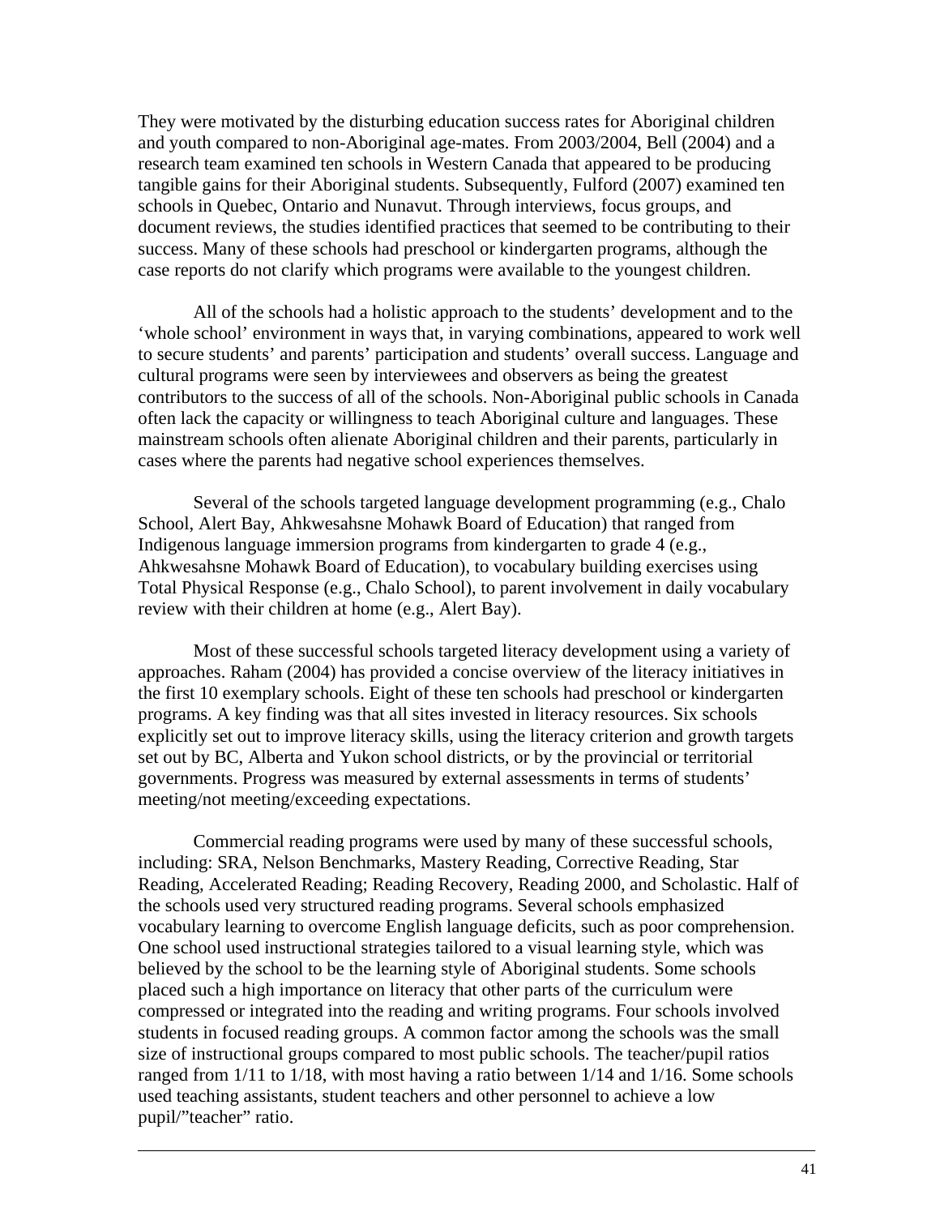They were motivated by the disturbing education success rates for Aboriginal children and youth compared to non-Aboriginal age-mates. From 2003/2004, Bell (2004) and a research team examined ten schools in Western Canada that appeared to be producing tangible gains for their Aboriginal students. Subsequently, Fulford (2007) examined ten schools in Quebec, Ontario and Nunavut. Through interviews, focus groups, and document reviews, the studies identified practices that seemed to be contributing to their success. Many of these schools had preschool or kindergarten programs, although the case reports do not clarify which programs were available to the youngest children.

All of the schools had a holistic approach to the students' development and to the 'whole school' environment in ways that, in varying combinations, appeared to work well to secure students' and parents' participation and students' overall success. Language and cultural programs were seen by interviewees and observers as being the greatest contributors to the success of all of the schools. Non-Aboriginal public schools in Canada often lack the capacity or willingness to teach Aboriginal culture and languages. These mainstream schools often alienate Aboriginal children and their parents, particularly in cases where the parents had negative school experiences themselves.

Several of the schools targeted language development programming (e.g., Chalo School, Alert Bay, Ahkwesahsne Mohawk Board of Education) that ranged from Indigenous language immersion programs from kindergarten to grade 4 (e.g., Ahkwesahsne Mohawk Board of Education), to vocabulary building exercises using Total Physical Response (e.g., Chalo School), to parent involvement in daily vocabulary review with their children at home (e.g., Alert Bay).

Most of these successful schools targeted literacy development using a variety of approaches. Raham (2004) has provided a concise overview of the literacy initiatives in the first 10 exemplary schools. Eight of these ten schools had preschool or kindergarten programs. A key finding was that all sites invested in literacy resources. Six schools explicitly set out to improve literacy skills, using the literacy criterion and growth targets set out by BC, Alberta and Yukon school districts, or by the provincial or territorial governments. Progress was measured by external assessments in terms of students' meeting/not meeting/exceeding expectations.

Commercial reading programs were used by many of these successful schools, including: SRA, Nelson Benchmarks, Mastery Reading, Corrective Reading, Star Reading, Accelerated Reading; Reading Recovery, Reading 2000, and Scholastic. Half of the schools used very structured reading programs. Several schools emphasized vocabulary learning to overcome English language deficits, such as poor comprehension. One school used instructional strategies tailored to a visual learning style, which was believed by the school to be the learning style of Aboriginal students. Some schools placed such a high importance on literacy that other parts of the curriculum were compressed or integrated into the reading and writing programs. Four schools involved students in focused reading groups. A common factor among the schools was the small size of instructional groups compared to most public schools. The teacher/pupil ratios ranged from 1/11 to 1/18, with most having a ratio between 1/14 and 1/16. Some schools used teaching assistants, student teachers and other personnel to achieve a low pupil/"teacher" ratio.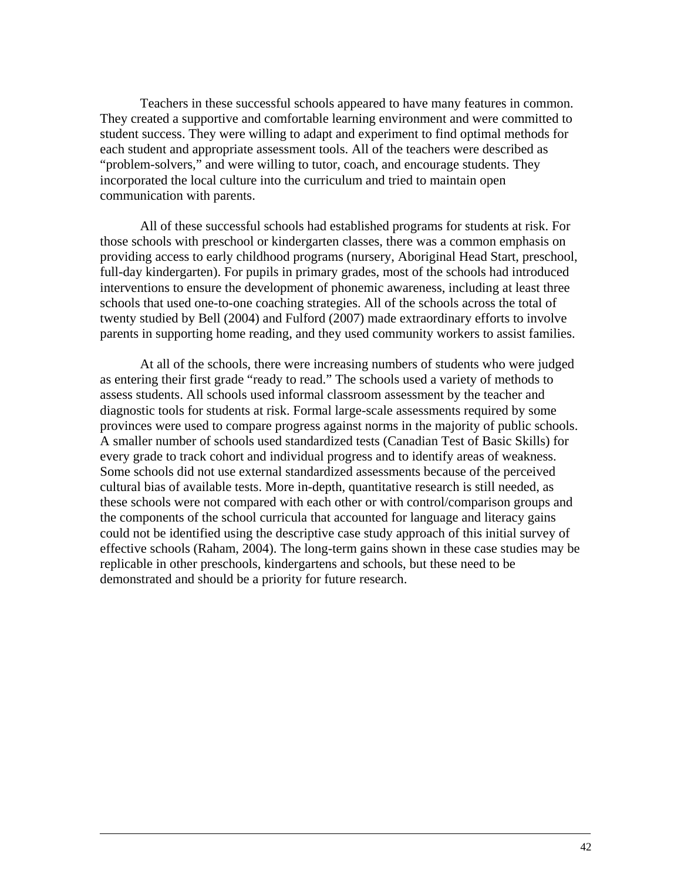Teachers in these successful schools appeared to have many features in common. They created a supportive and comfortable learning environment and were committed to student success. They were willing to adapt and experiment to find optimal methods for each student and appropriate assessment tools. All of the teachers were described as "problem-solvers," and were willing to tutor, coach, and encourage students. They incorporated the local culture into the curriculum and tried to maintain open communication with parents.

All of these successful schools had established programs for students at risk. For those schools with preschool or kindergarten classes, there was a common emphasis on providing access to early childhood programs (nursery, Aboriginal Head Start, preschool, full-day kindergarten). For pupils in primary grades, most of the schools had introduced interventions to ensure the development of phonemic awareness, including at least three schools that used one-to-one coaching strategies. All of the schools across the total of twenty studied by Bell (2004) and Fulford (2007) made extraordinary efforts to involve parents in supporting home reading, and they used community workers to assist families.

At all of the schools, there were increasing numbers of students who were judged as entering their first grade "ready to read." The schools used a variety of methods to assess students. All schools used informal classroom assessment by the teacher and diagnostic tools for students at risk. Formal large-scale assessments required by some provinces were used to compare progress against norms in the majority of public schools. A smaller number of schools used standardized tests (Canadian Test of Basic Skills) for every grade to track cohort and individual progress and to identify areas of weakness. Some schools did not use external standardized assessments because of the perceived cultural bias of available tests. More in-depth, quantitative research is still needed, as these schools were not compared with each other or with control/comparison groups and the components of the school curricula that accounted for language and literacy gains could not be identified using the descriptive case study approach of this initial survey of effective schools (Raham, 2004). The long-term gains shown in these case studies may be replicable in other preschools, kindergartens and schools, but these need to be demonstrated and should be a priority for future research.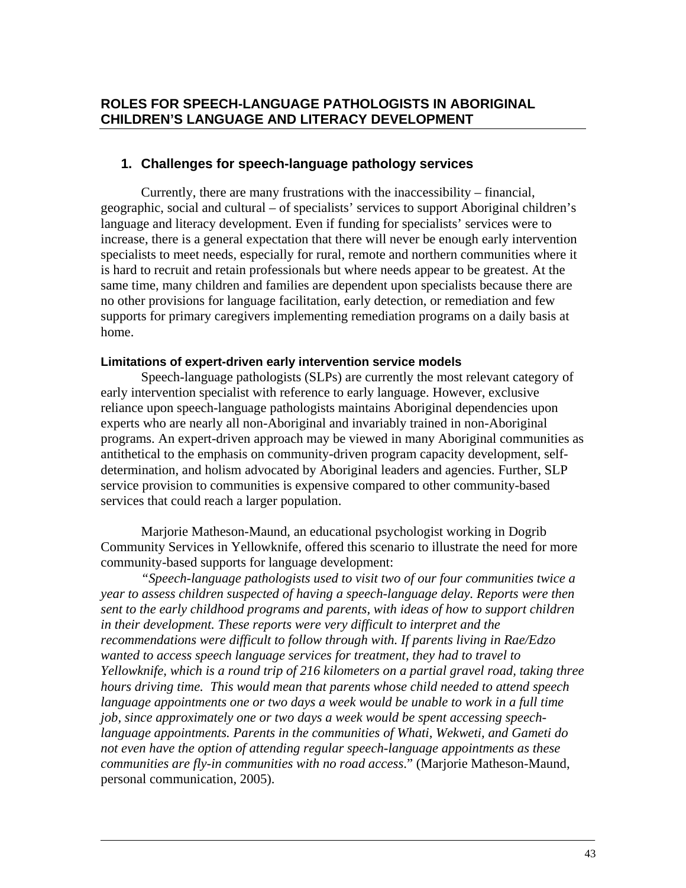# ROLES FOR SPEECH-LANGUAGE PATHOLOGISTS IN ABORIGINAL CHILDREN'S LANGUAGE AND LITERACY DEVELOPMENT

## 1. Challenges for speech-language pathology services

Currently, there are many frustrations with the inaccessibility – financial, geographic, social and cultural – of specialists' services to support Aboriginal children's language and literacy development. Even if funding for specialists' services were to increase, there is a general expectation that there will never be enough early intervention specialists to meet needs, especially for rural, remote and northern communities where it is hard to recruit and retain professionals but where needs appear to be greatest. At the same time, many children and families are dependent upon specialists because there are no other provisions for language facilitation, early detection, or remediation and few supports for primary caregivers implementing remediation programs on a daily basis at home.

### Limitations of expert-driven early intervention service models

Speech-language pathologists (SLPs) are currently the most relevant category of early intervention specialist with reference to early language. However, exclusive reliance upon speech-language pathologists maintains Aboriginal dependencies upon experts who are nearly all non-Aboriginal and invariably trained in non-Aboriginal programs. An expert-driven approach may be viewed in many Aboriginal communities as antithetical to the emphasis on community-driven program capacity development, self-determination, and holism advocated by Aboriginal leaders and agencies. Further, SLP service provision to communities is expensive compared to other community-based services that could reach a larger population.

Marjorie Matheson-Maund, an educational psychologist working in Dogrib Community Services in Yellowknife, offered this scenario to illustrate the need for more community-based supports for language development:

*"Speech-language pathologists used to visit two of our four communities twice a year to assess children suspected of having a speech-language delay. Reports were then sent to the early childhood programs and parents, with ideas of how to support children in their development. These reports were very difficult to interpret and the recommendations were difficult to follow through with. If parents living in Rae/Edzo wanted to access speech language services for treatment, they had to travel to Yellowknife, which is a round trip of 216 kilometers on a partial gravel road, taking three hours driving time. This would mean that parents whose child needed to attend speech language appointments one or two days a week would be unable to work in a full time job, since approximately one or two days a week would be spent accessing speech-language appointments. Parents in the communities of Whati, Wekweti, and Gameti do not even have the option of attending regular speech-language appointments as these communities are fly-in communities with no road access.*" (Marjorie Matheson-Maund, personal communication, 2005).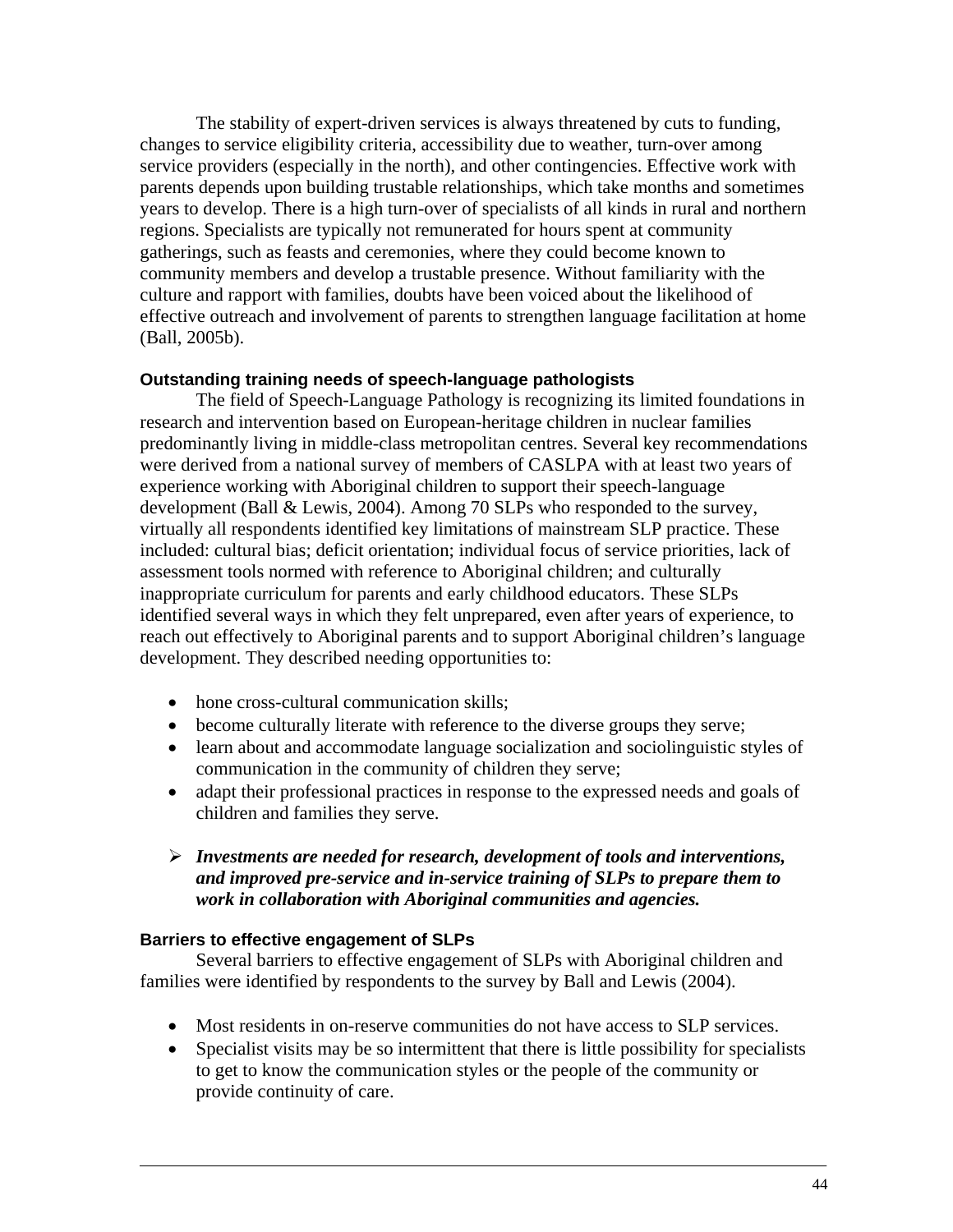The stability of expert-driven services is always threatened by cuts to funding, changes to service eligibility criteria, accessibility due to weather, turn-over among service providers (especially in the north), and other contingencies. Effective work with parents depends upon building trustable relationships, which take months and sometimes years to develop. There is a high turn-over of specialists of all kinds in rural and northern regions. Specialists are typically not remunerated for hours spent at community gatherings, such as feasts and ceremonies, where they could become known to community members and develop a trustable presence. Without familiarity with the culture and rapport with families, doubts have been voiced about the likelihood of effective outreach and involvement of parents to strengthen language facilitation at home (Ball, 2005b).

#### Outstanding training needs of speech-language pathologists

The field of Speech-Language Pathology is recognizing its limited foundations in research and intervention based on European-heritage children in nuclear families predominantly living in middle-class metropolitan centres. Several key recommendations were derived from a national survey of members of CASLPA with at least two years of experience working with Aboriginal children to support their speech-language development (Ball & Lewis, 2004). Among 70 SLPs who responded to the survey, virtually all respondents identified key limitations of mainstream SLP practice. These included: cultural bias; deficit orientation; individual focus of service priorities, lack of assessment tools normed with reference to Aboriginal children; and culturally inappropriate curriculum for parents and early childhood educators. These SLPs identified several ways in which they felt unprepared, even after years of experience, to reach out effectively to Aboriginal parents and to support Aboriginal children's language development. They described needing opportunities to:

- hone cross-cultural communication skills;
- become culturally literate with reference to the diverse groups they serve;
- learn about and accommodate language socialization and sociolinguistic styles of communication in the community of children they serve;
- adapt their professional practices in response to the expressed needs and goals of children and families they serve.

- ***Investments are needed for research, development of tools and interventions, and improved pre-service and in-service training of SLPs to prepare them to work in collaboration with Aboriginal communities and agencies.***

#### Barriers to effective engagement of SLPs

Several barriers to effective engagement of SLPs with Aboriginal children and families were identified by respondents to the survey by Ball and Lewis (2004).

- Most residents in on-reserve communities do not have access to SLP services.
- Specialist visits may be so intermittent that there is little possibility for specialists to get to know the communication styles or the people of the community or provide continuity of care.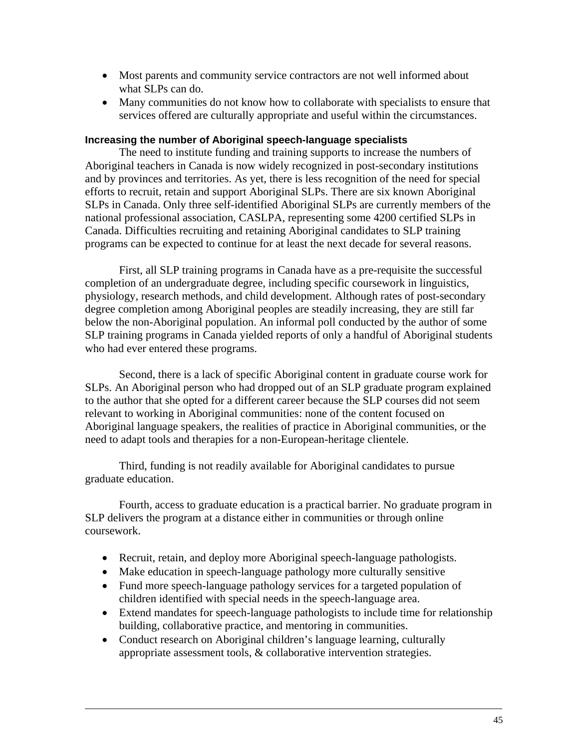- Most parents and community service contractors are not well informed about what SLPs can do.
- Many communities do not know how to collaborate with specialists to ensure that services offered are culturally appropriate and useful within the circumstances.

### Increasing the number of Aboriginal speech-language specialists

The need to institute funding and training supports to increase the numbers of Aboriginal teachers in Canada is now widely recognized in post-secondary institutions and by provinces and territories. As yet, there is less recognition of the need for special efforts to recruit, retain and support Aboriginal SLPs. There are six known Aboriginal SLPs in Canada. Only three self-identified Aboriginal SLPs are currently members of the national professional association, CASLPA, representing some 4200 certified SLPs in Canada. Difficulties recruiting and retaining Aboriginal candidates to SLP training programs can be expected to continue for at least the next decade for several reasons.

First, all SLP training programs in Canada have as a pre-requisite the successful completion of an undergraduate degree, including specific coursework in linguistics, physiology, research methods, and child development. Although rates of post-secondary degree completion among Aboriginal peoples are steadily increasing, they are still far below the non-Aboriginal population. An informal poll conducted by the author of some SLP training programs in Canada yielded reports of only a handful of Aboriginal students who had ever entered these programs.

Second, there is a lack of specific Aboriginal content in graduate course work for SLPs. An Aboriginal person who had dropped out of an SLP graduate program explained to the author that she opted for a different career because the SLP courses did not seem relevant to working in Aboriginal communities: none of the content focused on Aboriginal language speakers, the realities of practice in Aboriginal communities, or the need to adapt tools and therapies for a non-European-heritage clientele.

Third, funding is not readily available for Aboriginal candidates to pursue graduate education.

Fourth, access to graduate education is a practical barrier. No graduate program in SLP delivers the program at a distance either in communities or through online coursework.

- Recruit, retain, and deploy more Aboriginal speech-language pathologists.
- Make education in speech-language pathology more culturally sensitive
- Fund more speech-language pathology services for a targeted population of children identified with special needs in the speech-language area.
- Extend mandates for speech-language pathologists to include time for relationship building, collaborative practice, and mentoring in communities.
- Conduct research on Aboriginal children's language learning, culturally appropriate assessment tools, & collaborative intervention strategies.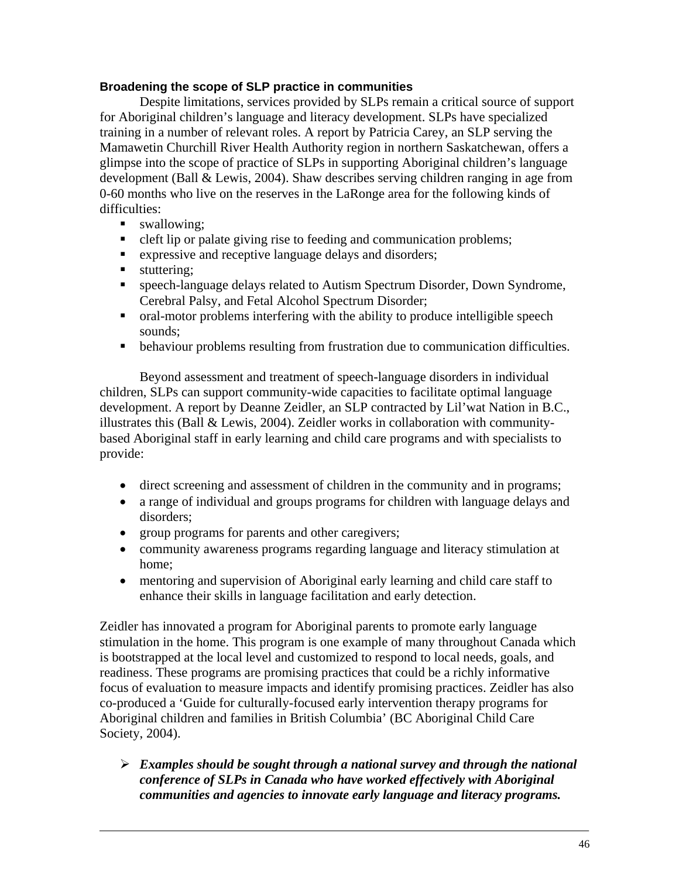**Broadening the scope of SLP practice in communities**

Despite limitations, services provided by SLPs remain a critical source of support for Aboriginal children's language and literacy development. SLPs have specialized training in a number of relevant roles. A report by Patricia Carey, an SLP serving the Mamawetin Churchill River Health Authority region in northern Saskatchewan, offers a glimpse into the scope of practice of SLPs in supporting Aboriginal children's language development (Ball & Lewis, 2004). Shaw describes serving children ranging in age from 0-60 months who live on the reserves in the LaRonge area for the following kinds of difficulties:

- swallowing;
- cleft lip or palate giving rise to feeding and communication problems;
- expressive and receptive language delays and disorders;
- stuttering;
- speech-language delays related to Autism Spectrum Disorder, Down Syndrome, Cerebral Palsy, and Fetal Alcohol Spectrum Disorder;
- oral-motor problems interfering with the ability to produce intelligible speech sounds;
- behaviour problems resulting from frustration due to communication difficulties.

Beyond assessment and treatment of speech-language disorders in individual children, SLPs can support community-wide capacities to facilitate optimal language development. A report by Deanne Zeidler, an SLP contracted by Lil'wat Nation in B.C., illustrates this (Ball & Lewis, 2004). Zeidler works in collaboration with community-based Aboriginal staff in early learning and child care programs and with specialists to provide:

- direct screening and assessment of children in the community and in programs;
- a range of individual and groups programs for children with language delays and disorders;
- group programs for parents and other caregivers;
- community awareness programs regarding language and literacy stimulation at home;
- mentoring and supervision of Aboriginal early learning and child care staff to enhance their skills in language facilitation and early detection.

Zeidler has innovated a program for Aboriginal parents to promote early language stimulation in the home. This program is one example of many throughout Canada which is bootstrapped at the local level and customized to respond to local needs, goals, and readiness. These programs are promising practices that could be a richly informative focus of evaluation to measure impacts and identify promising practices. Zeidler has also co-produced a 'Guide for culturally-focused early intervention therapy programs for Aboriginal children and families in British Columbia' (BC Aboriginal Child Care Society, 2004).

- ***Examples should be sought through a national survey and through the national conference of SLPs in Canada who have worked effectively with Aboriginal communities and agencies to innovate early language and literacy programs.***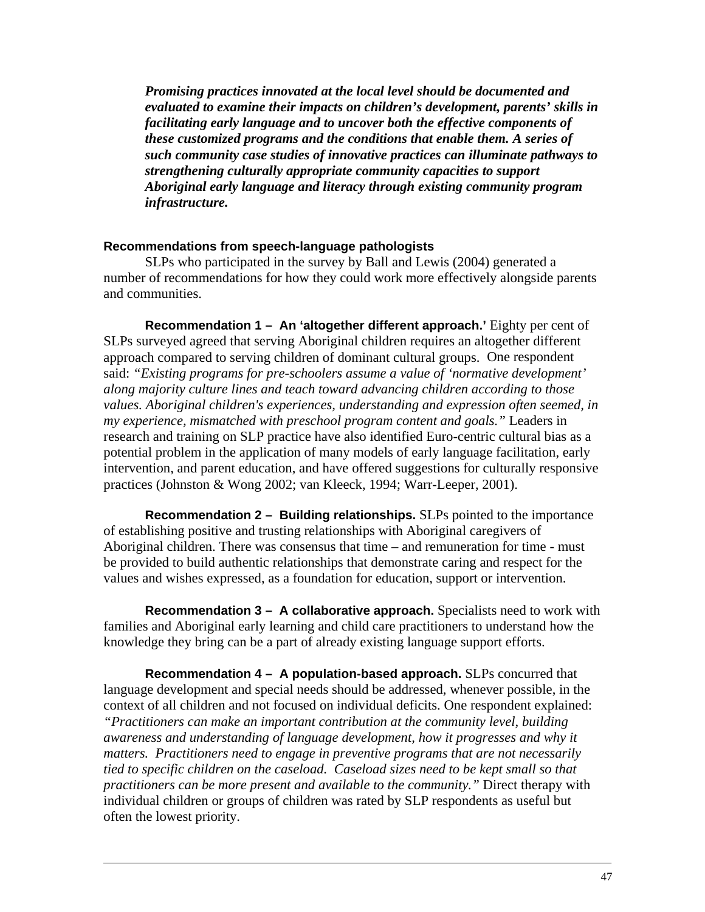***Promising practices innovated at the local level should be documented and evaluated to examine their impacts on children's development, parents' skills in facilitating early language and to uncover both the effective components of these customized programs and the conditions that enable them. A series of such community case studies of innovative practices can illuminate pathways to strengthening culturally appropriate community capacities to support Aboriginal early language and literacy through existing community program infrastructure.***

### Recommendations from speech-language pathologists

SLPs who participated in the survey by Ball and Lewis (2004) generated a number of recommendations for how they could work more effectively alongside parents and communities.

**Recommendation 1 – An 'altogether different approach.'** Eighty per cent of SLPs surveyed agreed that serving Aboriginal children requires an altogether different approach compared to serving children of dominant cultural groups. One respondent said: *"Existing programs for pre-schoolers assume a value of 'normative development' along majority culture lines and teach toward advancing children according to those values. Aboriginal children's experiences, understanding and expression often seemed, in my experience, mismatched with preschool program content and goals."* Leaders in research and training on SLP practice have also identified Euro-centric cultural bias as a potential problem in the application of many models of early language facilitation, early intervention, and parent education, and have offered suggestions for culturally responsive practices (Johnston & Wong 2002; van Kleeck, 1994; Warr-Leeper, 2001).

**Recommendation 2 – Building relationships.** SLPs pointed to the importance of establishing positive and trusting relationships with Aboriginal caregivers of Aboriginal children. There was consensus that time – and remuneration for time - must be provided to build authentic relationships that demonstrate caring and respect for the values and wishes expressed, as a foundation for education, support or intervention.

**Recommendation 3 – A collaborative approach.** Specialists need to work with families and Aboriginal early learning and child care practitioners to understand how the knowledge they bring can be a part of already existing language support efforts.

**Recommendation 4 – A population-based approach.** SLPs concurred that language development and special needs should be addressed, whenever possible, in the context of all children and not focused on individual deficits. One respondent explained: *"Practitioners can make an important contribution at the community level, building awareness and understanding of language development, how it progresses and why it matters. Practitioners need to engage in preventive programs that are not necessarily tied to specific children on the caseload. Caseload sizes need to be kept small so that practitioners can be more present and available to the community."* Direct therapy with individual children or groups of children was rated by SLP respondents as useful but often the lowest priority.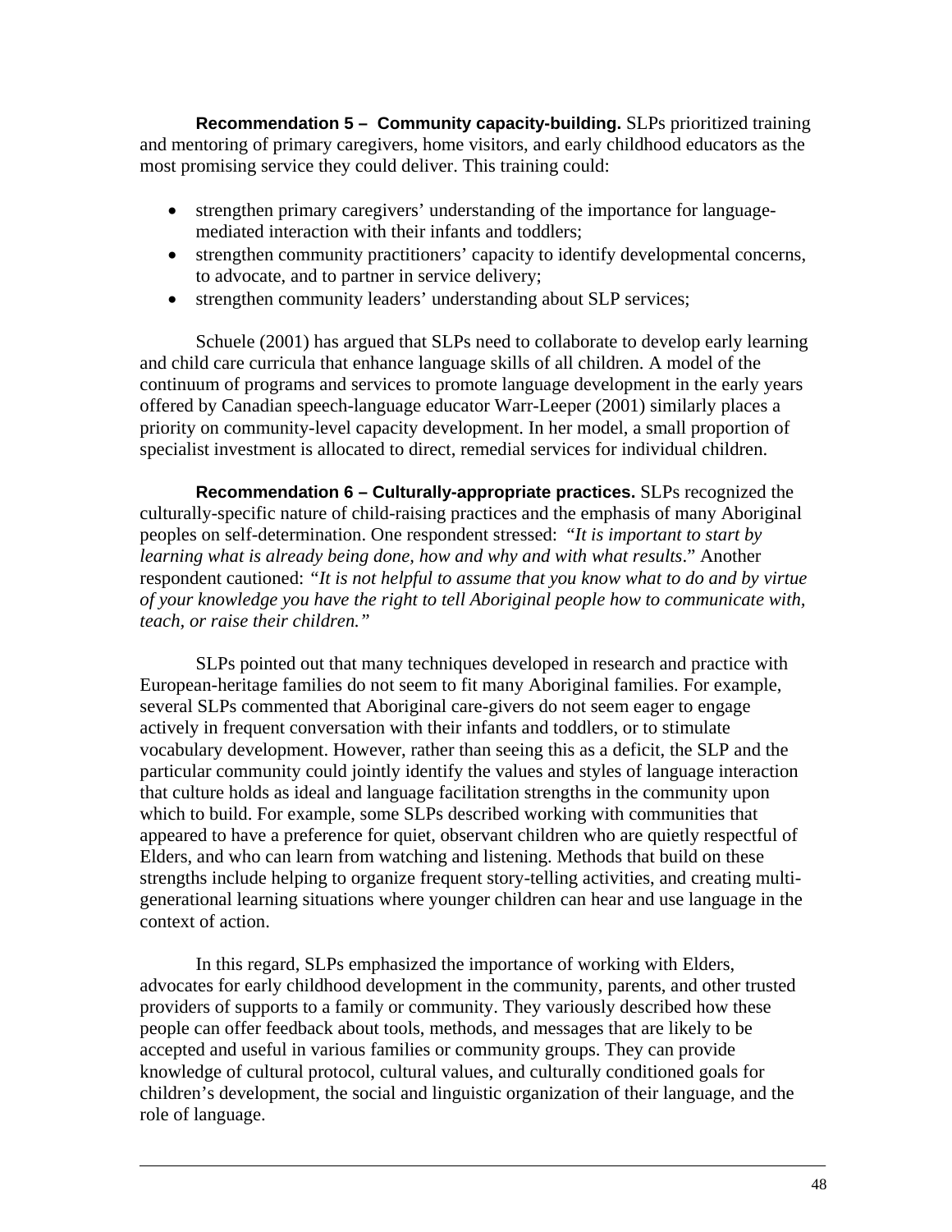**Recommendation 5 – Community capacity-building.** SLPs prioritized training and mentoring of primary caregivers, home visitors, and early childhood educators as the most promising service they could deliver. This training could:

- strengthen primary caregivers' understanding of the importance for language-mediated interaction with their infants and toddlers;
- strengthen community practitioners' capacity to identify developmental concerns, to advocate, and to partner in service delivery;
- strengthen community leaders' understanding about SLP services;

Schuele (2001) has argued that SLPs need to collaborate to develop early learning and child care curricula that enhance language skills of all children. A model of the continuum of programs and services to promote language development in the early years offered by Canadian speech-language educator Warr-Leeper (2001) similarly places a priority on community-level capacity development. In her model, a small proportion of specialist investment is allocated to direct, remedial services for individual children.

**Recommendation 6 – Culturally-appropriate practices.** SLPs recognized the culturally-specific nature of child-raising practices and the emphasis of many Aboriginal peoples on self-determination. One respondent stressed: "*It is important to start by learning what is already being done, how and why and with what results*." Another respondent cautioned: *"It is not helpful to assume that you know what to do and by virtue of your knowledge you have the right to tell Aboriginal people how to communicate with, teach, or raise their children."*

SLPs pointed out that many techniques developed in research and practice with European-heritage families do not seem to fit many Aboriginal families. For example, several SLPs commented that Aboriginal care-givers do not seem eager to engage actively in frequent conversation with their infants and toddlers, or to stimulate vocabulary development. However, rather than seeing this as a deficit, the SLP and the particular community could jointly identify the values and styles of language interaction that culture holds as ideal and language facilitation strengths in the community upon which to build. For example, some SLPs described working with communities that appeared to have a preference for quiet, observant children who are quietly respectful of Elders, and who can learn from watching and listening. Methods that build on these strengths include helping to organize frequent story-telling activities, and creating multi-generational learning situations where younger children can hear and use language in the context of action.

In this regard, SLPs emphasized the importance of working with Elders, advocates for early childhood development in the community, parents, and other trusted providers of supports to a family or community. They variously described how these people can offer feedback about tools, methods, and messages that are likely to be accepted and useful in various families or community groups. They can provide knowledge of cultural protocol, cultural values, and culturally conditioned goals for children's development, the social and linguistic organization of their language, and the role of language.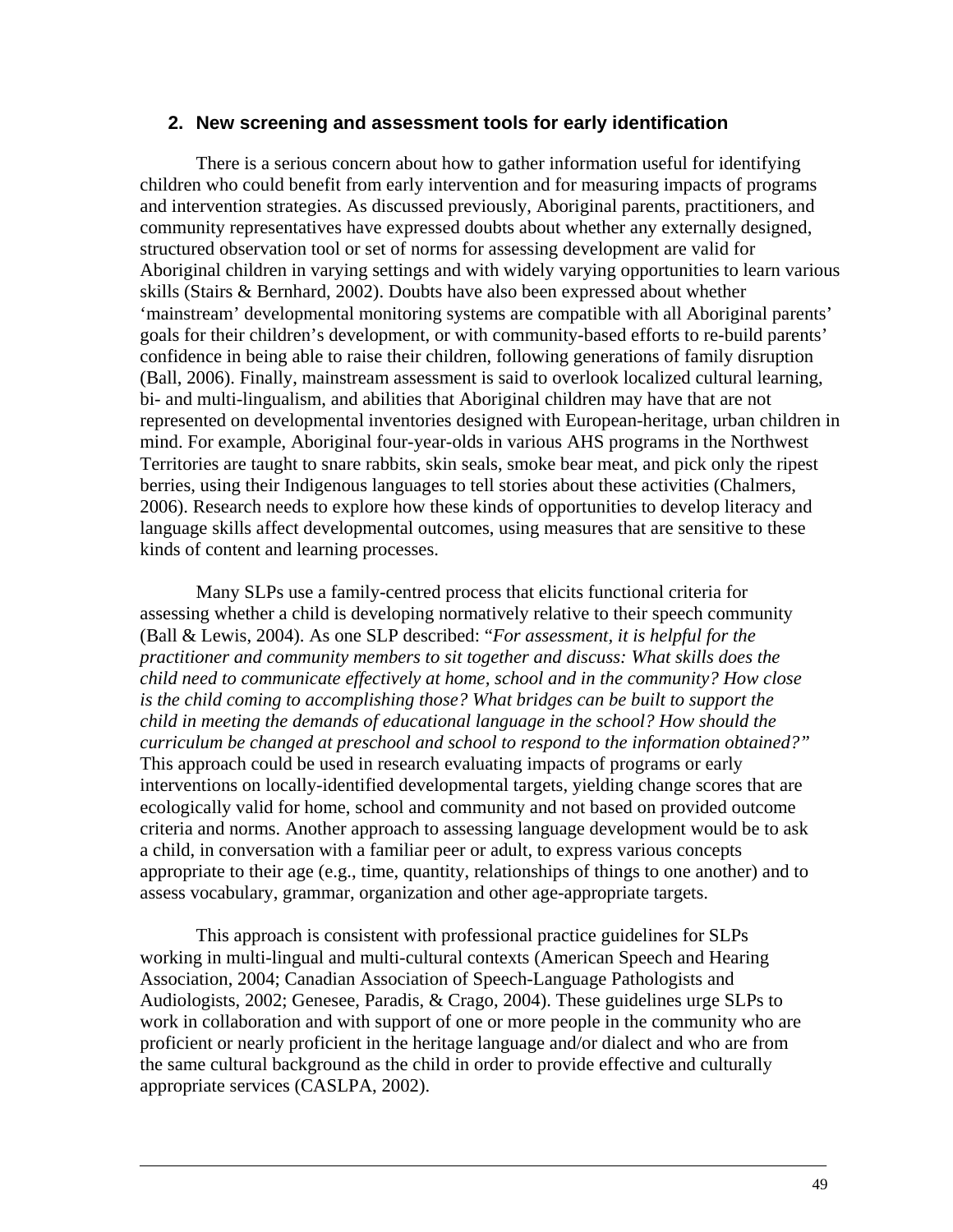## 2. New screening and assessment tools for early identification

There is a serious concern about how to gather information useful for identifying children who could benefit from early intervention and for measuring impacts of programs and intervention strategies. As discussed previously, Aboriginal parents, practitioners, and community representatives have expressed doubts about whether any externally designed, structured observation tool or set of norms for assessing development are valid for Aboriginal children in varying settings and with widely varying opportunities to learn various skills (Stairs & Bernhard, 2002). Doubts have also been expressed about whether 'mainstream' developmental monitoring systems are compatible with all Aboriginal parents' goals for their children's development, or with community-based efforts to re-build parents' confidence in being able to raise their children, following generations of family disruption (Ball, 2006). Finally, mainstream assessment is said to overlook localized cultural learning, bi- and multi-lingualism, and abilities that Aboriginal children may have that are not represented on developmental inventories designed with European-heritage, urban children in mind. For example, Aboriginal four-year-olds in various AHS programs in the Northwest Territories are taught to snare rabbits, skin seals, smoke bear meat, and pick only the ripest berries, using their Indigenous languages to tell stories about these activities (Chalmers, 2006). Research needs to explore how these kinds of opportunities to develop literacy and language skills affect developmental outcomes, using measures that are sensitive to these kinds of content and learning processes.

Many SLPs use a family-centred process that elicits functional criteria for assessing whether a child is developing normatively relative to their speech community (Ball & Lewis, 2004). As one SLP described: "*For assessment, it is helpful for the practitioner and community members to sit together and discuss: What skills does the child need to communicate effectively at home, school and in the community? How close is the child coming to accomplishing those? What bridges can be built to support the child in meeting the demands of educational language in the school? How should the curriculum be changed at preschool and school to respond to the information obtained?*" This approach could be used in research evaluating impacts of programs or early interventions on locally-identified developmental targets, yielding change scores that are ecologically valid for home, school and community and not based on provided outcome criteria and norms. Another approach to assessing language development would be to ask a child, in conversation with a familiar peer or adult, to express various concepts appropriate to their age (e.g., time, quantity, relationships of things to one another) and to assess vocabulary, grammar, organization and other age-appropriate targets.

This approach is consistent with professional practice guidelines for SLPs working in multi-lingual and multi-cultural contexts (American Speech and Hearing Association, 2004; Canadian Association of Speech-Language Pathologists and Audiologists, 2002; Genesee, Paradis, & Crago, 2004). These guidelines urge SLPs to work in collaboration and with support of one or more people in the community who are proficient or nearly proficient in the heritage language and/or dialect and who are from the same cultural background as the child in order to provide effective and culturally appropriate services (CASLPA, 2002).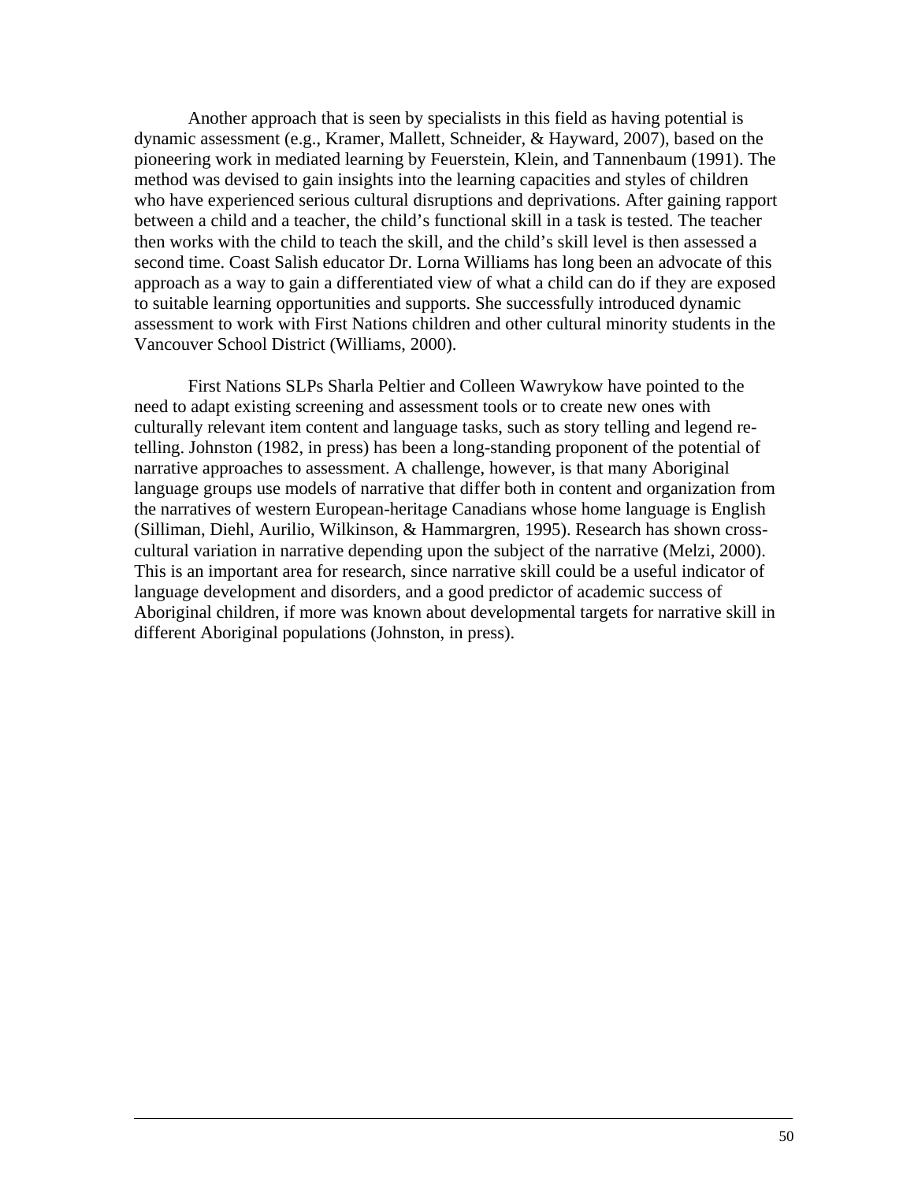Another approach that is seen by specialists in this field as having potential is dynamic assessment (e.g., Kramer, Mallett, Schneider, & Hayward, 2007), based on the pioneering work in mediated learning by Feuerstein, Klein, and Tannenbaum (1991). The method was devised to gain insights into the learning capacities and styles of children who have experienced serious cultural disruptions and deprivations. After gaining rapport between a child and a teacher, the child's functional skill in a task is tested. The teacher then works with the child to teach the skill, and the child's skill level is then assessed a second time. Coast Salish educator Dr. Lorna Williams has long been an advocate of this approach as a way to gain a differentiated view of what a child can do if they are exposed to suitable learning opportunities and supports. She successfully introduced dynamic assessment to work with First Nations children and other cultural minority students in the Vancouver School District (Williams, 2000).

First Nations SLPs Sharla Peltier and Colleen Wawrykow have pointed to the need to adapt existing screening and assessment tools or to create new ones with culturally relevant item content and language tasks, such as story telling and legend re-telling. Johnston (1982, in press) has been a long-standing proponent of the potential of narrative approaches to assessment. A challenge, however, is that many Aboriginal language groups use models of narrative that differ both in content and organization from the narratives of western European-heritage Canadians whose home language is English (Silliman, Diehl, Aurilio, Wilkinson, & Hammargren, 1995). Research has shown cross-cultural variation in narrative depending upon the subject of the narrative (Melzi, 2000). This is an important area for research, since narrative skill could be a useful indicator of language development and disorders, and a good predictor of academic success of Aboriginal children, if more was known about developmental targets for narrative skill in different Aboriginal populations (Johnston, in press).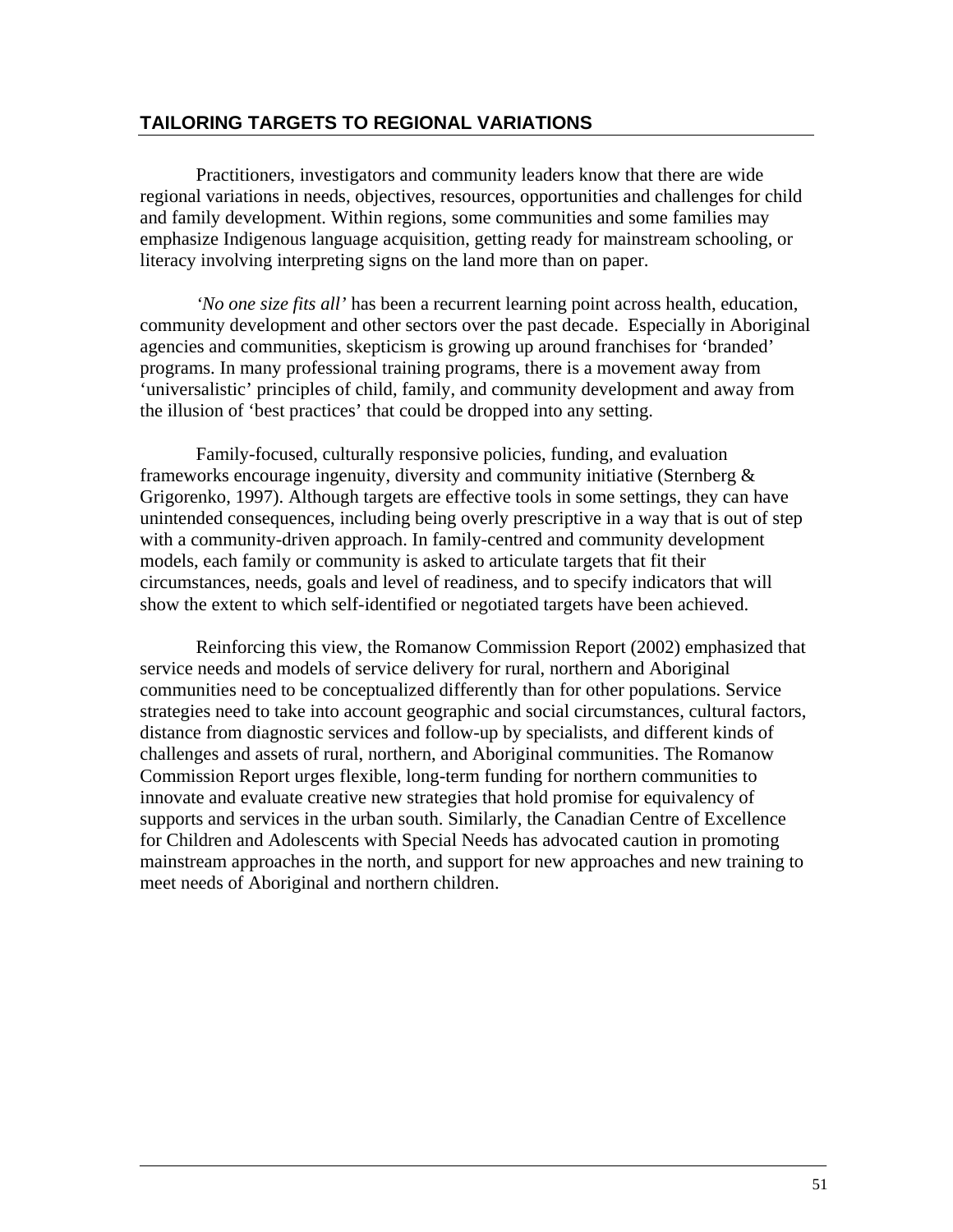## TAILORING TARGETS TO REGIONAL VARIATIONS

Practitioners, investigators and community leaders know that there are wide regional variations in needs, objectives, resources, opportunities and challenges for child and family development. Within regions, some communities and some families may emphasize Indigenous language acquisition, getting ready for mainstream schooling, or literacy involving interpreting signs on the land more than on paper.

*'No one size fits all'* has been a recurrent learning point across health, education, community development and other sectors over the past decade. Especially in Aboriginal agencies and communities, skepticism is growing up around franchises for 'branded' programs. In many professional training programs, there is a movement away from 'universalistic' principles of child, family, and community development and away from the illusion of 'best practices' that could be dropped into any setting.

Family-focused, culturally responsive policies, funding, and evaluation frameworks encourage ingenuity, diversity and community initiative (Sternberg & Grigorenko, 1997). Although targets are effective tools in some settings, they can have unintended consequences, including being overly prescriptive in a way that is out of step with a community-driven approach. In family-centred and community development models, each family or community is asked to articulate targets that fit their circumstances, needs, goals and level of readiness, and to specify indicators that will show the extent to which self-identified or negotiated targets have been achieved.

Reinforcing this view, the Romanow Commission Report (2002) emphasized that service needs and models of service delivery for rural, northern and Aboriginal communities need to be conceptualized differently than for other populations. Service strategies need to take into account geographic and social circumstances, cultural factors, distance from diagnostic services and follow-up by specialists, and different kinds of challenges and assets of rural, northern, and Aboriginal communities. The Romanow Commission Report urges flexible, long-term funding for northern communities to innovate and evaluate creative new strategies that hold promise for equivalency of supports and services in the urban south. Similarly, the Canadian Centre of Excellence for Children and Adolescents with Special Needs has advocated caution in promoting mainstream approaches in the north, and support for new approaches and new training to meet needs of Aboriginal and northern children.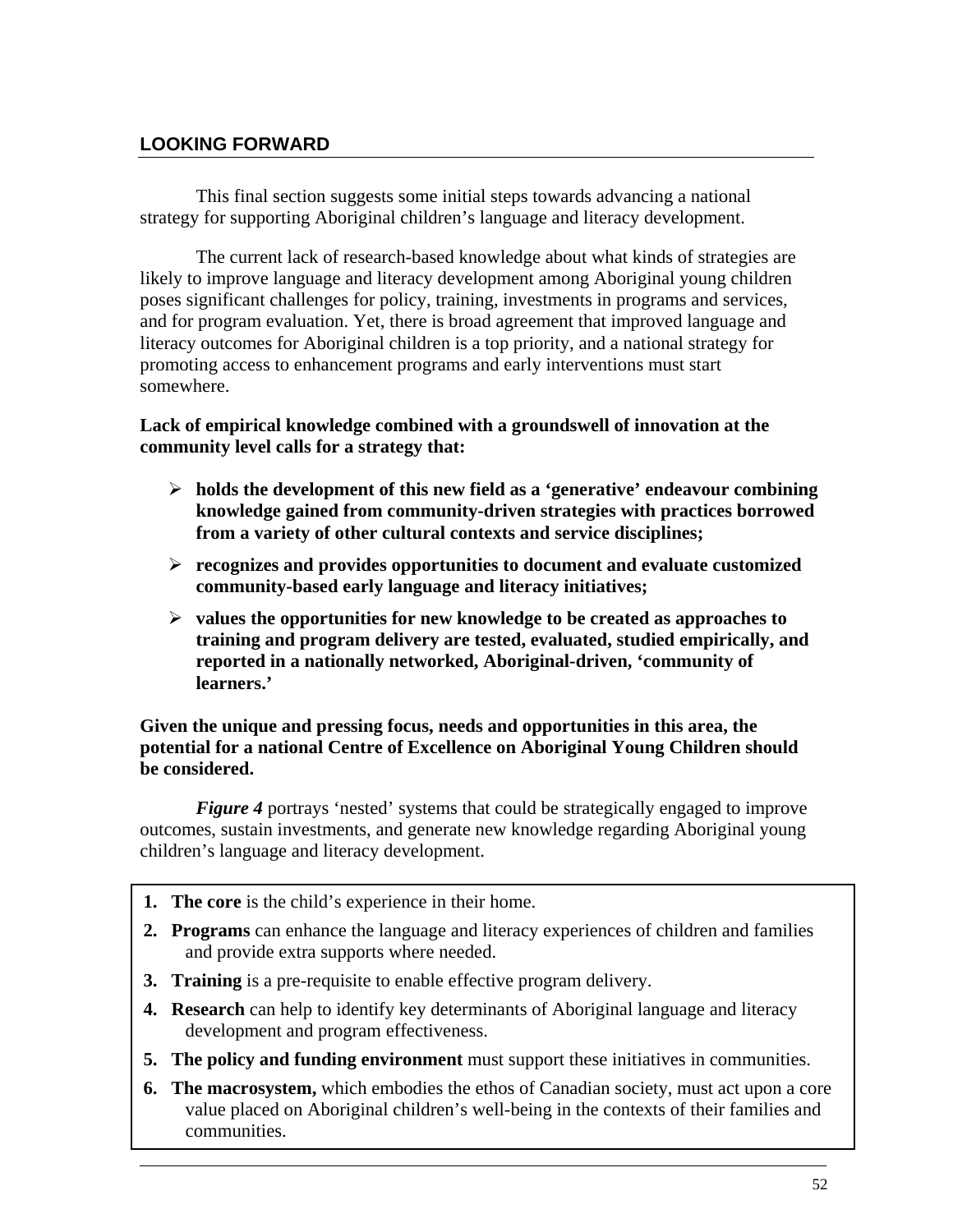## LOOKING FORWARD

This final section suggests some initial steps towards advancing a national strategy for supporting Aboriginal children's language and literacy development.

The current lack of research-based knowledge about what kinds of strategies are likely to improve language and literacy development among Aboriginal young children poses significant challenges for policy, training, investments in programs and services, and for program evaluation. Yet, there is broad agreement that improved language and literacy outcomes for Aboriginal children is a top priority, and a national strategy for promoting access to enhancement programs and early interventions must start somewhere.

**Lack of empirical knowledge combined with a groundswell of innovation at the community level calls for a strategy that:**

- **holds the development of this new field as a 'generative' endeavour combining knowledge gained from community-driven strategies with practices borrowed from a variety of other cultural contexts and service disciplines;**
- **recognizes and provides opportunities to document and evaluate customized community-based early language and literacy initiatives;**
- **values the opportunities for new knowledge to be created as approaches to training and program delivery are tested, evaluated, studied empirically, and reported in a nationally networked, Aboriginal-driven, 'community of learners.'**

**Given the unique and pressing focus, needs and opportunities in this area, the potential for a national Centre of Excellence on Aboriginal Young Children should be considered.**

***Figure 4*** portrays 'nested' systems that could be strategically engaged to improve outcomes, sustain investments, and generate new knowledge regarding Aboriginal young children's language and literacy development.

1. **The core** is the child's experience in their home.
2. **Programs** can enhance the language and literacy experiences of children and families and provide extra supports where needed.
3. **Training** is a pre-requisite to enable effective program delivery.
4. **Research** can help to identify key determinants of Aboriginal language and literacy development and program effectiveness.
5. **The policy and funding environment** must support these initiatives in communities.
6. **The macrosystem,** which embodies the ethos of Canadian society, must act upon a core value placed on Aboriginal children's well-being in the contexts of their families and communities.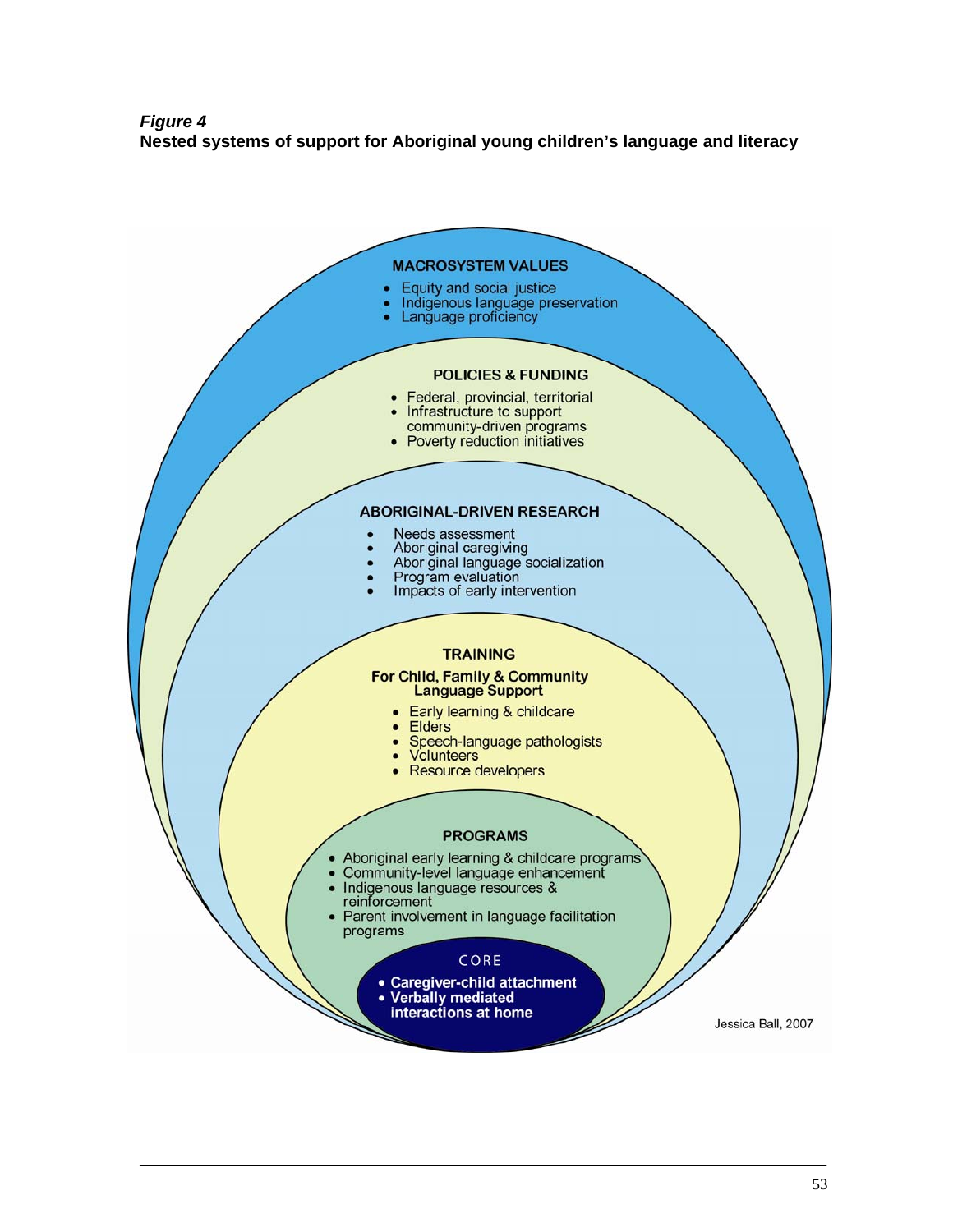***Figure 4***
**Nested systems of support for Aboriginal young children's language and literacy**

**MACROSYSTEM VALUES**

- Equity and social justice
- Indigenous language preservation
- Language proficiency

**POLICIES & FUNDING**

- Federal, provincial, territorial
- Infrastructure to support community-driven programs
- Poverty reduction initiatives

**ABORIGINAL-DRIVEN RESEARCH**

- Needs assessment
- Aboriginal caregiving
- Aboriginal language socialization
- Program evaluation
- Impacts of early intervention

**TRAINING**
**For Child, Family & Community Language Support**

- Early learning & childcare
- Elders
- Speech-language pathologists
- Volunteers
- Resource developers

**PROGRAMS**

- Aboriginal early learning & childcare programs
- Community-level language enhancement
- Indigenous language resources & reinforcement
- Parent involvement in language facilitation programs

CORE

- **Caregiver-child attachment**
- **Verbally mediated interactions at home**

Jessica Ball, 2007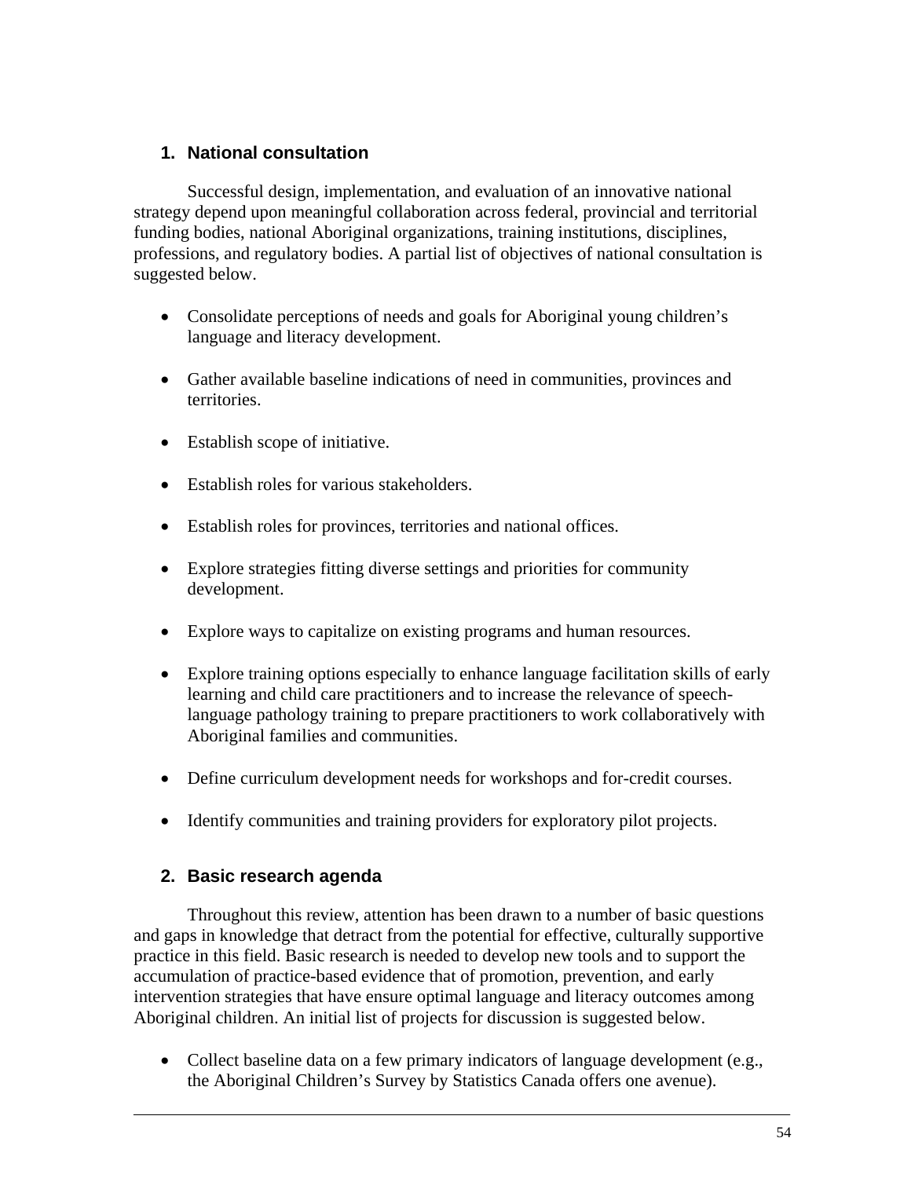## 1. National consultation

Successful design, implementation, and evaluation of an innovative national strategy depend upon meaningful collaboration across federal, provincial and territorial funding bodies, national Aboriginal organizations, training institutions, disciplines, professions, and regulatory bodies. A partial list of objectives of national consultation is suggested below.

- Consolidate perceptions of needs and goals for Aboriginal young children's language and literacy development.
- Gather available baseline indications of need in communities, provinces and territories.
- Establish scope of initiative.
- Establish roles for various stakeholders.
- Establish roles for provinces, territories and national offices.
- Explore strategies fitting diverse settings and priorities for community development.
- Explore ways to capitalize on existing programs and human resources.
- Explore training options especially to enhance language facilitation skills of early learning and child care practitioners and to increase the relevance of speech-language pathology training to prepare practitioners to work collaboratively with Aboriginal families and communities.
- Define curriculum development needs for workshops and for-credit courses.
- Identify communities and training providers for exploratory pilot projects.

## 2. Basic research agenda

Throughout this review, attention has been drawn to a number of basic questions and gaps in knowledge that detract from the potential for effective, culturally supportive practice in this field. Basic research is needed to develop new tools and to support the accumulation of practice-based evidence that of promotion, prevention, and early intervention strategies that have ensure optimal language and literacy outcomes among Aboriginal children. An initial list of projects for discussion is suggested below.

- Collect baseline data on a few primary indicators of language development (e.g., the Aboriginal Children's Survey by Statistics Canada offers one avenue).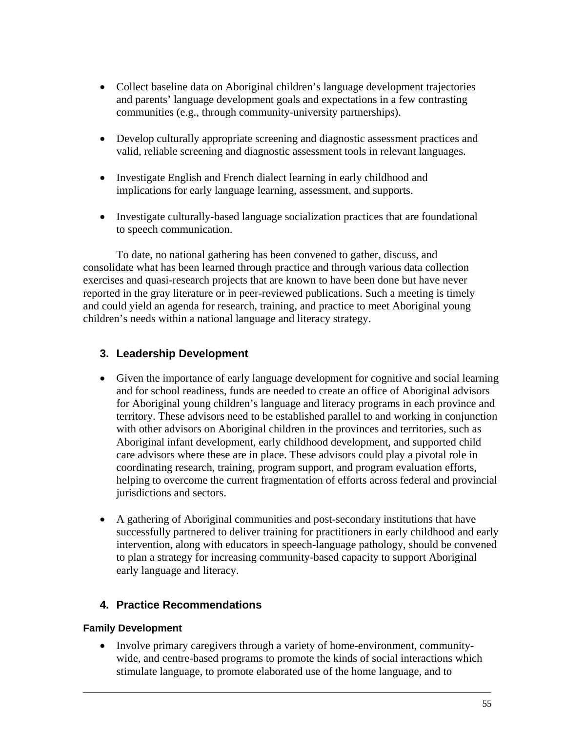- Collect baseline data on Aboriginal children's language development trajectories and parents' language development goals and expectations in a few contrasting communities (e.g., through community-university partnerships).

- Develop culturally appropriate screening and diagnostic assessment practices and valid, reliable screening and diagnostic assessment tools in relevant languages.

- Investigate English and French dialect learning in early childhood and implications for early language learning, assessment, and supports.

- Investigate culturally-based language socialization practices that are foundational to speech communication.

To date, no national gathering has been convened to gather, discuss, and consolidate what has been learned through practice and through various data collection exercises and quasi-research projects that are known to have been done but have never reported in the gray literature or in peer-reviewed publications. Such a meeting is timely and could yield an agenda for research, training, and practice to meet Aboriginal young children's needs within a national language and literacy strategy.

## 3. Leadership Development

- Given the importance of early language development for cognitive and social learning and for school readiness, funds are needed to create an office of Aboriginal advisors for Aboriginal young children's language and literacy programs in each province and territory. These advisors need to be established parallel to and working in conjunction with other advisors on Aboriginal children in the provinces and territories, such as Aboriginal infant development, early childhood development, and supported child care advisors where these are in place. These advisors could play a pivotal role in coordinating research, training, program support, and program evaluation efforts, helping to overcome the current fragmentation of efforts across federal and provincial jurisdictions and sectors.

- A gathering of Aboriginal communities and post-secondary institutions that have successfully partnered to deliver training for practitioners in early childhood and early intervention, along with educators in speech-language pathology, should be convened to plan a strategy for increasing community-based capacity to support Aboriginal early language and literacy.

## 4. Practice Recommendations

### Family Development

- Involve primary caregivers through a variety of home-environment, community-wide, and centre-based programs to promote the kinds of social interactions which stimulate language, to promote elaborated use of the home language, and to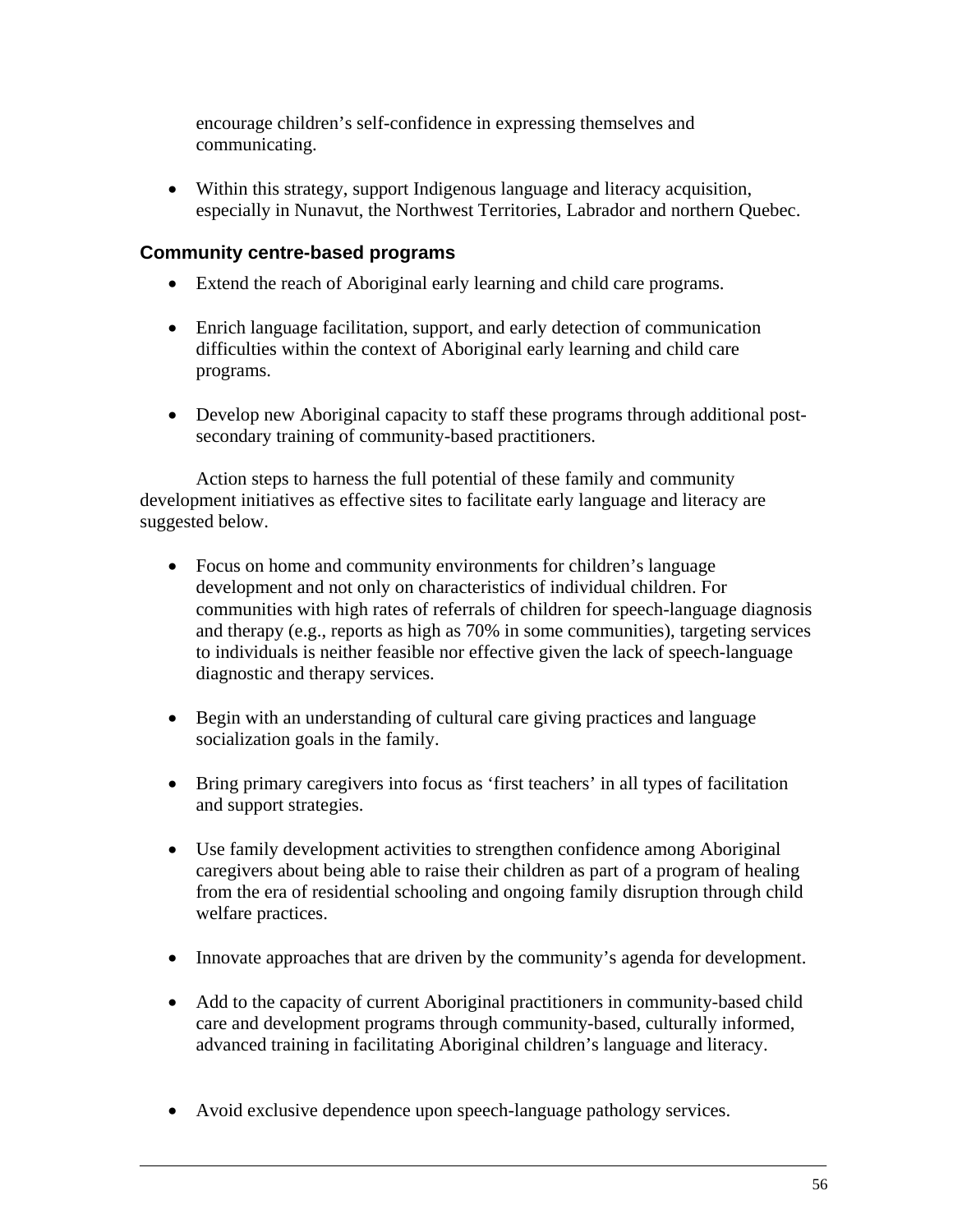encourage children's self-confidence in expressing themselves and communicating.

- Within this strategy, support Indigenous language and literacy acquisition, especially in Nunavut, the Northwest Territories, Labrador and northern Quebec.

### Community centre-based programs

- Extend the reach of Aboriginal early learning and child care programs.

- Enrich language facilitation, support, and early detection of communication difficulties within the context of Aboriginal early learning and child care programs.

- Develop new Aboriginal capacity to staff these programs through additional post-secondary training of community-based practitioners.

Action steps to harness the full potential of these family and community development initiatives as effective sites to facilitate early language and literacy are suggested below.

- Focus on home and community environments for children's language development and not only on characteristics of individual children. For communities with high rates of referrals of children for speech-language diagnosis and therapy (e.g., reports as high as 70% in some communities), targeting services to individuals is neither feasible nor effective given the lack of speech-language diagnostic and therapy services.

- Begin with an understanding of cultural care giving practices and language socialization goals in the family.

- Bring primary caregivers into focus as 'first teachers' in all types of facilitation and support strategies.

- Use family development activities to strengthen confidence among Aboriginal caregivers about being able to raise their children as part of a program of healing from the era of residential schooling and ongoing family disruption through child welfare practices.

- Innovate approaches that are driven by the community's agenda for development.

- Add to the capacity of current Aboriginal practitioners in community-based child care and development programs through community-based, culturally informed, advanced training in facilitating Aboriginal children's language and literacy.

- Avoid exclusive dependence upon speech-language pathology services.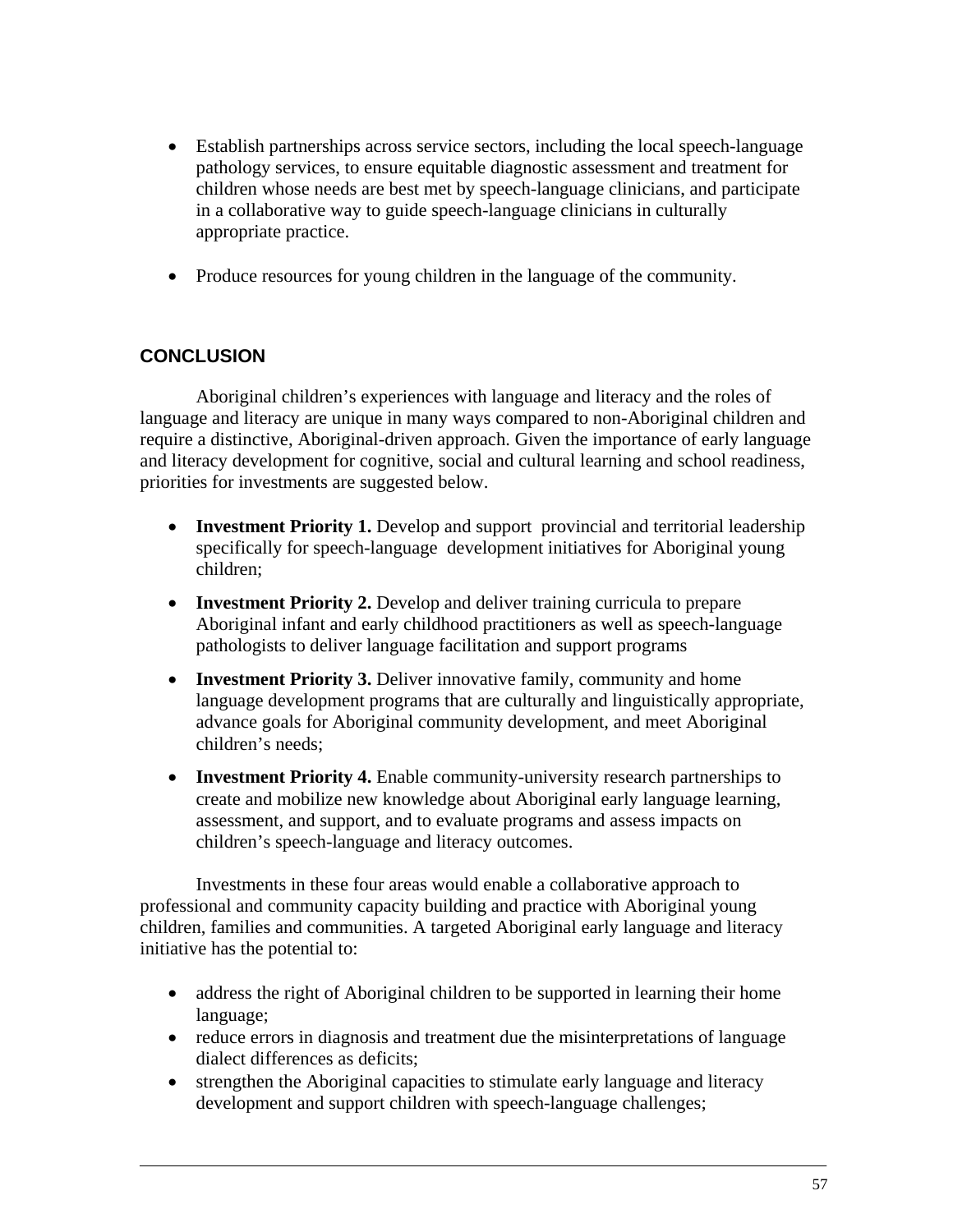- Establish partnerships across service sectors, including the local speech-language pathology services, to ensure equitable diagnostic assessment and treatment for children whose needs are best met by speech-language clinicians, and participate in a collaborative way to guide speech-language clinicians in culturally appropriate practice.

- Produce resources for young children in the language of the community.

## CONCLUSION

Aboriginal children's experiences with language and literacy and the roles of language and literacy are unique in many ways compared to non-Aboriginal children and require a distinctive, Aboriginal-driven approach. Given the importance of early language and literacy development for cognitive, social and cultural learning and school readiness, priorities for investments are suggested below.

- **Investment Priority 1.** Develop and support provincial and territorial leadership specifically for speech-language development initiatives for Aboriginal young children;

- **Investment Priority 2.** Develop and deliver training curricula to prepare Aboriginal infant and early childhood practitioners as well as speech-language pathologists to deliver language facilitation and support programs

- **Investment Priority 3.** Deliver innovative family, community and home language development programs that are culturally and linguistically appropriate, advance goals for Aboriginal community development, and meet Aboriginal children's needs;

- **Investment Priority 4.** Enable community-university research partnerships to create and mobilize new knowledge about Aboriginal early language learning, assessment, and support, and to evaluate programs and assess impacts on children's speech-language and literacy outcomes.

Investments in these four areas would enable a collaborative approach to professional and community capacity building and practice with Aboriginal young children, families and communities. A targeted Aboriginal early language and literacy initiative has the potential to:

- address the right of Aboriginal children to be supported in learning their home language;
- reduce errors in diagnosis and treatment due the misinterpretations of language dialect differences as deficits;
- strengthen the Aboriginal capacities to stimulate early language and literacy development and support children with speech-language challenges;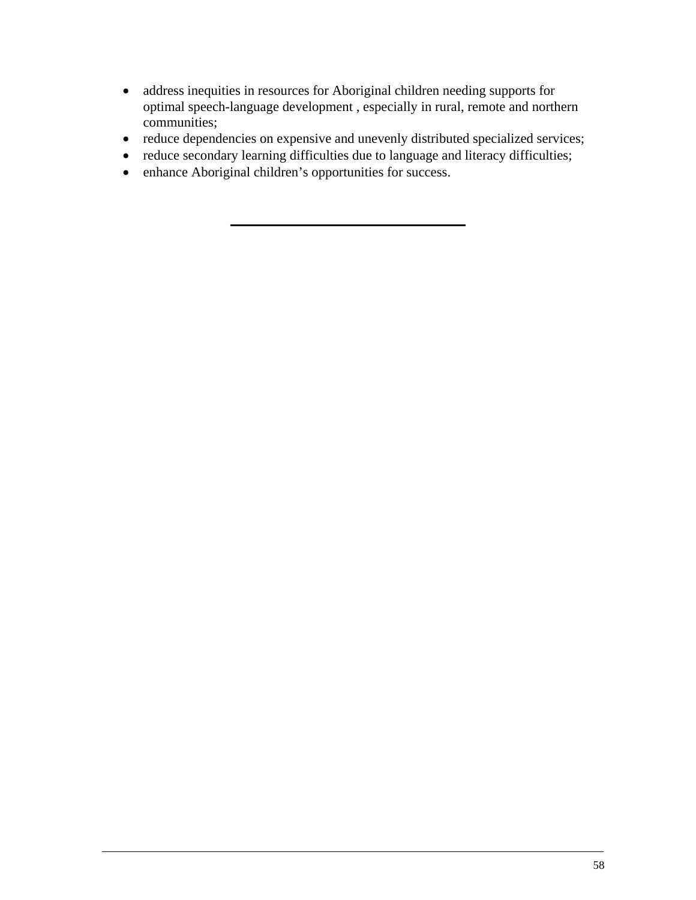- address inequities in resources for Aboriginal children needing supports for optimal speech-language development , especially in rural, remote and northern communities;
- reduce dependencies on expensive and unevenly distributed specialized services;
- reduce secondary learning difficulties due to language and literacy difficulties;
- enhance Aboriginal children's opportunities for success.

---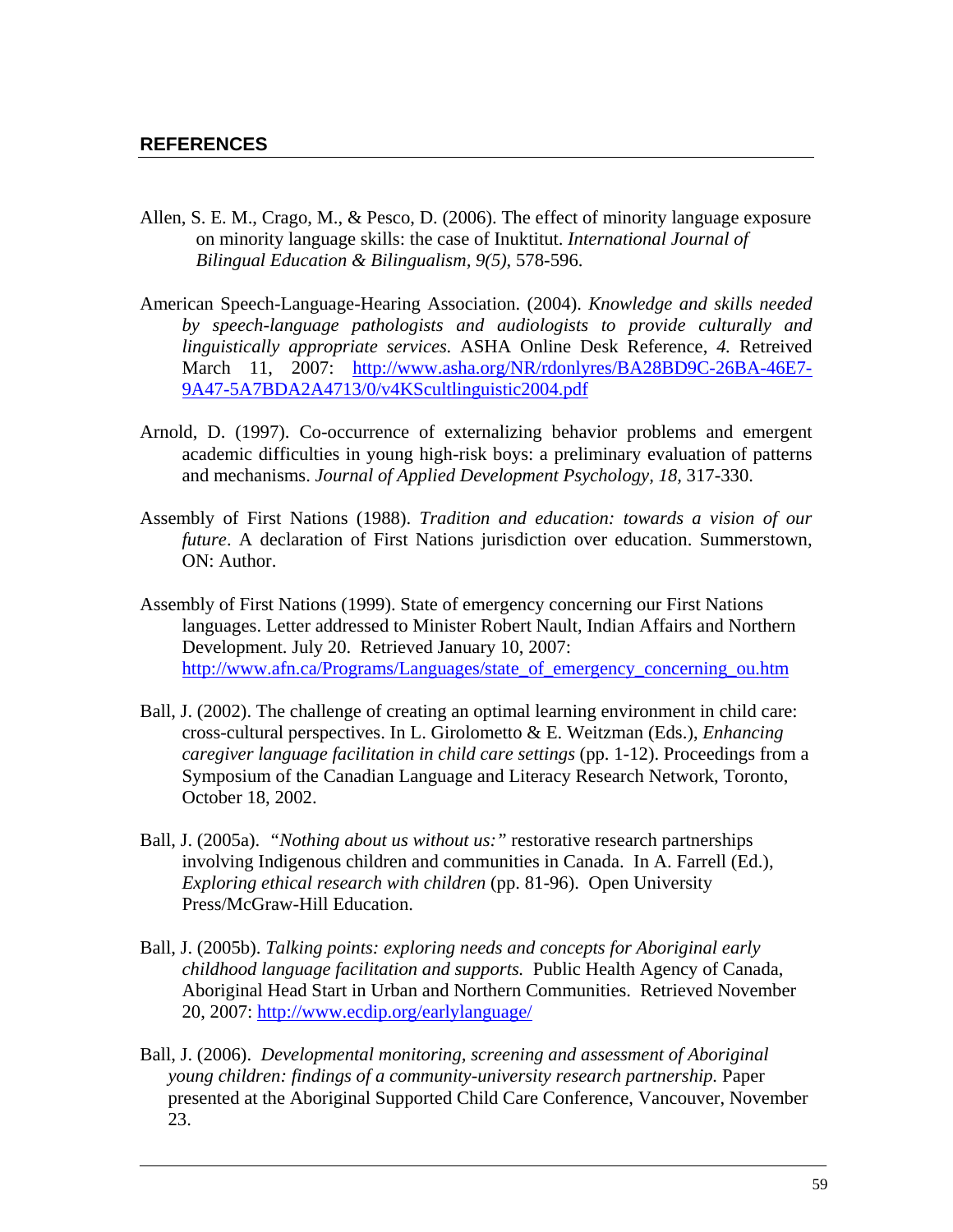## REFERENCES

Allen, S. E. M., Crago, M., & Pesco, D. (2006). The effect of minority language exposure on minority language skills: the case of Inuktitut. *International Journal of Bilingual Education & Bilingualism, 9(5)*, 578-596.

American Speech-Language-Hearing Association. (2004). *Knowledge and skills needed by speech-language pathologists and audiologists to provide culturally and linguistically appropriate services.* ASHA Online Desk Reference, *4.* Retreived March 11, 2007: [http://www.asha.org/NR/rdonlyres/BA28BD9C-26BA-46E7-9A47-5A7BDA2A4713/0/v4KScultlinguistic2004.pdf](http://www.asha.org/NR/rdonlyres/BA28BD9C-26BA-46E7-9A47-5A7BDA2A4713/0/v4KScultlinguistic2004.pdf)

Arnold, D. (1997). Co-occurrence of externalizing behavior problems and emergent academic difficulties in young high-risk boys: a preliminary evaluation of patterns and mechanisms. *Journal of Applied Development Psychology*, *18*, 317-330.

Assembly of First Nations (1988). *Tradition and education: towards a vision of our future*. A declaration of First Nations jurisdiction over education. Summerstown, ON: Author.

Assembly of First Nations (1999). State of emergency concerning our First Nations languages. Letter addressed to Minister Robert Nault, Indian Affairs and Northern Development. July 20. Retrieved January 10, 2007: [http://www.afn.ca/Programs/Languages/state_of_emergency_concerning_ou.htm](http://www.afn.ca/Programs/Languages/state_of_emergency_concerning_ou.htm)

Ball, J. (2002). The challenge of creating an optimal learning environment in child care: cross-cultural perspectives. In L. Girolometto & E. Weitzman (Eds.), *Enhancing caregiver language facilitation in child care settings* (pp. 1-12). Proceedings from a Symposium of the Canadian Language and Literacy Research Network, Toronto, October 18, 2002.

Ball, J. (2005a). *"Nothing about us without us:"* restorative research partnerships involving Indigenous children and communities in Canada. In A. Farrell (Ed.), *Exploring ethical research with children* (pp. 81-96). Open University Press/McGraw-Hill Education.

Ball, J. (2005b). *Talking points: exploring needs and concepts for Aboriginal early childhood language facilitation and supports.* Public Health Agency of Canada, Aboriginal Head Start in Urban and Northern Communities. Retrieved November 20, 2007: [http://www.ecdip.org/earlylanguage/](http://www.ecdip.org/earlylanguage/)

Ball, J. (2006). *Developmental monitoring, screening and assessment of Aboriginal young children: findings of a community-university research partnership.* Paper presented at the Aboriginal Supported Child Care Conference, Vancouver, November 23.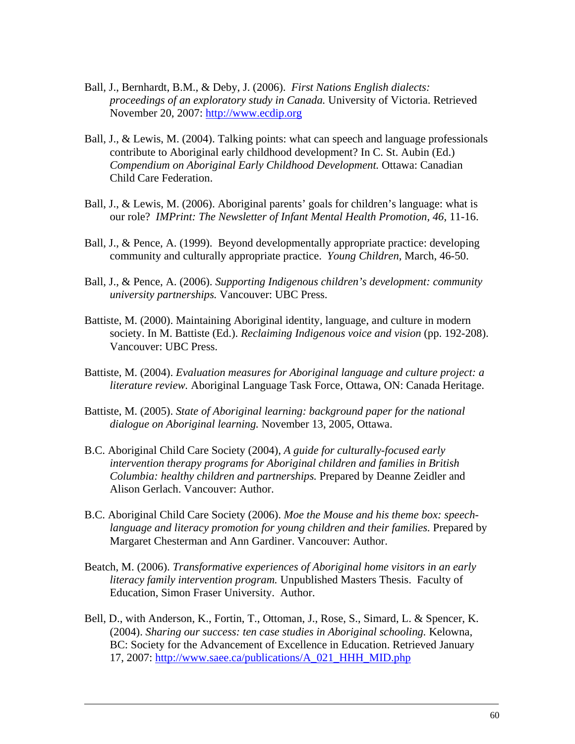Ball, J., Bernhardt, B.M., & Deby, J. (2006). *First Nations English dialects: proceedings of an exploratory study in Canada.* University of Victoria. Retrieved November 20, 2007: http://www.ecdip.org

Ball, J., & Lewis, M. (2004). Talking points: what can speech and language professionals contribute to Aboriginal early childhood development? In C. St. Aubin (Ed.) *Compendium on Aboriginal Early Childhood Development.* Ottawa: Canadian Child Care Federation.

Ball, J., & Lewis, M. (2006). Aboriginal parents' goals for children's language: what is our role? *IMPrint: The Newsletter of Infant Mental Health Promotion, 46*, 11-16.

Ball, J., & Pence, A. (1999). Beyond developmentally appropriate practice: developing community and culturally appropriate practice. *Young Children*, March, 46-50.

Ball, J., & Pence, A. (2006). *Supporting Indigenous children's development: community university partnerships.* Vancouver: UBC Press.

Battiste, M. (2000). Maintaining Aboriginal identity, language, and culture in modern society. In M. Battiste (Ed.). *Reclaiming Indigenous voice and vision* (pp. 192-208). Vancouver: UBC Press.

Battiste, M. (2004). *Evaluation measures for Aboriginal language and culture project: a literature review.* Aboriginal Language Task Force, Ottawa, ON: Canada Heritage.

Battiste, M. (2005). *State of Aboriginal learning: background paper for the national dialogue on Aboriginal learning.* November 13, 2005, Ottawa.

B.C. Aboriginal Child Care Society (2004), *A guide for culturally-focused early intervention therapy programs for Aboriginal children and families in British Columbia: healthy children and partnerships.* Prepared by Deanne Zeidler and Alison Gerlach. Vancouver: Author.

B.C. Aboriginal Child Care Society (2006). *Moe the Mouse and his theme box: speech-language and literacy promotion for young children and their families.* Prepared by Margaret Chesterman and Ann Gardiner. Vancouver: Author.

Beatch, M. (2006). *Transformative experiences of Aboriginal home visitors in an early literacy family intervention program.* Unpublished Masters Thesis. Faculty of Education, Simon Fraser University. Author.

Bell, D., with Anderson, K., Fortin, T., Ottoman, J., Rose, S., Simard, L. & Spencer, K. (2004). *Sharing our success: ten case studies in Aboriginal schooling.* Kelowna, BC: Society for the Advancement of Excellence in Education. Retrieved January 17, 2007: http://www.saee.ca/publications/A_021_HHH_MID.php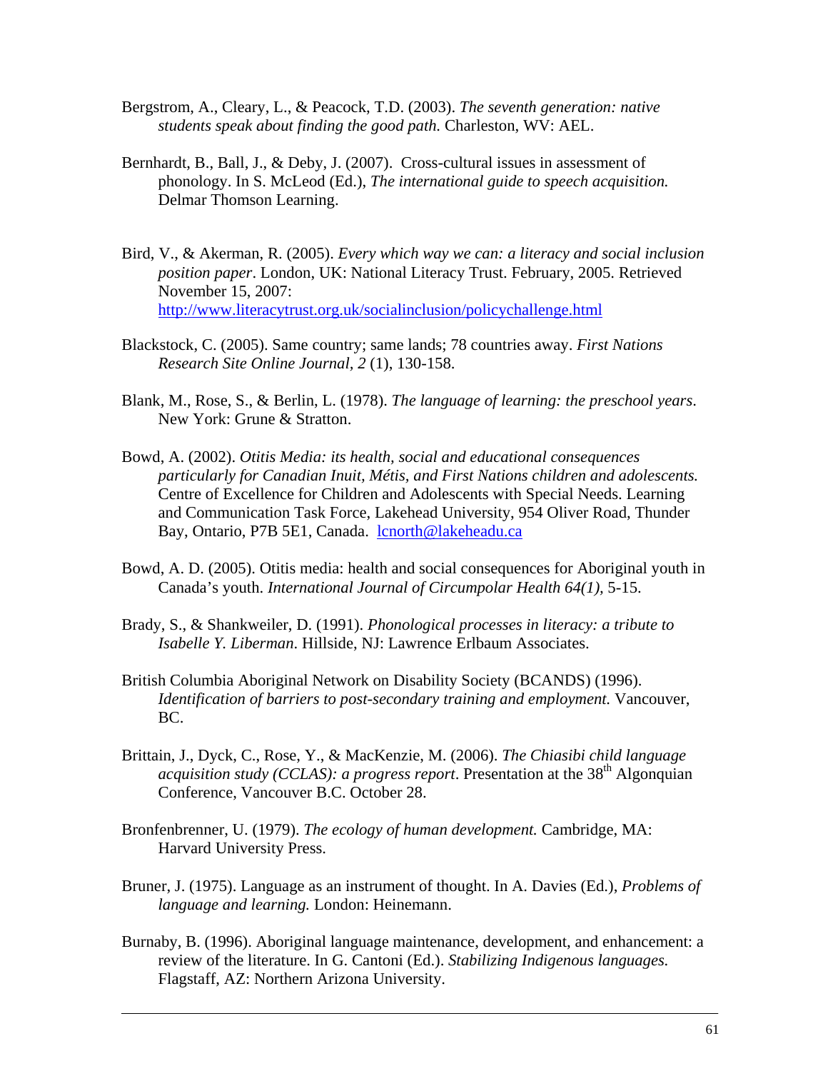Bergstrom, A., Cleary, L., & Peacock, T.D. (2003). *The seventh generation: native students speak about finding the good path.* Charleston, WV: AEL.

Bernhardt, B., Ball, J., & Deby, J. (2007). Cross-cultural issues in assessment of phonology. In S. McLeod (Ed.), *The international guide to speech acquisition.* Delmar Thomson Learning.

Bird, V., & Akerman, R. (2005). *Every which way we can: a literacy and social inclusion position paper*. London, UK: National Literacy Trust. February, 2005. Retrieved November 15, 2007: http://www.literacytrust.org.uk/socialinclusion/policychallenge.html

Blackstock, C. (2005). Same country; same lands; 78 countries away. *First Nations Research Site Online Journal, 2* (1), 130-158.

Blank, M., Rose, S., & Berlin, L. (1978). *The language of learning: the preschool years*. New York: Grune & Stratton.

Bowd, A. (2002). *Otitis Media: its health, social and educational consequences particularly for Canadian Inuit, Métis, and First Nations children and adolescents.* Centre of Excellence for Children and Adolescents with Special Needs. Learning and Communication Task Force, Lakehead University, 954 Oliver Road, Thunder Bay, Ontario, P7B 5E1, Canada. lcnorth@lakeheadu.ca

Bowd, A. D. (2005). Otitis media: health and social consequences for Aboriginal youth in Canada's youth. *International Journal of Circumpolar Health 64(1)*, 5-15.

Brady, S., & Shankweiler, D. (1991). *Phonological processes in literacy: a tribute to Isabelle Y. Liberman*. Hillside, NJ: Lawrence Erlbaum Associates.

British Columbia Aboriginal Network on Disability Society (BCANDS) (1996). *Identification of barriers to post-secondary training and employment.* Vancouver, BC.

Brittain, J., Dyck, C., Rose, Y., & MacKenzie, M. (2006). *The Chiasibi child language acquisition study (CCLAS): a progress report*. Presentation at the 38th Algonquian Conference, Vancouver B.C. October 28.

Bronfenbrenner, U. (1979). *The ecology of human development.* Cambridge, MA: Harvard University Press.

Bruner, J. (1975). Language as an instrument of thought. In A. Davies (Ed.), *Problems of language and learning.* London: Heinemann.

Burnaby, B. (1996). Aboriginal language maintenance, development, and enhancement: a review of the literature. In G. Cantoni (Ed.). *Stabilizing Indigenous languages.* Flagstaff, AZ: Northern Arizona University.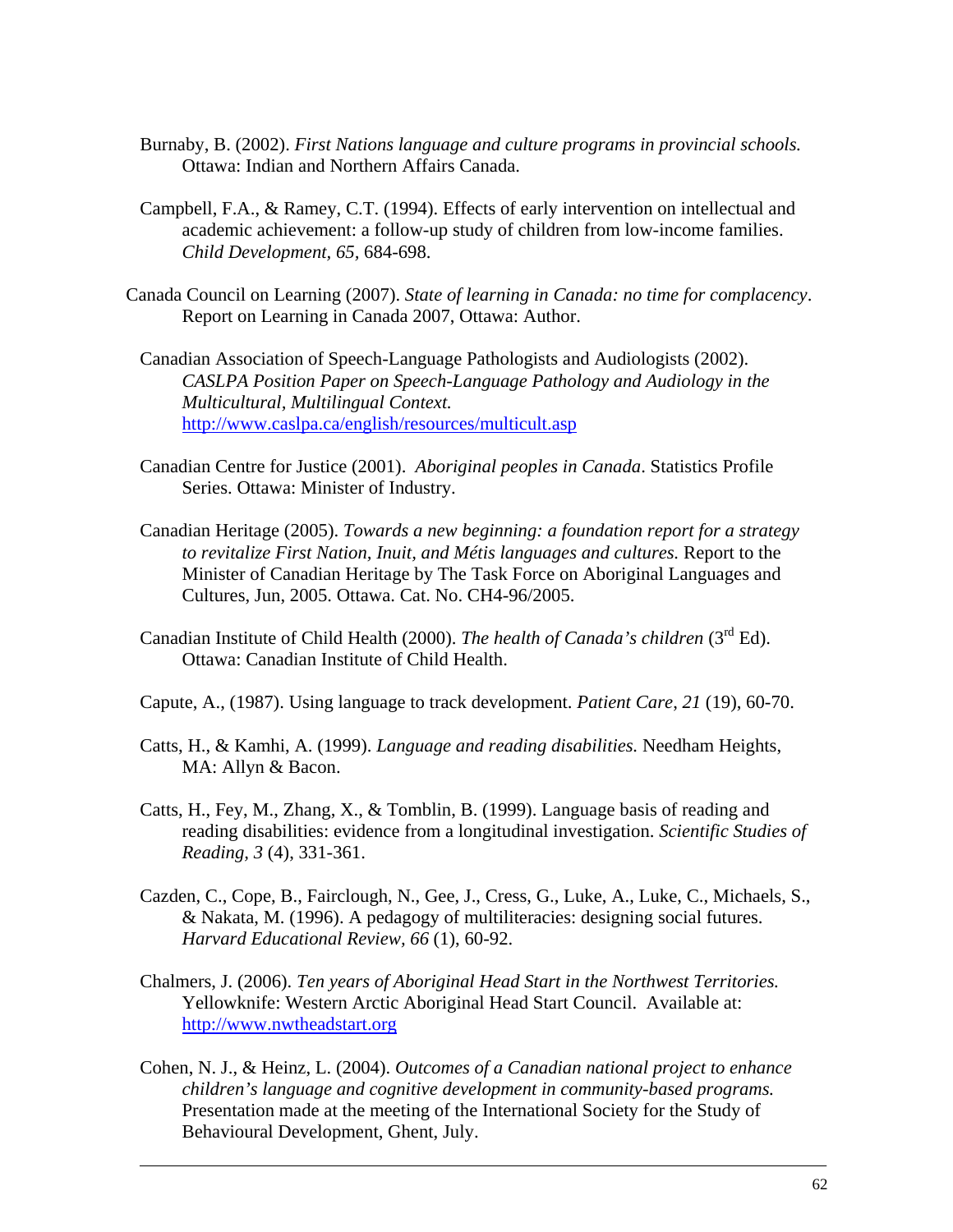Burnaby, B. (2002). *First Nations language and culture programs in provincial schools.* Ottawa: Indian and Northern Affairs Canada.

Campbell, F.A., & Ramey, C.T. (1994). Effects of early intervention on intellectual and academic achievement: a follow-up study of children from low-income families. *Child Development, 65,* 684-698.

Canada Council on Learning (2007). *State of learning in Canada: no time for complacency*. Report on Learning in Canada 2007, Ottawa: Author.

Canadian Association of Speech-Language Pathologists and Audiologists (2002). *CASLPA Position Paper on Speech-Language Pathology and Audiology in the Multicultural, Multilingual Context.* http://www.caslpa.ca/english/resources/multicult.asp

Canadian Centre for Justice (2001). *Aboriginal peoples in Canada*. Statistics Profile Series. Ottawa: Minister of Industry.

Canadian Heritage (2005). *Towards a new beginning: a foundation report for a strategy to revitalize First Nation, Inuit, and Métis languages and cultures.* Report to the Minister of Canadian Heritage by The Task Force on Aboriginal Languages and Cultures, Jun, 2005. Ottawa. Cat. No. CH4-96/2005.

Canadian Institute of Child Health (2000). *The health of Canada's children* (3rd Ed). Ottawa: Canadian Institute of Child Health.

Capute, A., (1987). Using language to track development. *Patient Care, 21* (19), 60-70.

Catts, H., & Kamhi, A. (1999). *Language and reading disabilities.* Needham Heights, MA: Allyn & Bacon.

Catts, H., Fey, M., Zhang, X., & Tomblin, B. (1999). Language basis of reading and reading disabilities: evidence from a longitudinal investigation. *Scientific Studies of Reading, 3* (4), 331-361.

Cazden, C., Cope, B., Fairclough, N., Gee, J., Cress, G., Luke, A., Luke, C., Michaels, S., & Nakata, M. (1996). A pedagogy of multiliteracies: designing social futures. *Harvard Educational Review, 66* (1), 60-92.

Chalmers, J. (2006). *Ten years of Aboriginal Head Start in the Northwest Territories.* Yellowknife: Western Arctic Aboriginal Head Start Council. Available at: http://www.nwtheadstart.org

Cohen, N. J., & Heinz, L. (2004). *Outcomes of a Canadian national project to enhance children's language and cognitive development in community-based programs.* Presentation made at the meeting of the International Society for the Study of Behavioural Development, Ghent, July.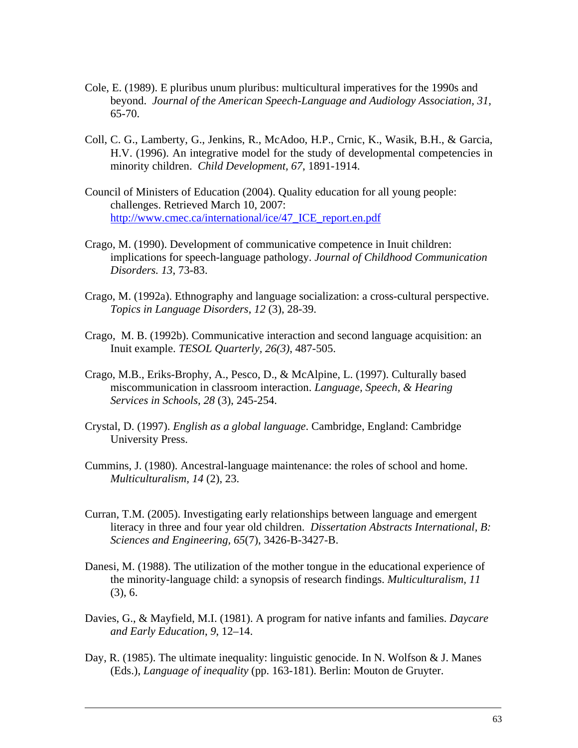Cole, E. (1989). E pluribus unum pluribus: multicultural imperatives for the 1990s and beyond. *Journal of the American Speech-Language and Audiology Association, 31,* 65-70.

Coll, C. G., Lamberty, G., Jenkins, R., McAdoo, H.P., Crnic, K., Wasik, B.H., & Garcia, H.V. (1996). An integrative model for the study of developmental competencies in minority children. *Child Development, 67*, 1891-1914.

Council of Ministers of Education (2004). Quality education for all young people: challenges. Retrieved March 10, 2007: [http://www.cmec.ca/international/ice/47_ICE_report.en.pdf](http://www.cmec.ca/international/ice/47_ICE_report.en.pdf)

Crago, M. (1990). Development of communicative competence in Inuit children: implications for speech-language pathology. *Journal of Childhood Communication Disorders. 13*, 73-83.

Crago, M. (1992a). Ethnography and language socialization: a cross-cultural perspective. *Topics in Language Disorders*, *12* (3), 28-39.

Crago, M. B. (1992b). Communicative interaction and second language acquisition: an Inuit example. *TESOL Quarterly, 26(3)*, 487-505.

Crago, M.B., Eriks-Brophy, A., Pesco, D., & McAlpine, L. (1997). Culturally based miscommunication in classroom interaction. *Language, Speech, & Hearing Services in Schools, 28* (3), 245-254.

Crystal, D. (1997). *English as a global language*. Cambridge, England: Cambridge University Press.

Cummins, J. (1980). Ancestral-language maintenance: the roles of school and home. *Multiculturalism, 14* (2), 23.

Curran, T.M. (2005). Investigating early relationships between language and emergent literacy in three and four year old children. *Dissertation Abstracts International, B: Sciences and Engineering, 65*(7), 3426-B-3427-B.

Danesi, M. (1988). The utilization of the mother tongue in the educational experience of the minority-language child: a synopsis of research findings. *Multiculturalism, 11* (3), 6.

Davies, G., & Mayfield, M.I. (1981). A program for native infants and families. *Daycare and Early Education*, *9*, 12–14.

Day, R. (1985). The ultimate inequality: linguistic genocide. In N. Wolfson & J. Manes (Eds.), *Language of inequality* (pp. 163-181). Berlin: Mouton de Gruyter.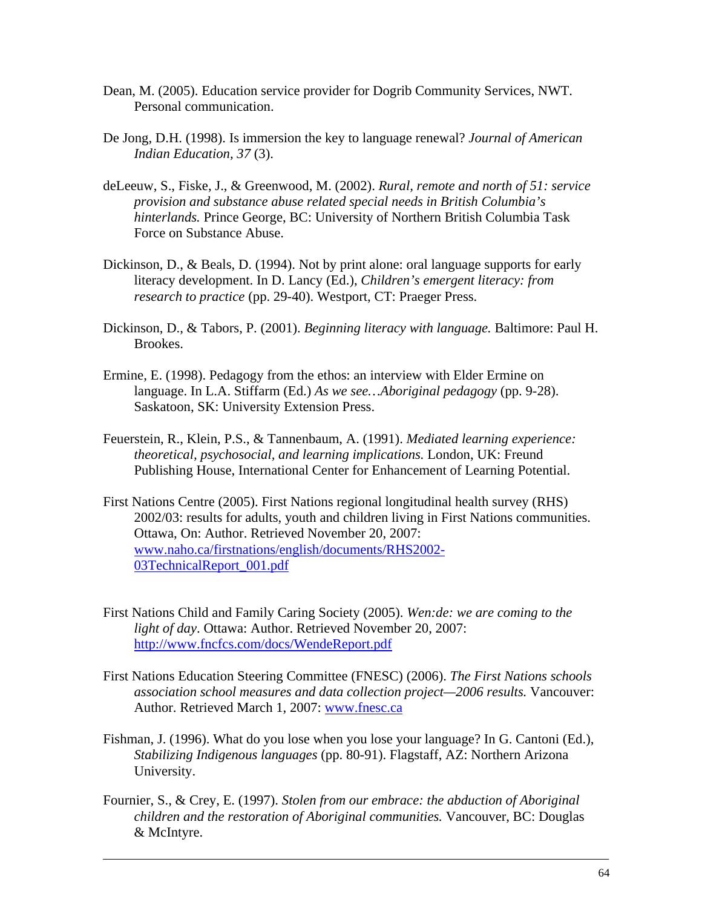Dean, M. (2005). Education service provider for Dogrib Community Services, NWT. Personal communication.

De Jong, D.H. (1998). Is immersion the key to language renewal? *Journal of American Indian Education, 37* (3).

deLeeuw, S., Fiske, J., & Greenwood, M. (2002). *Rural, remote and north of 51: service provision and substance abuse related special needs in British Columbia's hinterlands.* Prince George, BC: University of Northern British Columbia Task Force on Substance Abuse.

Dickinson, D., & Beals, D. (1994). Not by print alone: oral language supports for early literacy development. In D. Lancy (Ed.), *Children's emergent literacy: from research to practice* (pp. 29-40). Westport, CT: Praeger Press.

Dickinson, D., & Tabors, P. (2001). *Beginning literacy with language.* Baltimore: Paul H. Brookes.

Ermine, E. (1998). Pedagogy from the ethos: an interview with Elder Ermine on language. In L.A. Stiffarm (Ed.) *As we see…Aboriginal pedagogy* (pp. 9-28). Saskatoon, SK: University Extension Press.

Feuerstein, R., Klein, P.S., & Tannenbaum, A. (1991). *Mediated learning experience: theoretical, psychosocial, and learning implications.* London, UK: Freund Publishing House, International Center for Enhancement of Learning Potential.

First Nations Centre (2005). First Nations regional longitudinal health survey (RHS) 2002/03: results for adults, youth and children living in First Nations communities. Ottawa, On: Author. Retrieved November 20, 2007: www.naho.ca/firstnations/english/documents/RHS2002-03TechnicalReport_001.pdf

First Nations Child and Family Caring Society (2005). *Wen:de: we are coming to the light of day*. Ottawa: Author. Retrieved November 20, 2007: http://www.fncfcs.com/docs/WendeReport.pdf

First Nations Education Steering Committee (FNESC) (2006). *The First Nations schools association school measures and data collection project—2006 results.* Vancouver: Author. Retrieved March 1, 2007: www.fnesc.ca

Fishman, J. (1996). What do you lose when you lose your language? In G. Cantoni (Ed.), *Stabilizing Indigenous languages* (pp. 80-91). Flagstaff, AZ: Northern Arizona University.

Fournier, S., & Crey, E. (1997). *Stolen from our embrace: the abduction of Aboriginal children and the restoration of Aboriginal communities.* Vancouver, BC: Douglas & McIntyre.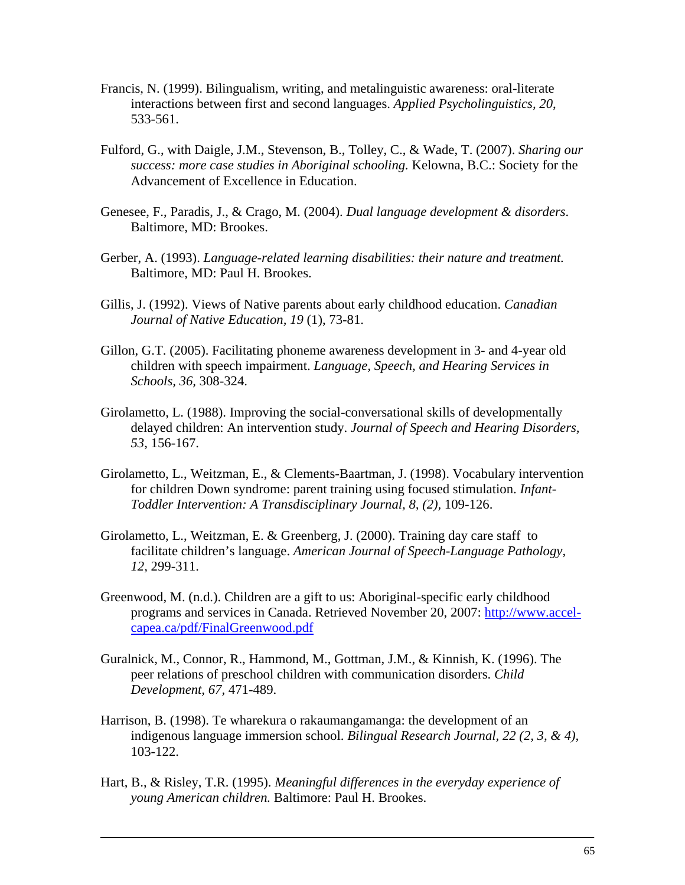Francis, N. (1999). Bilingualism, writing, and metalinguistic awareness: oral-literate interactions between first and second languages. *Applied Psycholinguistics, 20,* 533-561.

Fulford, G., with Daigle, J.M., Stevenson, B., Tolley, C., & Wade, T. (2007). *Sharing our success: more case studies in Aboriginal schooling.* Kelowna, B.C.: Society for the Advancement of Excellence in Education.

Genesee, F., Paradis, J., & Crago, M. (2004). *Dual language development & disorders*. Baltimore, MD: Brookes.

Gerber, A. (1993). *Language-related learning disabilities: their nature and treatment.* Baltimore, MD: Paul H. Brookes.

Gillis, J. (1992). Views of Native parents about early childhood education. *Canadian Journal of Native Education, 19* (1), 73-81.

Gillon, G.T. (2005). Facilitating phoneme awareness development in 3- and 4-year old children with speech impairment. *Language, Speech, and Hearing Services in Schools, 36,* 308-324.

Girolametto, L. (1988). Improving the social-conversational skills of developmentally delayed children: An intervention study. *Journal of Speech and Hearing Disorders, 53*, 156-167.

Girolametto, L., Weitzman, E., & Clements-Baartman, J. (1998). Vocabulary intervention for children Down syndrome: parent training using focused stimulation. *Infant-Toddler Intervention: A Transdisciplinary Journal, 8, (2),* 109-126.

Girolametto, L., Weitzman, E. & Greenberg, J. (2000). Training day care staff to facilitate children's language. *American Journal of Speech-Language Pathology, 12,* 299-311.

Greenwood, M. (n.d.). Children are a gift to us: Aboriginal-specific early childhood programs and services in Canada. Retrieved November 20, 2007: http://www.accel-capea.ca/pdf/FinalGreenwood.pdf

Guralnick, M., Connor, R., Hammond, M., Gottman, J.M., & Kinnish, K. (1996). The peer relations of preschool children with communication disorders. *Child Development, 67,* 471-489.

Harrison, B. (1998). Te wharekura o rakaumangamanga: the development of an indigenous language immersion school. *Bilingual Research Journal, 22 (2, 3, & 4),* 103-122.

Hart, B., & Risley, T.R. (1995). *Meaningful differences in the everyday experience of young American children.* Baltimore: Paul H. Brookes.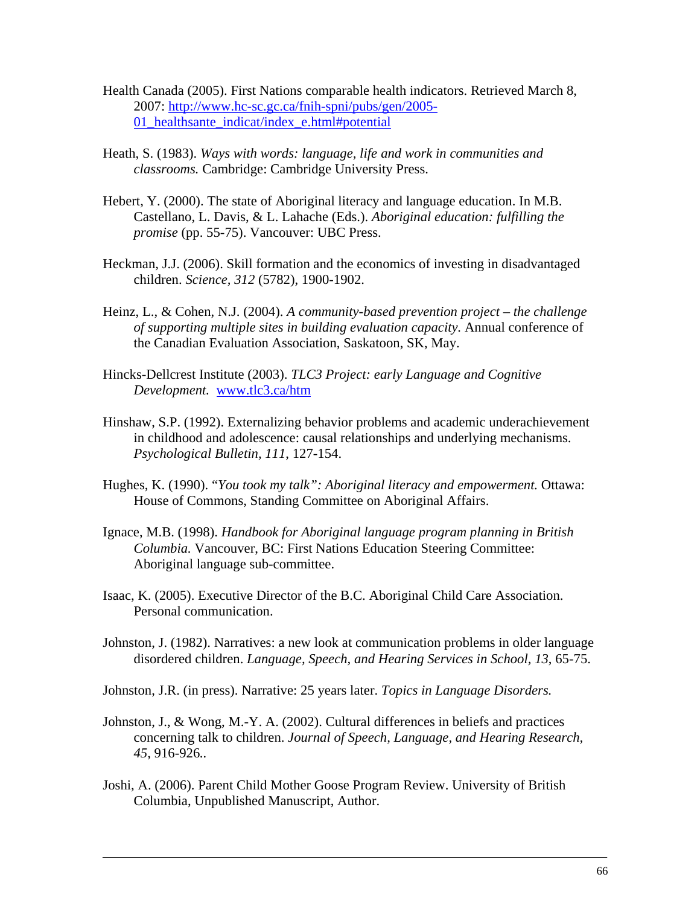Health Canada (2005). First Nations comparable health indicators. Retrieved March 8, 2007: http://www.hc-sc.gc.ca/fnih-spni/pubs/gen/2005-01_healthsante_indicat/index_e.html#potential

Heath, S. (1983). *Ways with words: language, life and work in communities and classrooms.* Cambridge: Cambridge University Press.

Hebert, Y. (2000). The state of Aboriginal literacy and language education. In M.B. Castellano, L. Davis, & L. Lahache (Eds.). *Aboriginal education: fulfilling the promise* (pp. 55-75). Vancouver: UBC Press.

Heckman, J.J. (2006). Skill formation and the economics of investing in disadvantaged children. *Science, 312* (5782), 1900-1902.

Heinz, L., & Cohen, N.J. (2004). *A community-based prevention project – the challenge of supporting multiple sites in building evaluation capacity.* Annual conference of the Canadian Evaluation Association, Saskatoon, SK, May.

Hincks-Dellcrest Institute (2003). *TLC3 Project: early Language and Cognitive Development.* www.tlc3.ca/htm

Hinshaw, S.P. (1992). Externalizing behavior problems and academic underachievement in childhood and adolescence: causal relationships and underlying mechanisms. *Psychological Bulletin, 111*, 127-154.

Hughes, K. (1990). "*You took my talk": Aboriginal literacy and empowerment.* Ottawa: House of Commons, Standing Committee on Aboriginal Affairs.

Ignace, M.B. (1998). *Handbook for Aboriginal language program planning in British Columbia.* Vancouver, BC: First Nations Education Steering Committee: Aboriginal language sub-committee.

Isaac, K. (2005). Executive Director of the B.C. Aboriginal Child Care Association. Personal communication.

Johnston, J. (1982). Narratives: a new look at communication problems in older language disordered children. *Language, Speech, and Hearing Services in School, 13*, 65-75.

Johnston, J.R. (in press). Narrative: 25 years later. *Topics in Language Disorders.*

Johnston, J., & Wong, M.-Y. A. (2002). Cultural differences in beliefs and practices concerning talk to children. *Journal of Speech, Language, and Hearing Research, 45,* 916-926..

Joshi, A. (2006). Parent Child Mother Goose Program Review. University of British Columbia, Unpublished Manuscript, Author.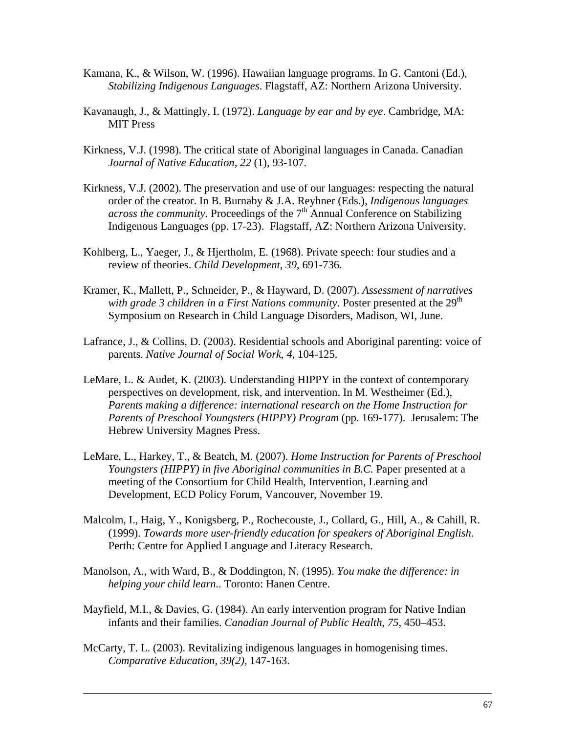Kamana, K., & Wilson, W. (1996). Hawaiian language programs. In G. Cantoni (Ed.), *Stabilizing Indigenous Languages*. Flagstaff, AZ: Northern Arizona University.

Kavanaugh, J., & Mattingly, I. (1972). *Language by ear and by eye*. Cambridge, MA: MIT Press

Kirkness, V.J. (1998). The critical state of Aboriginal languages in Canada. Canadian *Journal of Native Education, 22* (1), 93-107.

Kirkness, V.J. (2002). The preservation and use of our languages: respecting the natural order of the creator. In B. Burnaby & J.A. Reyhner (Eds.), *Indigenous languages across the community.* Proceedings of the 7th Annual Conference on Stabilizing Indigenous Languages (pp. 17-23). Flagstaff, AZ: Northern Arizona University.

Kohlberg, L., Yaeger, J., & Hjertholm, E. (1968). Private speech: four studies and a review of theories. *Child Development*, *39*, 691-736.

Kramer, K., Mallett, P., Schneider, P., & Hayward, D. (2007). *Assessment of narratives with grade 3 children in a First Nations community.* Poster presented at the 29th Symposium on Research in Child Language Disorders, Madison, WI, June.

Lafrance, J., & Collins, D. (2003). Residential schools and Aboriginal parenting: voice of parents. *Native Journal of Social Work, 4*, 104-125.

LeMare, L. & Audet, K. (2003). Understanding HIPPY in the context of contemporary perspectives on development, risk, and intervention. In M. Westheimer (Ed.), *Parents making a difference: international research on the Home Instruction for Parents of Preschool Youngsters (HIPPY) Program* (pp. 169-177). Jerusalem: The Hebrew University Magnes Press.

LeMare, L., Harkey, T., & Beatch, M. (2007). *Home Instruction for Parents of Preschool Youngsters (HIPPY) in five Aboriginal communities in B.C.* Paper presented at a meeting of the Consortium for Child Health, Intervention, Learning and Development, ECD Policy Forum, Vancouver, November 19.

Malcolm, I., Haig, Y., Konigsberg, P., Rochecouste, J., Collard, G., Hill, A., & Cahill, R. (1999). *Towards more user-friendly education for speakers of Aboriginal English.* Perth: Centre for Applied Language and Literacy Research.

Manolson, A., with Ward, B., & Doddington, N. (1995). *You make the difference: in helping your child learn..* Toronto: Hanen Centre.

Mayfield, M.I., & Davies, G. (1984). An early intervention program for Native Indian infants and their families. *Canadian Journal of Public Health*, *75*, 450–453.

McCarty, T. L. (2003). Revitalizing indigenous languages in homogenising times. *Comparative Education, 39(2),* 147-163.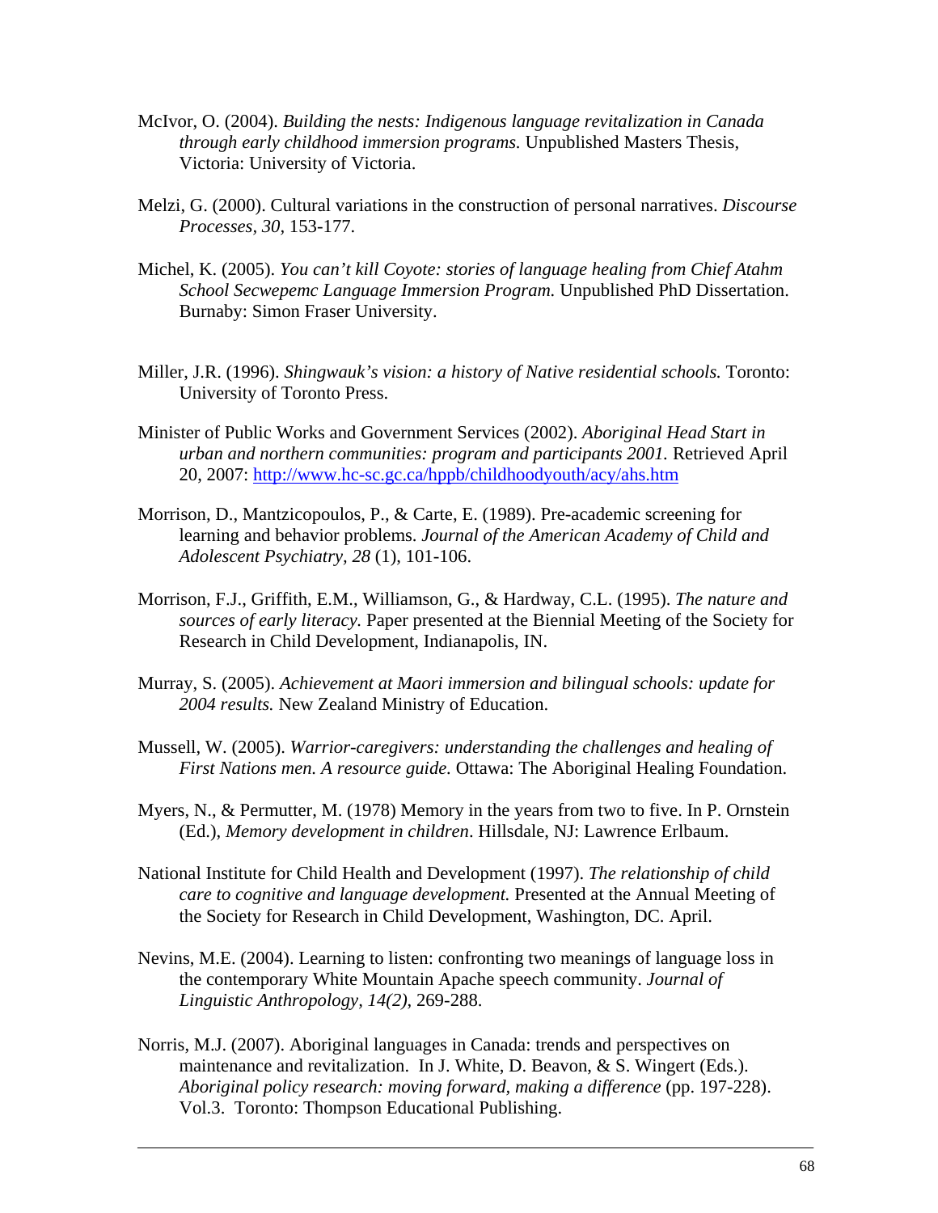McIvor, O. (2004). *Building the nests: Indigenous language revitalization in Canada through early childhood immersion programs.* Unpublished Masters Thesis, Victoria: University of Victoria.

Melzi, G. (2000). Cultural variations in the construction of personal narratives. *Discourse Processes*, *30,* 153-177.

Michel, K. (2005). *You can't kill Coyote: stories of language healing from Chief Atahm School Secwepemc Language Immersion Program.* Unpublished PhD Dissertation. Burnaby: Simon Fraser University.

Miller, J.R. (1996). *Shingwauk's vision: a history of Native residential schools.* Toronto: University of Toronto Press.

Minister of Public Works and Government Services (2002). *Aboriginal Head Start in urban and northern communities: program and participants 2001.* Retrieved April 20, 2007: http://www.hc-sc.gc.ca/hppb/childhoodyouth/acy/ahs.htm

Morrison, D., Mantzicopoulos, P., & Carte, E. (1989). Pre-academic screening for learning and behavior problems. *Journal of the American Academy of Child and Adolescent Psychiatry, 28* (1), 101-106.

Morrison, F.J., Griffith, E.M., Williamson, G., & Hardway, C.L. (1995). *The nature and sources of early literacy.* Paper presented at the Biennial Meeting of the Society for Research in Child Development, Indianapolis, IN.

Murray, S. (2005). *Achievement at Maori immersion and bilingual schools: update for 2004 results.* New Zealand Ministry of Education.

Mussell, W. (2005). *Warrior-caregivers: understanding the challenges and healing of First Nations men. A resource guide.* Ottawa: The Aboriginal Healing Foundation.

Myers, N., & Permutter, M. (1978) Memory in the years from two to five. In P. Ornstein (Ed.), *Memory development in children*. Hillsdale, NJ: Lawrence Erlbaum.

National Institute for Child Health and Development (1997). *The relationship of child care to cognitive and language development.* Presented at the Annual Meeting of the Society for Research in Child Development, Washington, DC. April.

Nevins, M.E. (2004). Learning to listen: confronting two meanings of language loss in the contemporary White Mountain Apache speech community. *Journal of Linguistic Anthropology, 14(2),* 269-288.

Norris, M.J. (2007). Aboriginal languages in Canada: trends and perspectives on maintenance and revitalization. In J. White, D. Beavon, & S. Wingert (Eds.). *Aboriginal policy research: moving forward, making a difference* (pp. 197-228). Vol.3. Toronto: Thompson Educational Publishing.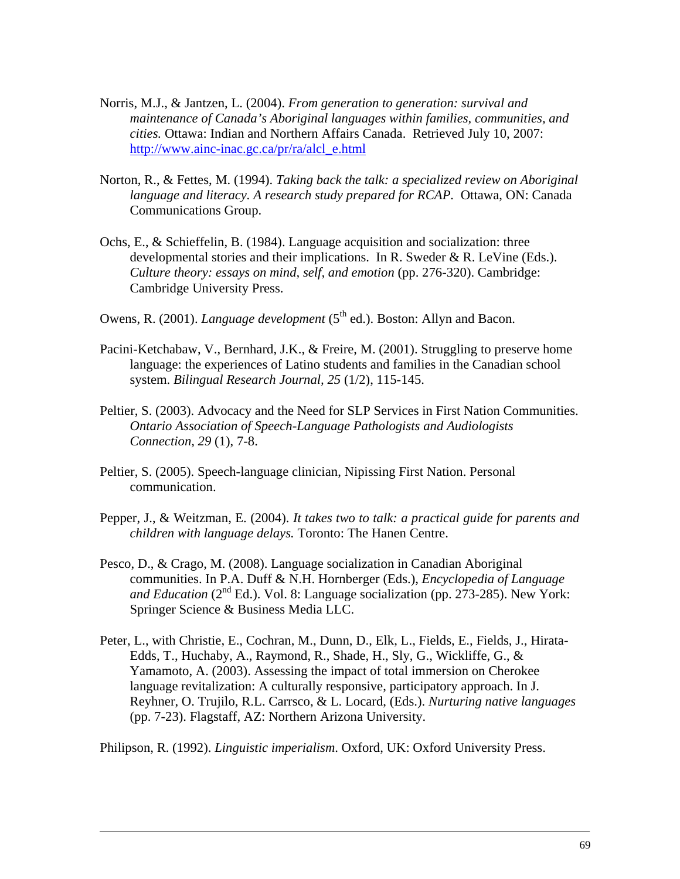Norris, M.J., & Jantzen, L. (2004). *From generation to generation: survival and maintenance of Canada's Aboriginal languages within families, communities, and cities.* Ottawa: Indian and Northern Affairs Canada. Retrieved July 10, 2007: [http://www.ainc-inac.gc.ca/pr/ra/alcl_e.html](http://www.ainc-inac.gc.ca/pr/ra/alcl_e.html)

Norton, R., & Fettes, M. (1994). *Taking back the talk: a specialized review on Aboriginal language and literacy. A research study prepared for RCAP.* Ottawa, ON: Canada Communications Group.

Ochs, E., & Schieffelin, B. (1984). Language acquisition and socialization: three developmental stories and their implications. In R. Sweder & R. LeVine (Eds.). *Culture theory: essays on mind, self, and emotion* (pp. 276-320). Cambridge: Cambridge University Press.

Owens, R. (2001). *Language development* (5th ed.). Boston: Allyn and Bacon.

Pacini-Ketchabaw, V., Bernhard, J.K., & Freire, M. (2001). Struggling to preserve home language: the experiences of Latino students and families in the Canadian school system. *Bilingual Research Journal, 25* (1/2), 115-145.

Peltier, S. (2003). Advocacy and the Need for SLP Services in First Nation Communities. *Ontario Association of Speech-Language Pathologists and Audiologists Connection, 29* (1), 7-8.

Peltier, S. (2005). Speech-language clinician, Nipissing First Nation. Personal communication.

Pepper, J., & Weitzman, E. (2004). *It takes two to talk: a practical guide for parents and children with language delays.* Toronto: The Hanen Centre.

Pesco, D., & Crago, M. (2008). Language socialization in Canadian Aboriginal communities. In P.A. Duff & N.H. Hornberger (Eds.), *Encyclopedia of Language and Education* (2nd Ed.). Vol. 8: Language socialization (pp. 273-285). New York: Springer Science & Business Media LLC.

Peter, L., with Christie, E., Cochran, M., Dunn, D., Elk, L., Fields, E., Fields, J., Hirata-Edds, T., Huchaby, A., Raymond, R., Shade, H., Sly, G., Wickliffe, G., & Yamamoto, A. (2003). Assessing the impact of total immersion on Cherokee language revitalization: A culturally responsive, participatory approach. In J. Reyhner, O. Trujilo, R.L. Carrsco, & L. Locard, (Eds.). *Nurturing native languages* (pp. 7-23). Flagstaff, AZ: Northern Arizona University.

Philipson, R. (1992). *Linguistic imperialism*. Oxford, UK: Oxford University Press.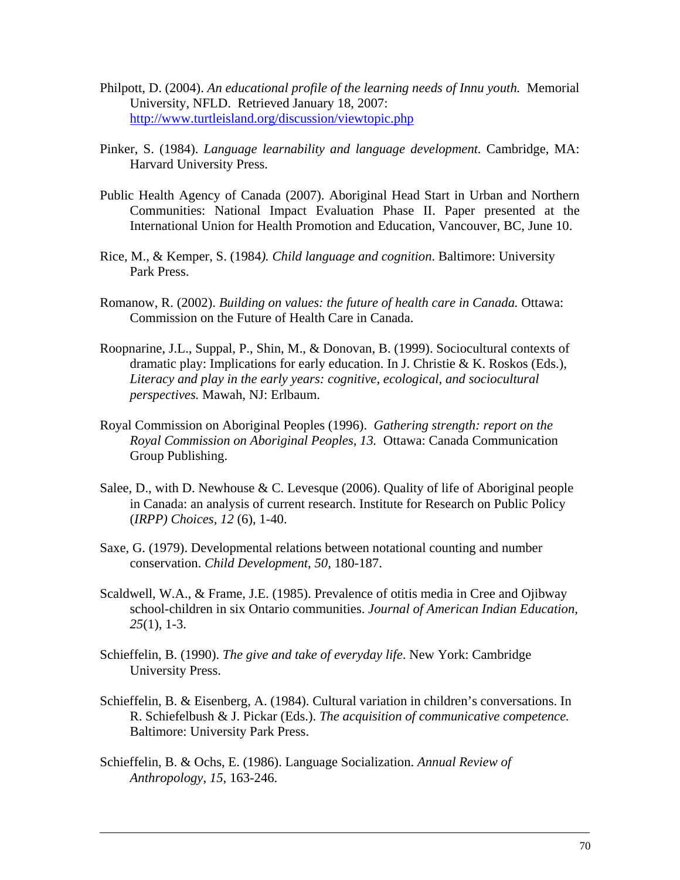Philpott, D. (2004). *An educational profile of the learning needs of Innu youth.* Memorial University, NFLD. Retrieved January 18, 2007: http://www.turtleisland.org/discussion/viewtopic.php

Pinker, S. (1984). *Language learnability and language development.* Cambridge, MA: Harvard University Press.

Public Health Agency of Canada (2007). Aboriginal Head Start in Urban and Northern Communities: National Impact Evaluation Phase II. Paper presented at the International Union for Health Promotion and Education, Vancouver, BC, June 10.

Rice, M., & Kemper, S. (1984*). Child language and cognition*. Baltimore: University Park Press.

Romanow, R. (2002). *Building on values: the future of health care in Canada.* Ottawa: Commission on the Future of Health Care in Canada.

Roopnarine, J.L., Suppal, P., Shin, M., & Donovan, B. (1999). Sociocultural contexts of dramatic play: Implications for early education. In J. Christie & K. Roskos (Eds.), *Literacy and play in the early years: cognitive, ecological, and sociocultural perspectives.* Mawah, NJ: Erlbaum.

Royal Commission on Aboriginal Peoples (1996). *Gathering strength: report on the Royal Commission on Aboriginal Peoples, 13.* Ottawa: Canada Communication Group Publishing.

Salee, D., with D. Newhouse & C. Levesque (2006). Quality of life of Aboriginal people in Canada: an analysis of current research. Institute for Research on Public Policy (*IRPP) Choices, 12* (6), 1-40.

Saxe, G. (1979). Developmental relations between notational counting and number conservation. *Child Development, 50,* 180-187.

Scaldwell, W.A., & Frame, J.E. (1985). Prevalence of otitis media in Cree and Ojibway school-children in six Ontario communities. *Journal of American Indian Education, 25*(1), 1-3.

Schieffelin, B. (1990). *The give and take of everyday life*. New York: Cambridge University Press.

Schieffelin, B. & Eisenberg, A. (1984). Cultural variation in children's conversations. In R. Schiefelbush & J. Pickar (Eds.). *The acquisition of communicative competence.* Baltimore: University Park Press.

Schieffelin, B. & Ochs, E. (1986). Language Socialization. *Annual Review of Anthropology, 15*, 163-246.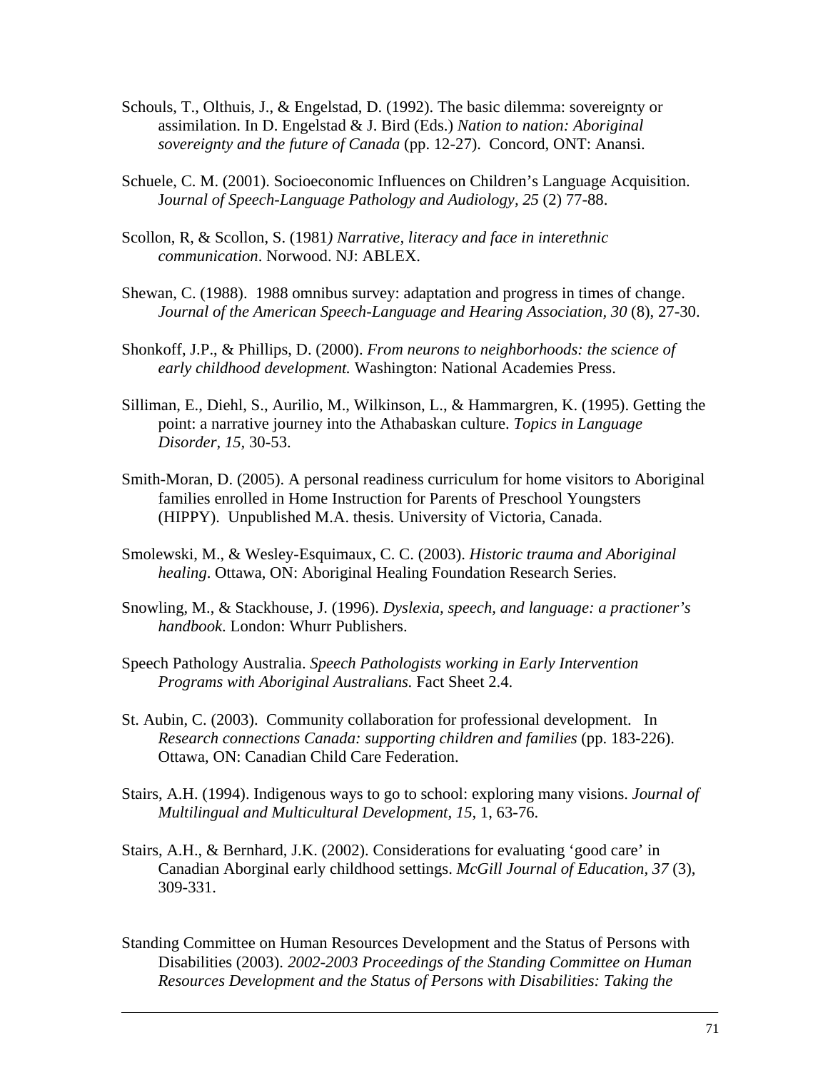Schouls, T., Olthuis, J., & Engelstad, D. (1992). The basic dilemma: sovereignty or assimilation. In D. Engelstad & J. Bird (Eds.) *Nation to nation: Aboriginal sovereignty and the future of Canada* (pp. 12-27). Concord, ONT: Anansi.

Schuele, C. M. (2001). Socioeconomic Influences on Children's Language Acquisition. J*ournal of Speech-Language Pathology and Audiology, 25* (2) 77-88.

Scollon, R, & Scollon, S. (1981*) Narrative, literacy and face in interethnic communication*. Norwood. NJ: ABLEX.

Shewan, C. (1988). 1988 omnibus survey: adaptation and progress in times of change. *Journal of the American Speech-Language and Hearing Association, 30* (8), 27-30.

Shonkoff, J.P., & Phillips, D. (2000). *From neurons to neighborhoods: the science of early childhood development.* Washington: National Academies Press.

Silliman, E., Diehl, S., Aurilio, M., Wilkinson, L., & Hammargren, K. (1995). Getting the point: a narrative journey into the Athabaskan culture. *Topics in Language Disorder, 15,* 30-53.

Smith-Moran, D. (2005). A personal readiness curriculum for home visitors to Aboriginal families enrolled in Home Instruction for Parents of Preschool Youngsters (HIPPY). Unpublished M.A. thesis. University of Victoria, Canada.

Smolewski, M., & Wesley-Esquimaux, C. C. (2003). *Historic trauma and Aboriginal healing*. Ottawa, ON: Aboriginal Healing Foundation Research Series.

Snowling, M., & Stackhouse, J. (1996). *Dyslexia, speech, and language: a practioner's handbook.* London: Whurr Publishers.

Speech Pathology Australia. *Speech Pathologists working in Early Intervention Programs with Aboriginal Australians.* Fact Sheet 2.4.

St. Aubin, C. (2003). Community collaboration for professional development. In *Research connections Canada: supporting children and families* (pp. 183-226). Ottawa, ON: Canadian Child Care Federation.

Stairs, A.H. (1994). Indigenous ways to go to school: exploring many visions. *Journal of Multilingual and Multicultural Development, 15*, 1, 63-76.

Stairs, A.H., & Bernhard, J.K. (2002). Considerations for evaluating 'good care' in Canadian Aborginal early childhood settings. *McGill Journal of Education, 37* (3), 309-331.

Standing Committee on Human Resources Development and the Status of Persons with Disabilities (2003). *2002-2003 Proceedings of the Standing Committee on Human Resources Development and the Status of Persons with Disabilities: Taking the*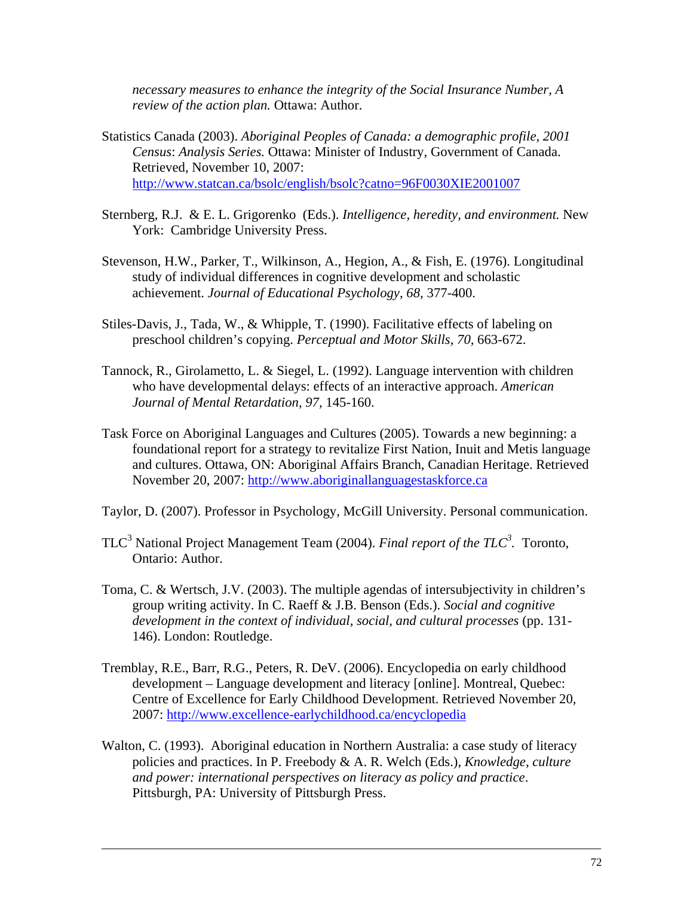*necessary measures to enhance the integrity of the Social Insurance Number, A review of the action plan.* Ottawa: Author.

Statistics Canada (2003). *Aboriginal Peoples of Canada: a demographic profile, 2001 Census*: *Analysis Series.* Ottawa: Minister of Industry, Government of Canada. Retrieved, November 10, 2007: http://www.statcan.ca/bsolc/english/bsolc?catno=96F0030XIE2001007

Sternberg, R.J. & E. L. Grigorenko (Eds.). *Intelligence, heredity, and environment.* New York: Cambridge University Press.

Stevenson, H.W., Parker, T., Wilkinson, A., Hegion, A., & Fish, E. (1976). Longitudinal study of individual differences in cognitive development and scholastic achievement. *Journal of Educational Psychology, 68,* 377-400.

Stiles-Davis, J., Tada, W., & Whipple, T. (1990). Facilitative effects of labeling on preschool children's copying. *Perceptual and Motor Skills, 70,* 663-672.

Tannock, R., Girolametto, L. & Siegel, L. (1992). Language intervention with children who have developmental delays: effects of an interactive approach. *American Journal of Mental Retardation, 97,* 145-160.

Task Force on Aboriginal Languages and Cultures (2005). Towards a new beginning: a foundational report for a strategy to revitalize First Nation, Inuit and Metis language and cultures. Ottawa, ON: Aboriginal Affairs Branch, Canadian Heritage. Retrieved November 20, 2007: http://www.aboriginallanguagestaskforce.ca

Taylor, D. (2007). Professor in Psychology, McGill University. Personal communication.

TLC$^3$ National Project Management Team (2004). *Final report of the TLC$^3$.* Toronto, Ontario: Author.

Toma, C. & Wertsch, J.V. (2003). The multiple agendas of intersubjectivity in children's group writing activity. In C. Raeff & J.B. Benson (Eds.). *Social and cognitive development in the context of individual, social, and cultural processes* (pp. 131-146). London: Routledge.

Tremblay, R.E., Barr, R.G., Peters, R. DeV. (2006). Encyclopedia on early childhood development – Language development and literacy [online]. Montreal, Quebec: Centre of Excellence for Early Childhood Development. Retrieved November 20, 2007: http://www.excellence-earlychildhood.ca/encyclopedia

Walton, C. (1993). Aboriginal education in Northern Australia: a case study of literacy policies and practices. In P. Freebody & A. R. Welch (Eds.), *Knowledge, culture and power: international perspectives on literacy as policy and practice*. Pittsburgh, PA: University of Pittsburgh Press.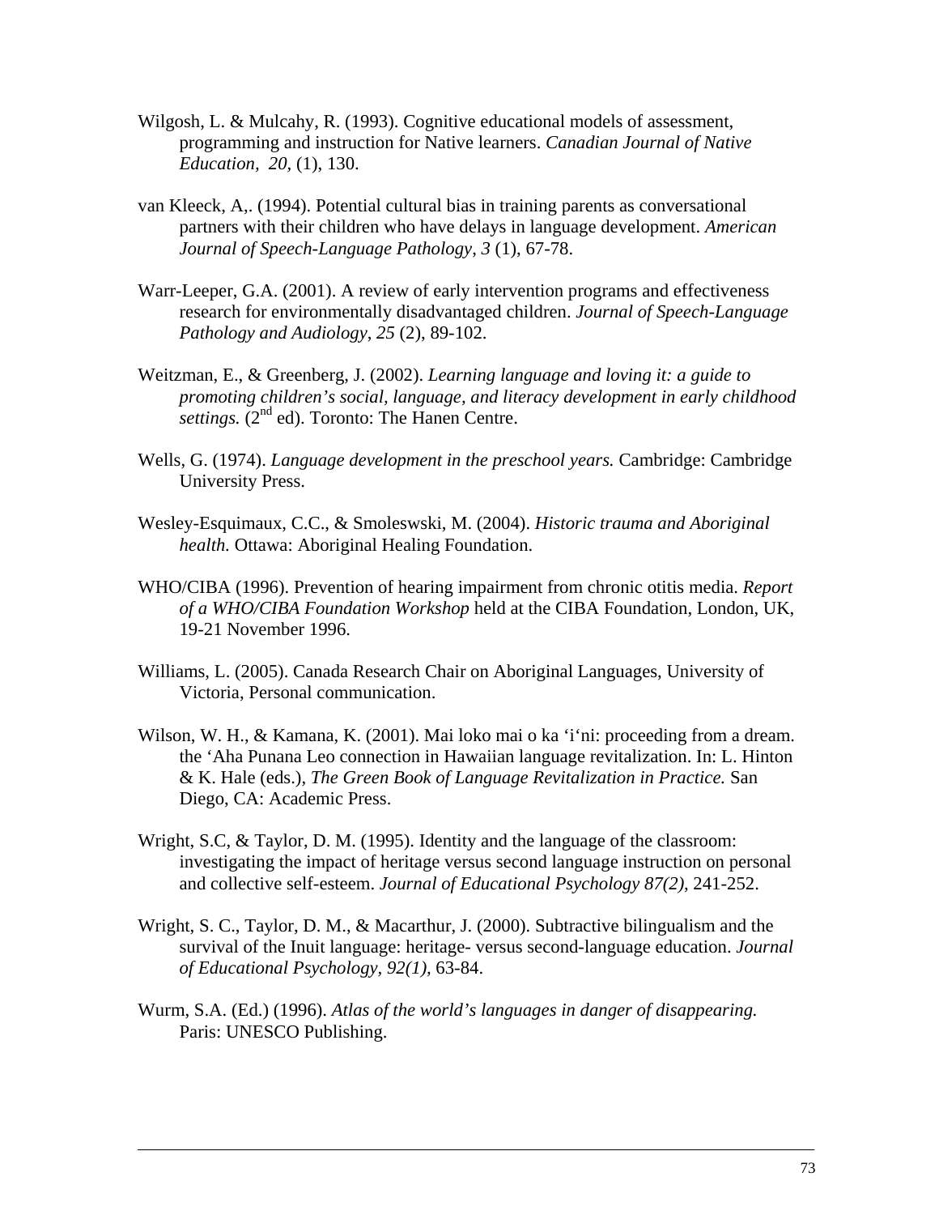Wilgosh, L. & Mulcahy, R. (1993). Cognitive educational models of assessment, programming and instruction for Native learners. *Canadian Journal of Native Education, 20,* (1), 130.

van Kleeck, A,. (1994). Potential cultural bias in training parents as conversational partners with their children who have delays in language development. *American Journal of Speech-Language Pathology, 3* (1), 67-78.

Warr-Leeper, G.A. (2001). A review of early intervention programs and effectiveness research for environmentally disadvantaged children. *Journal of Speech-Language Pathology and Audiology, 25* (2), 89-102.

Weitzman, E., & Greenberg, J. (2002). *Learning language and loving it: a guide to promoting children's social, language, and literacy development in early childhood settings.* (2nd ed). Toronto: The Hanen Centre.

Wells, G. (1974). *Language development in the preschool years.* Cambridge: Cambridge University Press.

Wesley-Esquimaux, C.C., & Smoleswski, M. (2004). *Historic trauma and Aboriginal health.* Ottawa: Aboriginal Healing Foundation.

WHO/CIBA (1996). Prevention of hearing impairment from chronic otitis media. *Report of a WHO/CIBA Foundation Workshop* held at the CIBA Foundation, London, UK, 19-21 November 1996.

Williams, L. (2005). Canada Research Chair on Aboriginal Languages, University of Victoria, Personal communication.

Wilson, W. H., & Kamana, K. (2001). Mai loko mai o ka 'i'ni: proceeding from a dream. the 'Aha Punana Leo connection in Hawaiian language revitalization. In: L. Hinton & K. Hale (eds.), *The Green Book of Language Revitalization in Practice.* San Diego, CA: Academic Press.

Wright, S.C, & Taylor, D. M. (1995). Identity and the language of the classroom: investigating the impact of heritage versus second language instruction on personal and collective self-esteem. *Journal of Educational Psychology 87(2)*, 241-252.

Wright, S. C., Taylor, D. M., & Macarthur, J. (2000). Subtractive bilingualism and the survival of the Inuit language: heritage- versus second-language education. *Journal of Educational Psychology, 92(1)*, 63-84.

Wurm, S.A. (Ed.) (1996). *Atlas of the world's languages in danger of disappearing.* Paris: UNESCO Publishing.